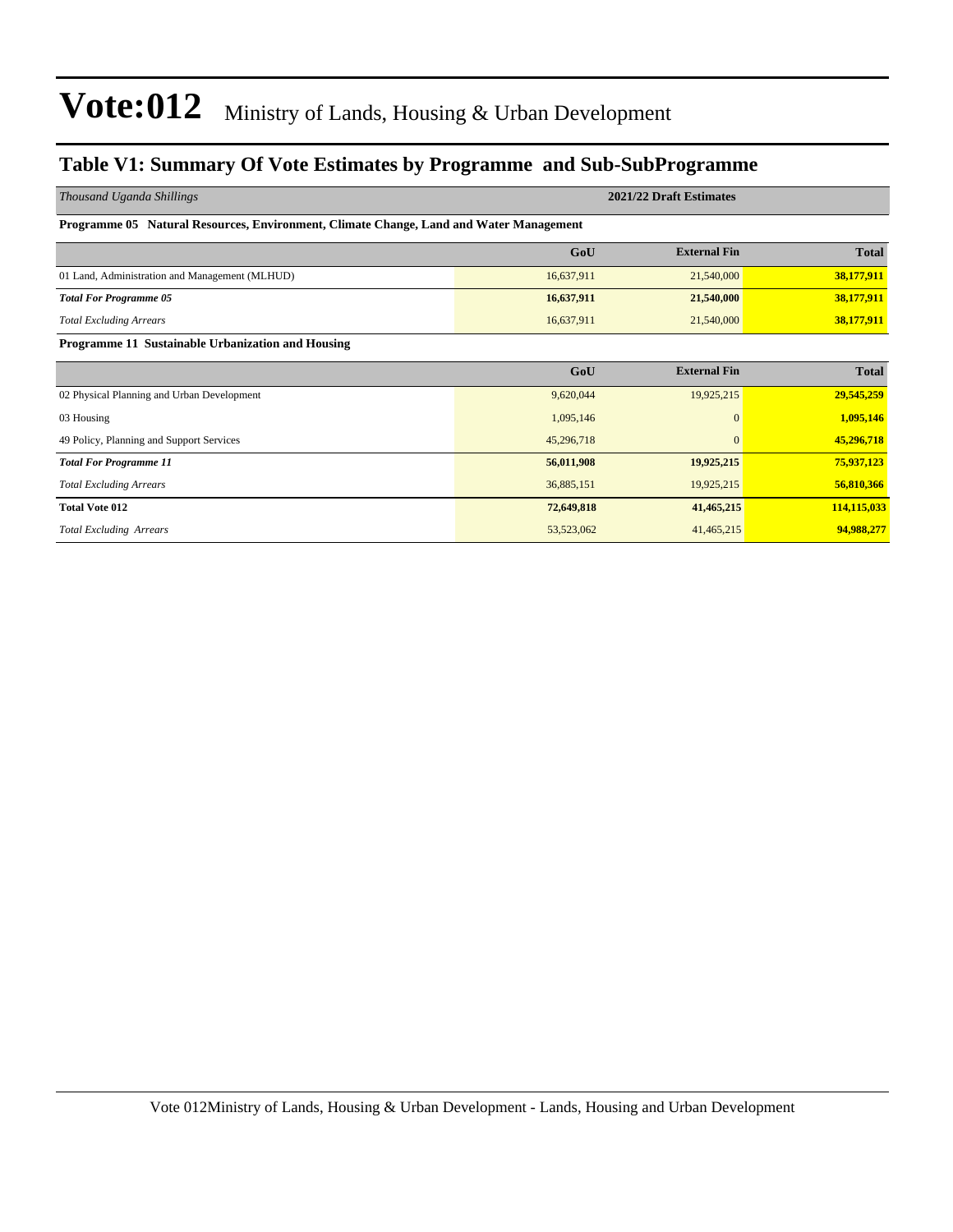# Vote:012 Ministry of Lands, Housing & Urban Development

## Table V1: Summary Of Vote Estimates by Programme and Sub-SubProgramme

| *Thousand Uganda Shillings* | 2021/22 Draft Estimates | | |
|---|---|---|---|
| **Programme 05 Natural Resources, Environment, Climate Change, Land and Water Management** | | | |
| | **GoU** | **External Fin** | **Total** |
| 01 Land, Administration and Management (MLHUD) | 16,637,911 | 21,540,000 | **38,177,911** |
| ***Total For Programme 05*** | **16,637,911** | **21,540,000** | **38,177,911** |
| *Total Excluding Arrears* | 16,637,911 | 21,540,000 | **38,177,911** |
| **Programme 11 Sustainable Urbanization and Housing** | | | |
| | **GoU** | **External Fin** | **Total** |
| 02 Physical Planning and Urban Development | 9,620,044 | 19,925,215 | **29,545,259** |
| 03 Housing | 1,095,146 | 0 | **1,095,146** |
| 49 Policy, Planning and Support Services | 45,296,718 | 0 | **45,296,718** |
| ***Total For Programme 11*** | **56,011,908** | **19,925,215** | **75,937,123** |
| *Total Excluding Arrears* | 36,885,151 | 19,925,215 | **56,810,366** |
| **Total Vote 012** | **72,649,818** | **41,465,215** | **114,115,033** |
| *Total Excluding Arrears* | 53,523,062 | 41,465,215 | **94,988,277** |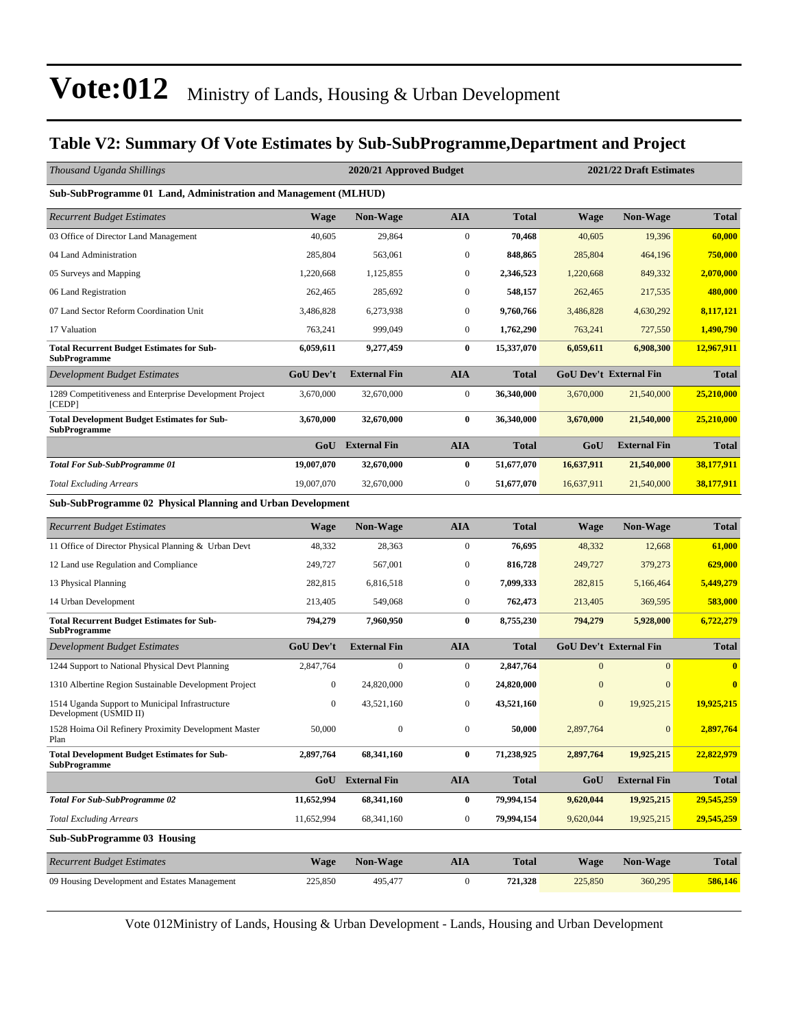# Vote:012 Ministry of Lands, Housing & Urban Development

## Table V2: Summary Of Vote Estimates by Sub-SubProgramme,Department and Project

| *Thousand Uganda Shillings* | 2020/21 Approved Budget | | | | 2021/22 Draft Estimates | | |
|---|---|---|---|---|---|---|---|
| **Sub-SubProgramme 01 Land, Administration and Management (MLHUD)** | | | | | | | |
| *Recurrent Budget Estimates* | **Wage** | **Non-Wage** | **AIA** | **Total** | **Wage** | **Non-Wage** | **Total** |
| 03 Office of Director Land Management | 40,605 | 29,864 | 0 | **70,468** | 40,605 | 19,396 | **60,000** |
| 04 Land Administration | 285,804 | 563,061 | 0 | **848,865** | 285,804 | 464,196 | **750,000** |
| 05 Surveys and Mapping | 1,220,668 | 1,125,855 | 0 | **2,346,523** | 1,220,668 | 849,332 | **2,070,000** |
| 06 Land Registration | 262,465 | 285,692 | 0 | **548,157** | 262,465 | 217,535 | **480,000** |
| 07 Land Sector Reform Coordination Unit | 3,486,828 | 6,273,938 | 0 | **9,760,766** | 3,486,828 | 4,630,292 | **8,117,121** |
| 17 Valuation | 763,241 | 999,049 | 0 | **1,762,290** | 763,241 | 727,550 | **1,490,790** |
| **Total Recurrent Budget Estimates for Sub-SubProgramme** | **6,059,611** | **9,277,459** | **0** | **15,337,070** | **6,059,611** | **6,908,300** | **12,967,911** |
| *Development Budget Estimates* | **GoU Dev't** | **External Fin** | **AIA** | **Total** | **GoU Dev't** | **External Fin** | **Total** |
| 1289 Competitiveness and Enterprise Development Project [CEDP] | 3,670,000 | 32,670,000 | 0 | **36,340,000** | 3,670,000 | 21,540,000 | **25,210,000** |
| **Total Development Budget Estimates for Sub-SubProgramme** | **3,670,000** | **32,670,000** | **0** | **36,340,000** | **3,670,000** | **21,540,000** | **25,210,000** |
| | **GoU** | **External Fin** | **AIA** | **Total** | **GoU** | **External Fin** | **Total** |
| ***Total For Sub-SubProgramme 01*** | **19,007,070** | **32,670,000** | **0** | **51,677,070** | **16,637,911** | **21,540,000** | **38,177,911** |
| *Total Excluding Arrears* | 19,007,070 | 32,670,000 | 0 | **51,677,070** | 16,637,911 | 21,540,000 | **38,177,911** |
| **Sub-SubProgramme 02 Physical Planning and Urban Development** | | | | | | | |
| *Recurrent Budget Estimates* | **Wage** | **Non-Wage** | **AIA** | **Total** | **Wage** | **Non-Wage** | **Total** |
| 11 Office of Director Physical Planning & Urban Devt | 48,332 | 28,363 | 0 | **76,695** | 48,332 | 12,668 | **61,000** |
| 12 Land use Regulation and Compliance | 249,727 | 567,001 | 0 | **816,728** | 249,727 | 379,273 | **629,000** |
| 13 Physical Planning | 282,815 | 6,816,518 | 0 | **7,099,333** | 282,815 | 5,166,464 | **5,449,279** |
| 14 Urban Development | 213,405 | 549,068 | 0 | **762,473** | 213,405 | 369,595 | **583,000** |
| **Total Recurrent Budget Estimates for Sub-SubProgramme** | **794,279** | **7,960,950** | **0** | **8,755,230** | **794,279** | **5,928,000** | **6,722,279** |
| *Development Budget Estimates* | **GoU Dev't** | **External Fin** | **AIA** | **Total** | **GoU Dev't** | **External Fin** | **Total** |
| 1244 Support to National Physical Devt Planning | 2,847,764 | 0 | 0 | **2,847,764** | 0 | 0 | **0** |
| 1310 Albertine Region Sustainable Development Project | 0 | 24,820,000 | 0 | **24,820,000** | 0 | 0 | **0** |
| 1514 Uganda Support to Municipal Infrastructure Development (USMID II) | 0 | 43,521,160 | 0 | **43,521,160** | 0 | 19,925,215 | **19,925,215** |
| 1528 Hoima Oil Refinery Proximity Development Master Plan | 50,000 | 0 | 0 | **50,000** | 2,897,764 | 0 | **2,897,764** |
| **Total Development Budget Estimates for Sub-SubProgramme** | **2,897,764** | **68,341,160** | **0** | **71,238,925** | **2,897,764** | **19,925,215** | **22,822,979** |
| | **GoU** | **External Fin** | **AIA** | **Total** | **GoU** | **External Fin** | **Total** |
| ***Total For Sub-SubProgramme 02*** | **11,652,994** | **68,341,160** | **0** | **79,994,154** | **9,620,044** | **19,925,215** | **29,545,259** |
| *Total Excluding Arrears* | 11,652,994 | 68,341,160 | 0 | **79,994,154** | 9,620,044 | 19,925,215 | **29,545,259** |
| **Sub-SubProgramme 03 Housing** | | | | | | | |
| *Recurrent Budget Estimates* | **Wage** | **Non-Wage** | **AIA** | **Total** | **Wage** | **Non-Wage** | **Total** |
| 09 Housing Development and Estates Management | 225,850 | 495,477 | 0 | **721,328** | 225,850 | 360,295 | **586,146** |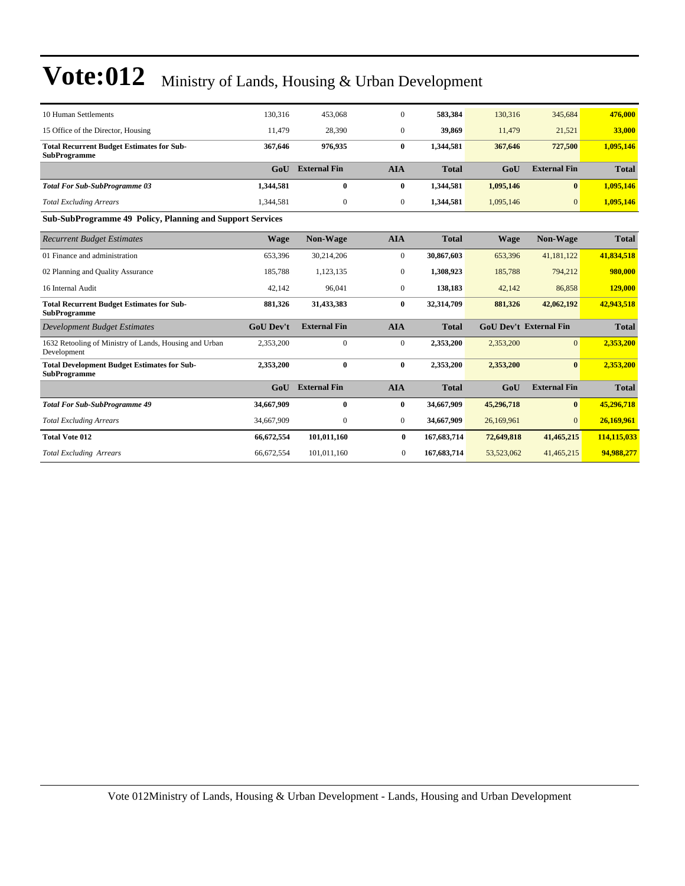# Vote:012 Ministry of Lands, Housing & Urban Development

| | | | | | | | |
|---|---|---|---|---|---|---|---|
| 10 Human Settlements | 130,316 | 453,068 | 0 | **583,384** | 130,316 | 345,684 | **476,000** |
| 15 Office of the Director, Housing | 11,479 | 28,390 | 0 | **39,869** | 11,479 | 21,521 | **33,000** |
| **Total Recurrent Budget Estimates for Sub-SubProgramme** | **367,646** | **976,935** | **0** | **1,344,581** | **367,646** | **727,500** | **1,095,146** |
| | **GoU** | **External Fin** | **AIA** | **Total** | **GoU** | **External Fin** | **Total** |
| ***Total For Sub-SubProgramme 03*** | **1,344,581** | **0** | **0** | **1,344,581** | **1,095,146** | **0** | **1,095,146** |
| *Total Excluding Arrears* | 1,344,581 | 0 | 0 | **1,344,581** | 1,095,146 | 0 | **1,095,146** |

**Sub-SubProgramme 49 Policy, Planning and Support Services**

| *Recurrent Budget Estimates* | **Wage** | **Non-Wage** | **AIA** | **Total** | **Wage** | **Non-Wage** | **Total** |
|---|---|---|---|---|---|---|---|
| 01 Finance and administration | 653,396 | 30,214,206 | 0 | **30,867,603** | 653,396 | 41,181,122 | **41,834,518** |
| 02 Planning and Quality Assurance | 185,788 | 1,123,135 | 0 | **1,308,923** | 185,788 | 794,212 | **980,000** |
| 16 Internal Audit | 42,142 | 96,041 | 0 | **138,183** | 42,142 | 86,858 | **129,000** |
| **Total Recurrent Budget Estimates for Sub-SubProgramme** | **881,326** | **31,433,383** | **0** | **32,314,709** | **881,326** | **42,062,192** | **42,943,518** |
| *Development Budget Estimates* | **GoU Dev't** | **External Fin** | **AIA** | **Total** | **GoU Dev't** | **External Fin** | **Total** |
| 1632 Retooling of Ministry of Lands, Housing and Urban Development | 2,353,200 | 0 | 0 | **2,353,200** | 2,353,200 | 0 | **2,353,200** |
| **Total Development Budget Estimates for Sub-SubProgramme** | **2,353,200** | **0** | **0** | **2,353,200** | **2,353,200** | **0** | **2,353,200** |
| | **GoU** | **External Fin** | **AIA** | **Total** | **GoU** | **External Fin** | **Total** |
| ***Total For Sub-SubProgramme 49*** | **34,667,909** | **0** | **0** | **34,667,909** | **45,296,718** | **0** | **45,296,718** |
| *Total Excluding Arrears* | 34,667,909 | 0 | 0 | **34,667,909** | 26,169,961 | 0 | **26,169,961** |
| **Total Vote 012** | **66,672,554** | **101,011,160** | **0** | **167,683,714** | **72,649,818** | **41,465,215** | **114,115,033** |
| *Total Excluding Arrears* | 66,672,554 | 101,011,160 | 0 | **167,683,714** | 53,523,062 | 41,465,215 | **94,988,277** |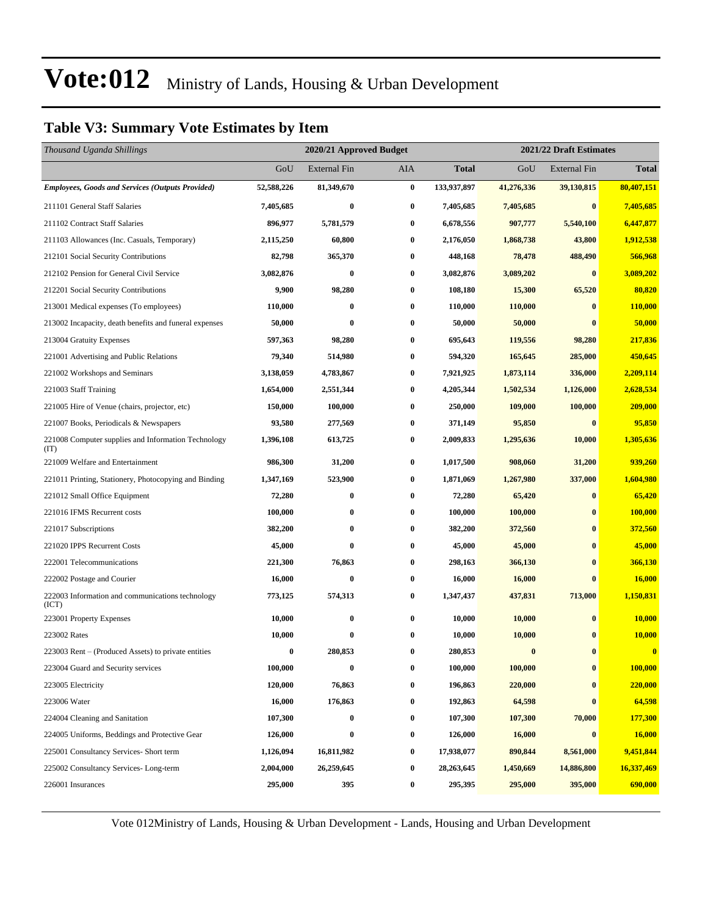# Vote:012 Ministry of Lands, Housing & Urban Development

## Table V3: Summary Vote Estimates by Item

| *Thousand Uganda Shillings* | 2020/21 Approved Budget | | | | 2021/22 Draft Estimates | | |
|---|---|---|---|---|---|---|---|
| | GoU | External Fin | AIA | **Total** | GoU | External Fin | **Total** |
| ***Employees, Goods and Services (Outputs Provided)*** | **52,588,226** | **81,349,670** | **0** | **133,937,897** | **41,276,336** | **39,130,815** | **80,407,151** |
| 211101 General Staff Salaries | **7,405,685** | **0** | **0** | **7,405,685** | **7,405,685** | **0** | **7,405,685** |
| 211102 Contract Staff Salaries | **896,977** | **5,781,579** | **0** | **6,678,556** | **907,777** | **5,540,100** | **6,447,877** |
| 211103 Allowances (Inc. Casuals, Temporary) | **2,115,250** | **60,800** | **0** | **2,176,050** | **1,868,738** | **43,800** | **1,912,538** |
| 212101 Social Security Contributions | **82,798** | **365,370** | **0** | **448,168** | **78,478** | **488,490** | **566,968** |
| 212102 Pension for General Civil Service | **3,082,876** | **0** | **0** | **3,082,876** | **3,089,202** | **0** | **3,089,202** |
| 212201 Social Security Contributions | **9,900** | **98,280** | **0** | **108,180** | **15,300** | **65,520** | **80,820** |
| 213001 Medical expenses (To employees) | **110,000** | **0** | **0** | **110,000** | **110,000** | **0** | **110,000** |
| 213002 Incapacity, death benefits and funeral expenses | **50,000** | **0** | **0** | **50,000** | **50,000** | **0** | **50,000** |
| 213004 Gratuity Expenses | **597,363** | **98,280** | **0** | **695,643** | **119,556** | **98,280** | **217,836** |
| 221001 Advertising and Public Relations | **79,340** | **514,980** | **0** | **594,320** | **165,645** | **285,000** | **450,645** |
| 221002 Workshops and Seminars | **3,138,059** | **4,783,867** | **0** | **7,921,925** | **1,873,114** | **336,000** | **2,209,114** |
| 221003 Staff Training | **1,654,000** | **2,551,344** | **0** | **4,205,344** | **1,502,534** | **1,126,000** | **2,628,534** |
| 221005 Hire of Venue (chairs, projector, etc) | **150,000** | **100,000** | **0** | **250,000** | **109,000** | **100,000** | **209,000** |
| 221007 Books, Periodicals & Newspapers | **93,580** | **277,569** | **0** | **371,149** | **95,850** | **0** | **95,850** |
| 221008 Computer supplies and Information Technology (IT) | **1,396,108** | **613,725** | **0** | **2,009,833** | **1,295,636** | **10,000** | **1,305,636** |
| 221009 Welfare and Entertainment | **986,300** | **31,200** | **0** | **1,017,500** | **908,060** | **31,200** | **939,260** |
| 221011 Printing, Stationery, Photocopying and Binding | **1,347,169** | **523,900** | **0** | **1,871,069** | **1,267,980** | **337,000** | **1,604,980** |
| 221012 Small Office Equipment | **72,280** | **0** | **0** | **72,280** | **65,420** | **0** | **65,420** |
| 221016 IFMS Recurrent costs | **100,000** | **0** | **0** | **100,000** | **100,000** | **0** | **100,000** |
| 221017 Subscriptions | **382,200** | **0** | **0** | **382,200** | **372,560** | **0** | **372,560** |
| 221020 IPPS Recurrent Costs | **45,000** | **0** | **0** | **45,000** | **45,000** | **0** | **45,000** |
| 222001 Telecommunications | **221,300** | **76,863** | **0** | **298,163** | **366,130** | **0** | **366,130** |
| 222002 Postage and Courier | **16,000** | **0** | **0** | **16,000** | **16,000** | **0** | **16,000** |
| 222003 Information and communications technology (ICT) | **773,125** | **574,313** | **0** | **1,347,437** | **437,831** | **713,000** | **1,150,831** |
| 223001 Property Expenses | **10,000** | **0** | **0** | **10,000** | **10,000** | **0** | **10,000** |
| 223002 Rates | **10,000** | **0** | **0** | **10,000** | **10,000** | **0** | **10,000** |
| 223003 Rent – (Produced Assets) to private entities | **0** | **280,853** | **0** | **280,853** | **0** | **0** | **0** |
| 223004 Guard and Security services | **100,000** | **0** | **0** | **100,000** | **100,000** | **0** | **100,000** |
| 223005 Electricity | **120,000** | **76,863** | **0** | **196,863** | **220,000** | **0** | **220,000** |
| 223006 Water | **16,000** | **176,863** | **0** | **192,863** | **64,598** | **0** | **64,598** |
| 224004 Cleaning and Sanitation | **107,300** | **0** | **0** | **107,300** | **107,300** | **70,000** | **177,300** |
| 224005 Uniforms, Beddings and Protective Gear | **126,000** | **0** | **0** | **126,000** | **16,000** | **0** | **16,000** |
| 225001 Consultancy Services- Short term | **1,126,094** | **16,811,982** | **0** | **17,938,077** | **890,844** | **8,561,000** | **9,451,844** |
| 225002 Consultancy Services- Long-term | **2,004,000** | **26,259,645** | **0** | **28,263,645** | **1,450,669** | **14,886,800** | **16,337,469** |
| 226001 Insurances | **295,000** | **395** | **0** | **295,395** | **295,000** | **395,000** | **690,000** |

Vote 012Ministry of Lands, Housing & Urban Development - Lands, Housing and Urban Development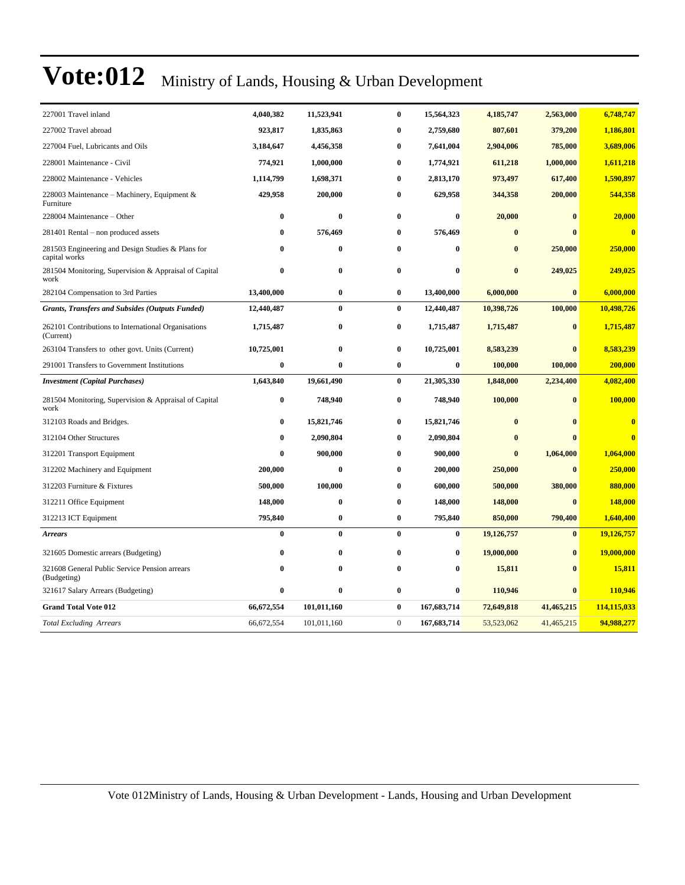# Vote:012 Ministry of Lands, Housing & Urban Development

| | | | | | | | |
|---|---|---|---|---|---|---|---|
| 227001 Travel inland | **4,040,382** | **11,523,941** | **0** | **15,564,323** | **4,185,747** | **2,563,000** | **6,748,747** |
| 227002 Travel abroad | **923,817** | **1,835,863** | **0** | **2,759,680** | **807,601** | **379,200** | **1,186,801** |
| 227004 Fuel, Lubricants and Oils | **3,184,647** | **4,456,358** | **0** | **7,641,004** | **2,904,006** | **785,000** | **3,689,006** |
| 228001 Maintenance - Civil | **774,921** | **1,000,000** | **0** | **1,774,921** | **611,218** | **1,000,000** | **1,611,218** |
| 228002 Maintenance - Vehicles | **1,114,799** | **1,698,371** | **0** | **2,813,170** | **973,497** | **617,400** | **1,590,897** |
| 228003 Maintenance – Machinery, Equipment & Furniture | **429,958** | **200,000** | **0** | **629,958** | **344,358** | **200,000** | **544,358** |
| 228004 Maintenance – Other | **0** | **0** | **0** | **0** | **20,000** | **0** | **20,000** |
| 281401 Rental – non produced assets | **0** | **576,469** | **0** | **576,469** | **0** | **0** | **0** |
| 281503 Engineering and Design Studies & Plans for capital works | **0** | **0** | **0** | **0** | **0** | **250,000** | **250,000** |
| 281504 Monitoring, Supervision & Appraisal of Capital work | **0** | **0** | **0** | **0** | **0** | **249,025** | **249,025** |
| 282104 Compensation to 3rd Parties | **13,400,000** | **0** | **0** | **13,400,000** | **6,000,000** | **0** | **6,000,000** |
| ***Grants, Transfers and Subsides (Outputs Funded)*** | **12,440,487** | **0** | **0** | **12,440,487** | **10,398,726** | **100,000** | **10,498,726** |
| 262101 Contributions to International Organisations (Current) | **1,715,487** | **0** | **0** | **1,715,487** | **1,715,487** | **0** | **1,715,487** |
| 263104 Transfers to other govt. Units (Current) | **10,725,001** | **0** | **0** | **10,725,001** | **8,583,239** | **0** | **8,583,239** |
| 291001 Transfers to Government Institutions | **0** | **0** | **0** | **0** | **100,000** | **100,000** | **200,000** |
| ***Investment (Capital Purchases)*** | **1,643,840** | **19,661,490** | **0** | **21,305,330** | **1,848,000** | **2,234,400** | **4,082,400** |
| 281504 Monitoring, Supervision & Appraisal of Capital work | **0** | **748,940** | **0** | **748,940** | **100,000** | **0** | **100,000** |
| 312103 Roads and Bridges. | **0** | **15,821,746** | **0** | **15,821,746** | **0** | **0** | **0** |
| 312104 Other Structures | **0** | **2,090,804** | **0** | **2,090,804** | **0** | **0** | **0** |
| 312201 Transport Equipment | **0** | **900,000** | **0** | **900,000** | **0** | **1,064,000** | **1,064,000** |
| 312202 Machinery and Equipment | **200,000** | **0** | **0** | **200,000** | **250,000** | **0** | **250,000** |
| 312203 Furniture & Fixtures | **500,000** | **100,000** | **0** | **600,000** | **500,000** | **380,000** | **880,000** |
| 312211 Office Equipment | **148,000** | **0** | **0** | **148,000** | **148,000** | **0** | **148,000** |
| 312213 ICT Equipment | **795,840** | **0** | **0** | **795,840** | **850,000** | **790,400** | **1,640,400** |
| ***Arrears*** | **0** | **0** | **0** | **0** | **19,126,757** | **0** | **19,126,757** |
| 321605 Domestic arrears (Budgeting) | **0** | **0** | **0** | **0** | **19,000,000** | **0** | **19,000,000** |
| 321608 General Public Service Pension arrears (Budgeting) | **0** | **0** | **0** | **0** | **15,811** | **0** | **15,811** |
| 321617 Salary Arrears (Budgeting) | **0** | **0** | **0** | **0** | **110,946** | **0** | **110,946** |
| **Grand Total Vote 012** | **66,672,554** | **101,011,160** | **0** | **167,683,714** | **72,649,818** | **41,465,215** | **114,115,033** |
| *Total Excluding Arrears* | 66,672,554 | 101,011,160 | 0 | **167,683,714** | 53,523,062 | 41,465,215 | **94,988,277** |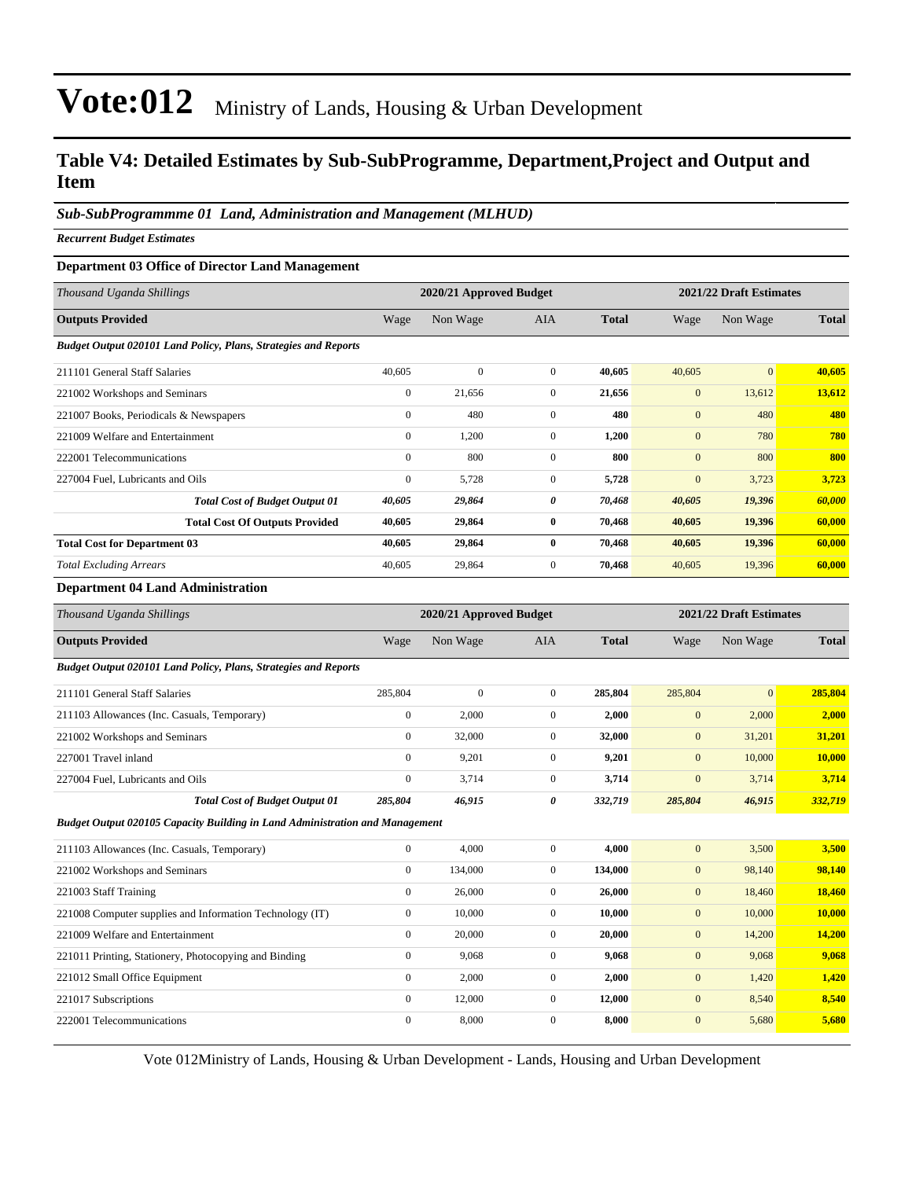# Vote:012 Ministry of Lands, Housing & Urban Development

## Table V4: Detailed Estimates by Sub-SubProgramme, Department,Project and Output and Item

### *Sub-SubProgrammme 01 Land, Administration and Management (MLHUD)*

***Recurrent Budget Estimates***

#### Department 03 Office of Director Land Management

| *Thousand Uganda Shillings* | 2020/21 Approved Budget | | | | 2021/22 Draft Estimates | | |
|---|---|---|---|---|---|---|---|
| **Outputs Provided** | Wage | Non Wage | AIA | **Total** | Wage | Non Wage | **Total** |
| ***Budget Output 020101 Land Policy, Plans, Strategies and Reports*** | | | | | | | |
| 211101 General Staff Salaries | 40,605 | 0 | 0 | **40,605** | 40,605 | 0 | **40,605** |
| 221002 Workshops and Seminars | 0 | 21,656 | 0 | **21,656** | 0 | 13,612 | **13,612** |
| 221007 Books, Periodicals & Newspapers | 0 | 480 | 0 | **480** | 0 | 480 | **480** |
| 221009 Welfare and Entertainment | 0 | 1,200 | 0 | **1,200** | 0 | 780 | **780** |
| 222001 Telecommunications | 0 | 800 | 0 | **800** | 0 | 800 | **800** |
| 227004 Fuel, Lubricants and Oils | 0 | 5,728 | 0 | **5,728** | 0 | 3,723 | **3,723** |
| ***Total Cost of Budget Output 01*** | ***40,605*** | ***29,864*** | ***0*** | ***70,468*** | ***40,605*** | ***19,396*** | ***60,000*** |
| **Total Cost Of Outputs Provided** | **40,605** | **29,864** | **0** | **70,468** | **40,605** | **19,396** | **60,000** |
| **Total Cost for Department 03** | **40,605** | **29,864** | **0** | **70,468** | **40,605** | **19,396** | **60,000** |
| *Total Excluding Arrears* | 40,605 | 29,864 | 0 | **70,468** | 40,605 | 19,396 | **60,000** |

#### Department 04 Land Administration

| *Thousand Uganda Shillings* | 2020/21 Approved Budget | | | | 2021/22 Draft Estimates | | |
|---|---|---|---|---|---|---|---|
| **Outputs Provided** | Wage | Non Wage | AIA | **Total** | Wage | Non Wage | **Total** |
| ***Budget Output 020101 Land Policy, Plans, Strategies and Reports*** | | | | | | | |
| 211101 General Staff Salaries | 285,804 | 0 | 0 | **285,804** | 285,804 | 0 | **285,804** |
| 211103 Allowances (Inc. Casuals, Temporary) | 0 | 2,000 | 0 | **2,000** | 0 | 2,000 | **2,000** |
| 221002 Workshops and Seminars | 0 | 32,000 | 0 | **32,000** | 0 | 31,201 | **31,201** |
| 227001 Travel inland | 0 | 9,201 | 0 | **9,201** | 0 | 10,000 | **10,000** |
| 227004 Fuel, Lubricants and Oils | 0 | 3,714 | 0 | **3,714** | 0 | 3,714 | **3,714** |
| ***Total Cost of Budget Output 01*** | ***285,804*** | ***46,915*** | ***0*** | ***332,719*** | ***285,804*** | ***46,915*** | ***332,719*** |
| ***Budget Output 020105 Capacity Building in Land Administration and Management*** | | | | | | | |
| 211103 Allowances (Inc. Casuals, Temporary) | 0 | 4,000 | 0 | **4,000** | 0 | 3,500 | **3,500** |
| 221002 Workshops and Seminars | 0 | 134,000 | 0 | **134,000** | 0 | 98,140 | **98,140** |
| 221003 Staff Training | 0 | 26,000 | 0 | **26,000** | 0 | 18,460 | **18,460** |
| 221008 Computer supplies and Information Technology (IT) | 0 | 10,000 | 0 | **10,000** | 0 | 10,000 | **10,000** |
| 221009 Welfare and Entertainment | 0 | 20,000 | 0 | **20,000** | 0 | 14,200 | **14,200** |
| 221011 Printing, Stationery, Photocopying and Binding | 0 | 9,068 | 0 | **9,068** | 0 | 9,068 | **9,068** |
| 221012 Small Office Equipment | 0 | 2,000 | 0 | **2,000** | 0 | 1,420 | **1,420** |
| 221017 Subscriptions | 0 | 12,000 | 0 | **12,000** | 0 | 8,540 | **8,540** |
| 222001 Telecommunications | 0 | 8,000 | 0 | **8,000** | 0 | 5,680 | **5,680** |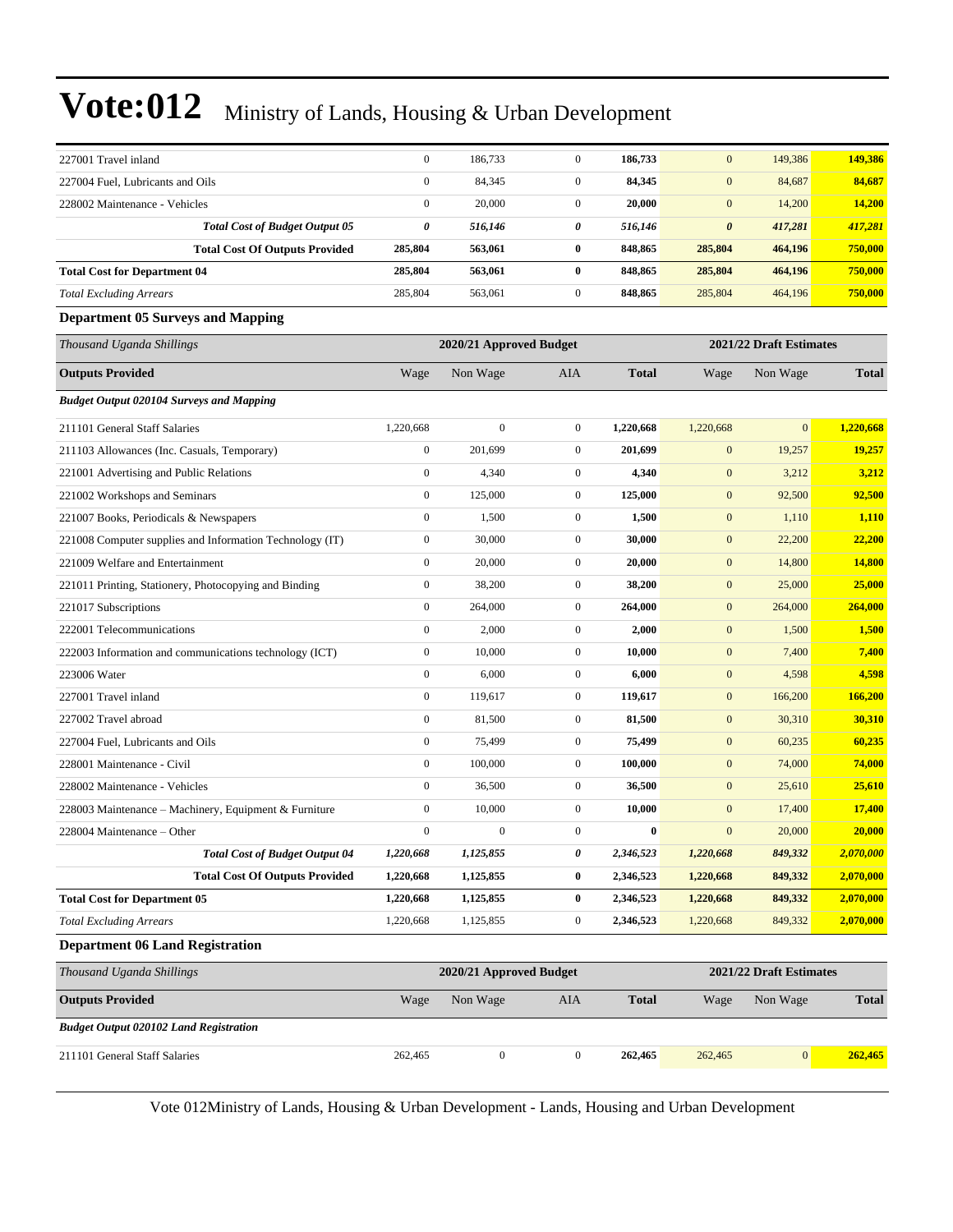# Vote:012 Ministry of Lands, Housing & Urban Development

| | | | | | | | |
|---|---|---|---|---|---|---|---|
| 227001 Travel inland | 0 | 186,733 | 0 | **186,733** | 0 | 149,386 | **149,386** |
| 227004 Fuel, Lubricants and Oils | 0 | 84,345 | 0 | **84,345** | 0 | 84,687 | **84,687** |
| 228002 Maintenance - Vehicles | 0 | 20,000 | 0 | **20,000** | 0 | 14,200 | **14,200** |
| ***Total Cost of Budget Output 05*** | ***0*** | ***516,146*** | ***0*** | ***516,146*** | ***0*** | ***417,281*** | ***417,281*** |
| **Total Cost Of Outputs Provided** | **285,804** | **563,061** | **0** | **848,865** | **285,804** | **464,196** | **750,000** |
| **Total Cost for Department 04** | **285,804** | **563,061** | **0** | **848,865** | **285,804** | **464,196** | **750,000** |
| *Total Excluding Arrears* | 285,804 | 563,061 | 0 | **848,865** | 285,804 | 464,196 | **750,000** |

### Department 05 Surveys and Mapping

| *Thousand Uganda Shillings* | 2020/21 Approved Budget | | | | 2021/22 Draft Estimates | | |
|---|---|---|---|---|---|---|---|
| **Outputs Provided** | Wage | Non Wage | AIA | **Total** | Wage | Non Wage | **Total** |
| ***Budget Output 020104 Surveys and Mapping*** | | | | | | | |
| 211101 General Staff Salaries | 1,220,668 | 0 | 0 | **1,220,668** | 1,220,668 | 0 | **1,220,668** |
| 211103 Allowances (Inc. Casuals, Temporary) | 0 | 201,699 | 0 | **201,699** | 0 | 19,257 | **19,257** |
| 221001 Advertising and Public Relations | 0 | 4,340 | 0 | **4,340** | 0 | 3,212 | **3,212** |
| 221002 Workshops and Seminars | 0 | 125,000 | 0 | **125,000** | 0 | 92,500 | **92,500** |
| 221007 Books, Periodicals & Newspapers | 0 | 1,500 | 0 | **1,500** | 0 | 1,110 | **1,110** |
| 221008 Computer supplies and Information Technology (IT) | 0 | 30,000 | 0 | **30,000** | 0 | 22,200 | **22,200** |
| 221009 Welfare and Entertainment | 0 | 20,000 | 0 | **20,000** | 0 | 14,800 | **14,800** |
| 221011 Printing, Stationery, Photocopying and Binding | 0 | 38,200 | 0 | **38,200** | 0 | 25,000 | **25,000** |
| 221017 Subscriptions | 0 | 264,000 | 0 | **264,000** | 0 | 264,000 | **264,000** |
| 222001 Telecommunications | 0 | 2,000 | 0 | **2,000** | 0 | 1,500 | **1,500** |
| 222003 Information and communications technology (ICT) | 0 | 10,000 | 0 | **10,000** | 0 | 7,400 | **7,400** |
| 223006 Water | 0 | 6,000 | 0 | **6,000** | 0 | 4,598 | **4,598** |
| 227001 Travel inland | 0 | 119,617 | 0 | **119,617** | 0 | 166,200 | **166,200** |
| 227002 Travel abroad | 0 | 81,500 | 0 | **81,500** | 0 | 30,310 | **30,310** |
| 227004 Fuel, Lubricants and Oils | 0 | 75,499 | 0 | **75,499** | 0 | 60,235 | **60,235** |
| 228001 Maintenance - Civil | 0 | 100,000 | 0 | **100,000** | 0 | 74,000 | **74,000** |
| 228002 Maintenance - Vehicles | 0 | 36,500 | 0 | **36,500** | 0 | 25,610 | **25,610** |
| 228003 Maintenance – Machinery, Equipment & Furniture | 0 | 10,000 | 0 | **10,000** | 0 | 17,400 | **17,400** |
| 228004 Maintenance – Other | 0 | 0 | 0 | **0** | 0 | 20,000 | **20,000** |
| ***Total Cost of Budget Output 04*** | ***1,220,668*** | ***1,125,855*** | ***0*** | ***2,346,523*** | ***1,220,668*** | ***849,332*** | ***2,070,000*** |
| **Total Cost Of Outputs Provided** | **1,220,668** | **1,125,855** | **0** | **2,346,523** | **1,220,668** | **849,332** | **2,070,000** |
| **Total Cost for Department 05** | **1,220,668** | **1,125,855** | **0** | **2,346,523** | **1,220,668** | **849,332** | **2,070,000** |
| *Total Excluding Arrears* | 1,220,668 | 1,125,855 | 0 | **2,346,523** | 1,220,668 | 849,332 | **2,070,000** |

### Department 06 Land Registration

| *Thousand Uganda Shillings* | 2020/21 Approved Budget | | | | 2021/22 Draft Estimates | | |
|---|---|---|---|---|---|---|---|
| **Outputs Provided** | Wage | Non Wage | AIA | **Total** | Wage | Non Wage | **Total** |
| ***Budget Output 020102 Land Registration*** | | | | | | | |
| 211101 General Staff Salaries | 262,465 | 0 | 0 | **262,465** | 262,465 | 0 | **262,465** |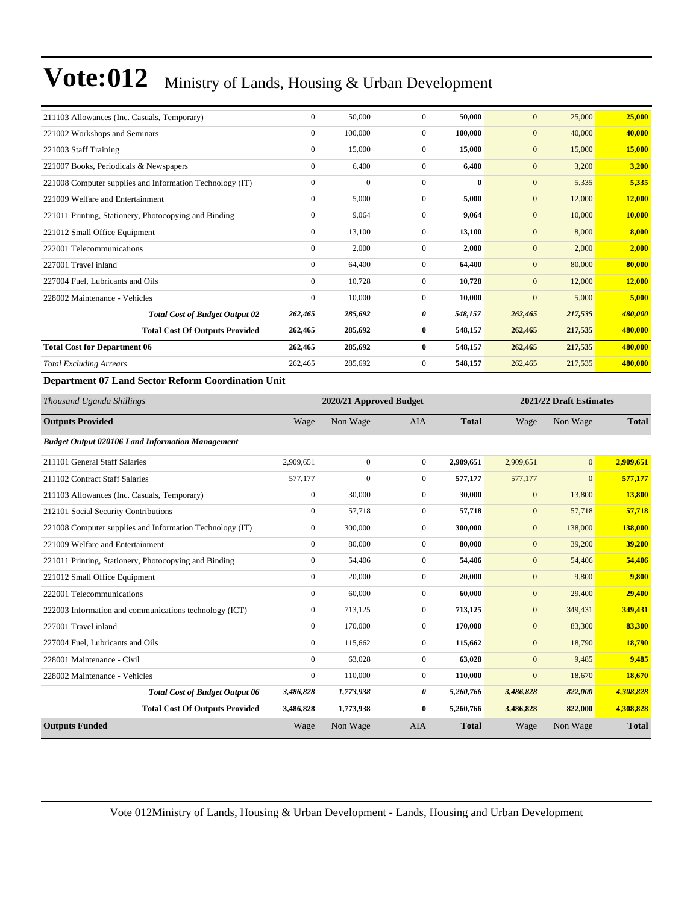| | | | | | | | |
|---|---|---|---|---|---|---|---|
| 211103 Allowances (Inc. Casuals, Temporary) | 0 | 50,000 | 0 | **50,000** | 0 | 25,000 | **25,000** |
| 221002 Workshops and Seminars | 0 | 100,000 | 0 | **100,000** | 0 | 40,000 | **40,000** |
| 221003 Staff Training | 0 | 15,000 | 0 | **15,000** | 0 | 15,000 | **15,000** |
| 221007 Books, Periodicals & Newspapers | 0 | 6,400 | 0 | **6,400** | 0 | 3,200 | **3,200** |
| 221008 Computer supplies and Information Technology (IT) | 0 | 0 | 0 | **0** | 0 | 5,335 | **5,335** |
| 221009 Welfare and Entertainment | 0 | 5,000 | 0 | **5,000** | 0 | 12,000 | **12,000** |
| 221011 Printing, Stationery, Photocopying and Binding | 0 | 9,064 | 0 | **9,064** | 0 | 10,000 | **10,000** |
| 221012 Small Office Equipment | 0 | 13,100 | 0 | **13,100** | 0 | 8,000 | **8,000** |
| 222001 Telecommunications | 0 | 2,000 | 0 | **2,000** | 0 | 2,000 | **2,000** |
| 227001 Travel inland | 0 | 64,400 | 0 | **64,400** | 0 | 80,000 | **80,000** |
| 227004 Fuel, Lubricants and Oils | 0 | 10,728 | 0 | **10,728** | 0 | 12,000 | **12,000** |
| 228002 Maintenance - Vehicles | 0 | 10,000 | 0 | **10,000** | 0 | 5,000 | **5,000** |
| ***Total Cost of Budget Output 02*** | ***262,465*** | ***285,692*** | ***0*** | ***548,157*** | ***262,465*** | ***217,535*** | ***480,000*** |
| **Total Cost Of Outputs Provided** | **262,465** | **285,692** | **0** | **548,157** | **262,465** | **217,535** | **480,000** |
| **Total Cost for Department 06** | **262,465** | **285,692** | **0** | **548,157** | **262,465** | **217,535** | **480,000** |
| *Total Excluding Arrears* | 262,465 | 285,692 | 0 | **548,157** | 262,465 | 217,535 | **480,000** |

**Department 07 Land Sector Reform Coordination Unit**

| *Thousand Uganda Shillings* | 2020/21 Approved Budget | | | | 2021/22 Draft Estimates | | |
|---|---|---|---|---|---|---|---|
| **Outputs Provided** | Wage | Non Wage | AIA | **Total** | Wage | Non Wage | **Total** |
| ***Budget Output 020106 Land Information Management*** | | | | | | | |
| 211101 General Staff Salaries | 2,909,651 | 0 | 0 | **2,909,651** | 2,909,651 | 0 | **2,909,651** |
| 211102 Contract Staff Salaries | 577,177 | 0 | 0 | **577,177** | 577,177 | 0 | **577,177** |
| 211103 Allowances (Inc. Casuals, Temporary) | 0 | 30,000 | 0 | **30,000** | 0 | 13,800 | **13,800** |
| 212101 Social Security Contributions | 0 | 57,718 | 0 | **57,718** | 0 | 57,718 | **57,718** |
| 221008 Computer supplies and Information Technology (IT) | 0 | 300,000 | 0 | **300,000** | 0 | 138,000 | **138,000** |
| 221009 Welfare and Entertainment | 0 | 80,000 | 0 | **80,000** | 0 | 39,200 | **39,200** |
| 221011 Printing, Stationery, Photocopying and Binding | 0 | 54,406 | 0 | **54,406** | 0 | 54,406 | **54,406** |
| 221012 Small Office Equipment | 0 | 20,000 | 0 | **20,000** | 0 | 9,800 | **9,800** |
| 222001 Telecommunications | 0 | 60,000 | 0 | **60,000** | 0 | 29,400 | **29,400** |
| 222003 Information and communications technology (ICT) | 0 | 713,125 | 0 | **713,125** | 0 | 349,431 | **349,431** |
| 227001 Travel inland | 0 | 170,000 | 0 | **170,000** | 0 | 83,300 | **83,300** |
| 227004 Fuel, Lubricants and Oils | 0 | 115,662 | 0 | **115,662** | 0 | 18,790 | **18,790** |
| 228001 Maintenance - Civil | 0 | 63,028 | 0 | **63,028** | 0 | 9,485 | **9,485** |
| 228002 Maintenance - Vehicles | 0 | 110,000 | 0 | **110,000** | 0 | 18,670 | **18,670** |
| ***Total Cost of Budget Output 06*** | ***3,486,828*** | ***1,773,938*** | ***0*** | ***5,260,766*** | ***3,486,828*** | ***822,000*** | ***4,308,828*** |
| **Total Cost Of Outputs Provided** | **3,486,828** | **1,773,938** | **0** | **5,260,766** | **3,486,828** | **822,000** | **4,308,828** |
| **Outputs Funded** | Wage | Non Wage | AIA | **Total** | Wage | Non Wage | **Total** |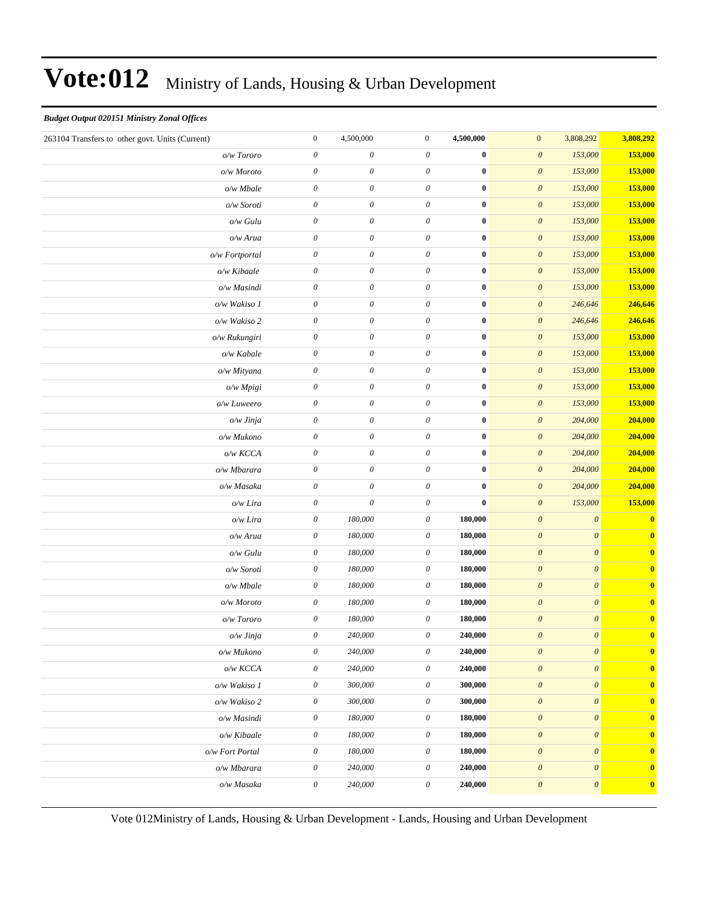# Vote:012 Ministry of Lands, Housing & Urban Development

***Budget Output 020151 Ministry Zonal Offices***

| | | | | | | | |
|---|---|---|---|---|---|---|---|
| 263104 Transfers to other govt. Units (Current) | 0 | 4,500,000 | 0 | **4,500,000** | 0 | 3,808,292 | **3,808,292** |
| *o/w Tororo* | *0* | *0* | *0* | **0** | *0* | *153,000* | **153,000** |
| *o/w Moroto* | *0* | *0* | *0* | **0** | *0* | *153,000* | **153,000** |
| *o/w Mbale* | *0* | *0* | *0* | **0** | *0* | *153,000* | **153,000** |
| *o/w Soroti* | *0* | *0* | *0* | **0** | *0* | *153,000* | **153,000** |
| *o/w Gulu* | *0* | *0* | *0* | **0** | *0* | *153,000* | **153,000** |
| *o/w Arua* | *0* | *0* | *0* | **0** | *0* | *153,000* | **153,000** |
| *o/w Fortportal* | *0* | *0* | *0* | **0** | *0* | *153,000* | **153,000** |
| *o/w Kibaale* | *0* | *0* | *0* | **0** | *0* | *153,000* | **153,000** |
| *o/w Masindi* | *0* | *0* | *0* | **0** | *0* | *153,000* | **153,000** |
| *o/w Wakiso 1* | *0* | *0* | *0* | **0** | *0* | *246,646* | **246,646** |
| *o/w Wakiso 2* | *0* | *0* | *0* | **0** | *0* | *246,646* | **246,646** |
| *o/w Rukungiri* | *0* | *0* | *0* | **0** | *0* | *153,000* | **153,000** |
| *o/w Kabale* | *0* | *0* | *0* | **0** | *0* | *153,000* | **153,000** |
| *o/w Mityana* | *0* | *0* | *0* | **0** | *0* | *153,000* | **153,000** |
| *o/w Mpigi* | *0* | *0* | *0* | **0** | *0* | *153,000* | **153,000** |
| *o/w Luweero* | *0* | *0* | *0* | **0** | *0* | *153,000* | **153,000** |
| *o/w Jinja* | *0* | *0* | *0* | **0** | *0* | *204,000* | **204,000** |
| *o/w Mukono* | *0* | *0* | *0* | **0** | *0* | *204,000* | **204,000** |
| *o/w KCCA* | *0* | *0* | *0* | **0** | *0* | *204,000* | **204,000** |
| *o/w Mbarara* | *0* | *0* | *0* | **0** | *0* | *204,000* | **204,000** |
| *o/w Masaka* | *0* | *0* | *0* | **0** | *0* | *204,000* | **204,000** |
| *o/w Lira* | *0* | *0* | *0* | **0** | *0* | *153,000* | **153,000** |
| *o/w Lira* | *0* | *180,000* | *0* | **180,000** | *0* | *0* | **0** |
| *o/w Arua* | *0* | *180,000* | *0* | **180,000** | *0* | *0* | **0** |
| *o/w Gulu* | *0* | *180,000* | *0* | **180,000** | *0* | *0* | **0** |
| *o/w Soroti* | *0* | *180,000* | *0* | **180,000** | *0* | *0* | **0** |
| *o/w Mbale* | *0* | *180,000* | *0* | **180,000** | *0* | *0* | **0** |
| *o/w Moroto* | *0* | *180,000* | *0* | **180,000** | *0* | *0* | **0** |
| *o/w Tororo* | *0* | *180,000* | *0* | **180,000** | *0* | *0* | **0** |
| *o/w Jinja* | *0* | *240,000* | *0* | **240,000** | *0* | *0* | **0** |
| *o/w Mukono* | *0* | *240,000* | *0* | **240,000** | *0* | *0* | **0** |
| *o/w KCCA* | *0* | *240,000* | *0* | **240,000** | *0* | *0* | **0** |
| *o/w Wakiso 1* | *0* | *300,000* | *0* | **300,000** | *0* | *0* | **0** |
| *o/w Wakiso 2* | *0* | *300,000* | *0* | **300,000** | *0* | *0* | **0** |
| *o/w Masindi* | *0* | *180,000* | *0* | **180,000** | *0* | *0* | **0** |
| *o/w Kibaale* | *0* | *180,000* | *0* | **180,000** | *0* | *0* | **0** |
| *o/w Fort Portal* | *0* | *180,000* | *0* | **180,000** | *0* | *0* | **0** |
| *o/w Mbarara* | *0* | *240,000* | *0* | **240,000** | *0* | *0* | **0** |
| *o/w Masaka* | *0* | *240,000* | *0* | **240,000** | *0* | *0* | **0** |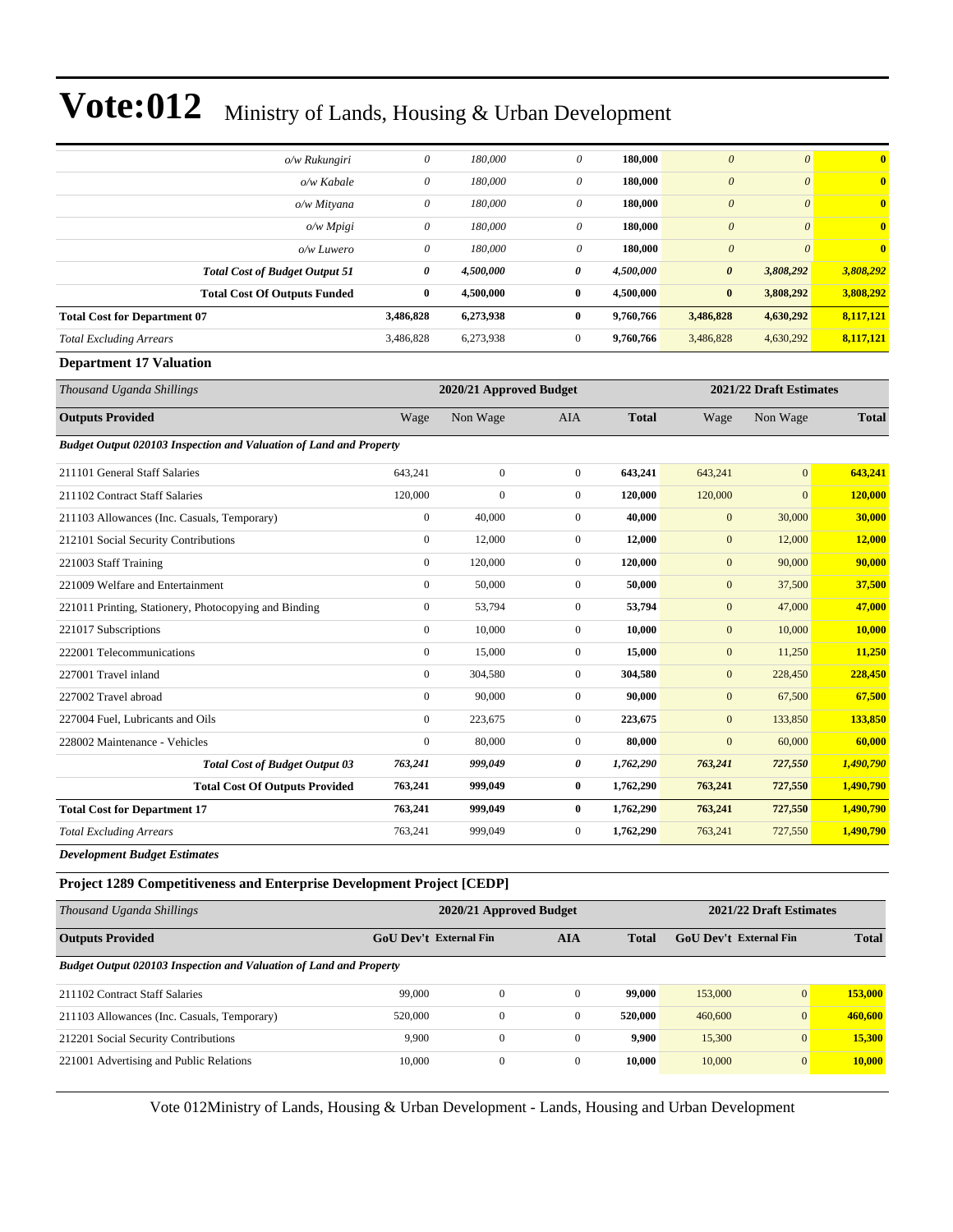| | | | | | | | |
|---|---|---|---|---|---|---|---|
| *o/w Rukungiri* | *0* | *180,000* | *0* | **180,000** | *0* | *0* | **0** |
| *o/w Kabale* | *0* | *180,000* | *0* | **180,000** | *0* | *0* | **0** |
| *o/w Mityana* | *0* | *180,000* | *0* | **180,000** | *0* | *0* | **0** |
| *o/w Mpigi* | *0* | *180,000* | *0* | **180,000** | *0* | *0* | **0** |
| *o/w Luwero* | *0* | *180,000* | *0* | **180,000** | *0* | *0* | **0** |
| ***Total Cost of Budget Output 51*** | ***0*** | ***4,500,000*** | ***0*** | ***4,500,000*** | ***0*** | ***3,808,292*** | ***3,808,292*** |
| **Total Cost Of Outputs Funded** | **0** | **4,500,000** | **0** | **4,500,000** | **0** | **3,808,292** | **3,808,292** |
| **Total Cost for Department 07** | **3,486,828** | **6,273,938** | **0** | **9,760,766** | **3,486,828** | **4,630,292** | **8,117,121** |
| *Total Excluding Arrears* | 3,486,828 | 6,273,938 | 0 | **9,760,766** | 3,486,828 | 4,630,292 | **8,117,121** |

### Department 17 Valuation

| *Thousand Uganda Shillings* | 2020/21 Approved Budget | | | | 2021/22 Draft Estimates | | |
|---|---|---|---|---|---|---|---|
| **Outputs Provided** | Wage | Non Wage | AIA | **Total** | Wage | Non Wage | **Total** |
| ***Budget Output 020103 Inspection and Valuation of Land and Property*** | | | | | | | |
| 211101 General Staff Salaries | 643,241 | 0 | 0 | **643,241** | 643,241 | 0 | **643,241** |
| 211102 Contract Staff Salaries | 120,000 | 0 | 0 | **120,000** | 120,000 | 0 | **120,000** |
| 211103 Allowances (Inc. Casuals, Temporary) | 0 | 40,000 | 0 | **40,000** | 0 | 30,000 | **30,000** |
| 212101 Social Security Contributions | 0 | 12,000 | 0 | **12,000** | 0 | 12,000 | **12,000** |
| 221003 Staff Training | 0 | 120,000 | 0 | **120,000** | 0 | 90,000 | **90,000** |
| 221009 Welfare and Entertainment | 0 | 50,000 | 0 | **50,000** | 0 | 37,500 | **37,500** |
| 221011 Printing, Stationery, Photocopying and Binding | 0 | 53,794 | 0 | **53,794** | 0 | 47,000 | **47,000** |
| 221017 Subscriptions | 0 | 10,000 | 0 | **10,000** | 0 | 10,000 | **10,000** |
| 222001 Telecommunications | 0 | 15,000 | 0 | **15,000** | 0 | 11,250 | **11,250** |
| 227001 Travel inland | 0 | 304,580 | 0 | **304,580** | 0 | 228,450 | **228,450** |
| 227002 Travel abroad | 0 | 90,000 | 0 | **90,000** | 0 | 67,500 | **67,500** |
| 227004 Fuel, Lubricants and Oils | 0 | 223,675 | 0 | **223,675** | 0 | 133,850 | **133,850** |
| 228002 Maintenance - Vehicles | 0 | 80,000 | 0 | **80,000** | 0 | 60,000 | **60,000** |
| ***Total Cost of Budget Output 03*** | ***763,241*** | ***999,049*** | ***0*** | ***1,762,290*** | ***763,241*** | ***727,550*** | ***1,490,790*** |
| **Total Cost Of Outputs Provided** | **763,241** | **999,049** | **0** | **1,762,290** | **763,241** | **727,550** | **1,490,790** |
| **Total Cost for Department 17** | **763,241** | **999,049** | **0** | **1,762,290** | **763,241** | **727,550** | **1,490,790** |
| *Total Excluding Arrears* | 763,241 | 999,049 | 0 | **1,762,290** | 763,241 | 727,550 | **1,490,790** |

***Development Budget Estimates***

### Project 1289 Competitiveness and Enterprise Development Project [CEDP]

| *Thousand Uganda Shillings* | 2020/21 Approved Budget | | | | 2021/22 Draft Estimates | | |
|---|---|---|---|---|---|---|---|
| **Outputs Provided** | **GoU Dev't** | **External Fin** | **AIA** | **Total** | **GoU Dev't** | **External Fin** | **Total** |
| ***Budget Output 020103 Inspection and Valuation of Land and Property*** | | | | | | | |
| 211102 Contract Staff Salaries | 99,000 | 0 | 0 | **99,000** | 153,000 | 0 | **153,000** |
| 211103 Allowances (Inc. Casuals, Temporary) | 520,000 | 0 | 0 | **520,000** | 460,600 | 0 | **460,600** |
| 212201 Social Security Contributions | 9,900 | 0 | 0 | **9,900** | 15,300 | 0 | **15,300** |
| 221001 Advertising and Public Relations | 10,000 | 0 | 0 | **10,000** | 10,000 | 0 | **10,000** |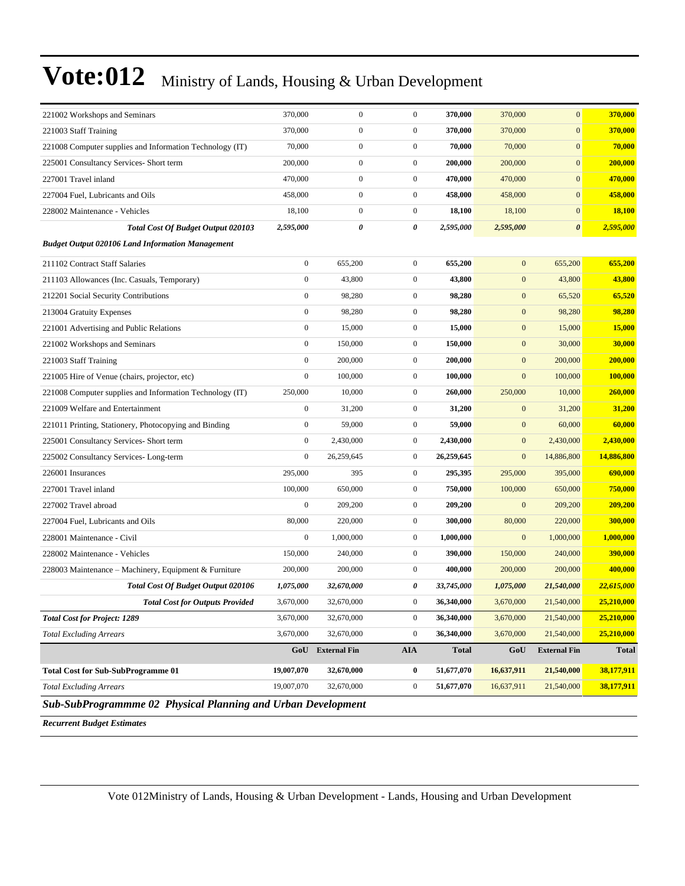# Vote:012 Ministry of Lands, Housing & Urban Development

| | | | | | | | |
|---|---|---|---|---|---|---|---|
| 221002 Workshops and Seminars | 370,000 | 0 | 0 | **370,000** | 370,000 | 0 | **370,000** |
| 221003 Staff Training | 370,000 | 0 | 0 | **370,000** | 370,000 | 0 | **370,000** |
| 221008 Computer supplies and Information Technology (IT) | 70,000 | 0 | 0 | **70,000** | 70,000 | 0 | **70,000** |
| 225001 Consultancy Services- Short term | 200,000 | 0 | 0 | **200,000** | 200,000 | 0 | **200,000** |
| 227001 Travel inland | 470,000 | 0 | 0 | **470,000** | 470,000 | 0 | **470,000** |
| 227004 Fuel, Lubricants and Oils | 458,000 | 0 | 0 | **458,000** | 458,000 | 0 | **458,000** |
| 228002 Maintenance - Vehicles | 18,100 | 0 | 0 | **18,100** | 18,100 | 0 | **18,100** |
| ***Total Cost Of Budget Output 020103*** | ***2,595,000*** | ***0*** | ***0*** | ***2,595,000*** | ***2,595,000*** | ***0*** | ***2,595,000*** |
| ***Budget Output 020106 Land Information Management*** | | | | | | | |
| 211102 Contract Staff Salaries | 0 | 655,200 | 0 | **655,200** | 0 | 655,200 | **655,200** |
| 211103 Allowances (Inc. Casuals, Temporary) | 0 | 43,800 | 0 | **43,800** | 0 | 43,800 | **43,800** |
| 212201 Social Security Contributions | 0 | 98,280 | 0 | **98,280** | 0 | 65,520 | **65,520** |
| 213004 Gratuity Expenses | 0 | 98,280 | 0 | **98,280** | 0 | 98,280 | **98,280** |
| 221001 Advertising and Public Relations | 0 | 15,000 | 0 | **15,000** | 0 | 15,000 | **15,000** |
| 221002 Workshops and Seminars | 0 | 150,000 | 0 | **150,000** | 0 | 30,000 | **30,000** |
| 221003 Staff Training | 0 | 200,000 | 0 | **200,000** | 0 | 200,000 | **200,000** |
| 221005 Hire of Venue (chairs, projector, etc) | 0 | 100,000 | 0 | **100,000** | 0 | 100,000 | **100,000** |
| 221008 Computer supplies and Information Technology (IT) | 250,000 | 10,000 | 0 | **260,000** | 250,000 | 10,000 | **260,000** |
| 221009 Welfare and Entertainment | 0 | 31,200 | 0 | **31,200** | 0 | 31,200 | **31,200** |
| 221011 Printing, Stationery, Photocopying and Binding | 0 | 59,000 | 0 | **59,000** | 0 | 60,000 | **60,000** |
| 225001 Consultancy Services- Short term | 0 | 2,430,000 | 0 | **2,430,000** | 0 | 2,430,000 | **2,430,000** |
| 225002 Consultancy Services- Long-term | 0 | 26,259,645 | 0 | **26,259,645** | 0 | 14,886,800 | **14,886,800** |
| 226001 Insurances | 295,000 | 395 | 0 | **295,395** | 295,000 | 395,000 | **690,000** |
| 227001 Travel inland | 100,000 | 650,000 | 0 | **750,000** | 100,000 | 650,000 | **750,000** |
| 227002 Travel abroad | 0 | 209,200 | 0 | **209,200** | 0 | 209,200 | **209,200** |
| 227004 Fuel, Lubricants and Oils | 80,000 | 220,000 | 0 | **300,000** | 80,000 | 220,000 | **300,000** |
| 228001 Maintenance - Civil | 0 | 1,000,000 | 0 | **1,000,000** | 0 | 1,000,000 | **1,000,000** |
| 228002 Maintenance - Vehicles | 150,000 | 240,000 | 0 | **390,000** | 150,000 | 240,000 | **390,000** |
| 228003 Maintenance – Machinery, Equipment & Furniture | 200,000 | 200,000 | 0 | **400,000** | 200,000 | 200,000 | **400,000** |
| ***Total Cost Of Budget Output 020106*** | ***1,075,000*** | ***32,670,000*** | ***0*** | ***33,745,000*** | ***1,075,000*** | ***21,540,000*** | ***22,615,000*** |
| ***Total Cost for Outputs Provided*** | 3,670,000 | 32,670,000 | 0 | **36,340,000** | 3,670,000 | 21,540,000 | **25,210,000** |
| ***Total Cost for Project: 1289*** | 3,670,000 | 32,670,000 | 0 | **36,340,000** | 3,670,000 | 21,540,000 | **25,210,000** |
| *Total Excluding Arrears* | 3,670,000 | 32,670,000 | 0 | **36,340,000** | 3,670,000 | 21,540,000 | **25,210,000** |
| | **GoU** | **External Fin** | **AIA** | **Total** | **GoU** | **External Fin** | **Total** |
| **Total Cost for Sub-SubProgramme 01** | **19,007,070** | **32,670,000** | **0** | **51,677,070** | **16,637,911** | **21,540,000** | **38,177,911** |
| *Total Excluding Arrears* | 19,007,070 | 32,670,000 | 0 | **51,677,070** | 16,637,911 | 21,540,000 | **38,177,911** |

***Sub-SubProgrammme 02 Physical Planning and Urban Development***

***Recurrent Budget Estimates***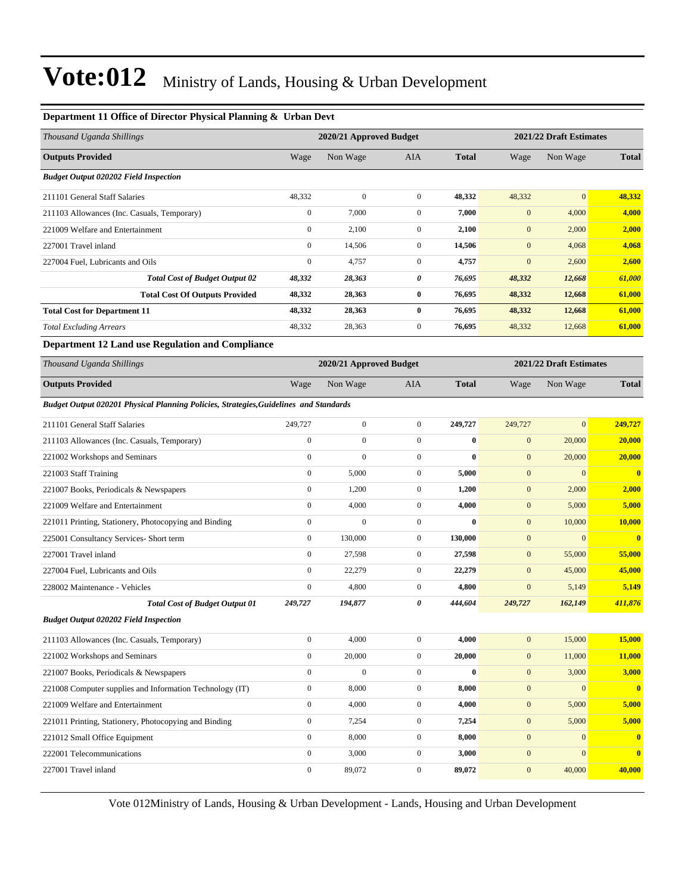# Vote:012 Ministry of Lands, Housing & Urban Development

### Department 11 Office of Director Physical Planning & Urban Devt

| *Thousand Uganda Shillings* | 2020/21 Approved Budget | | | | 2021/22 Draft Estimates | | |
|---|---|---|---|---|---|---|---|
| **Outputs Provided** | Wage | Non Wage | AIA | **Total** | Wage | Non Wage | **Total** |
| ***Budget Output 020202 Field Inspection*** | | | | | | | |
| 211101 General Staff Salaries | 48,332 | 0 | 0 | **48,332** | 48,332 | 0 | **48,332** |
| 211103 Allowances (Inc. Casuals, Temporary) | 0 | 7,000 | 0 | **7,000** | 0 | 4,000 | **4,000** |
| 221009 Welfare and Entertainment | 0 | 2,100 | 0 | **2,100** | 0 | 2,000 | **2,000** |
| 227001 Travel inland | 0 | 14,506 | 0 | **14,506** | 0 | 4,068 | **4,068** |
| 227004 Fuel, Lubricants and Oils | 0 | 4,757 | 0 | **4,757** | 0 | 2,600 | **2,600** |
| ***Total Cost of Budget Output 02*** | ***48,332*** | ***28,363*** | ***0*** | ***76,695*** | ***48,332*** | ***12,668*** | ***61,000*** |
| **Total Cost Of Outputs Provided** | **48,332** | **28,363** | **0** | **76,695** | **48,332** | **12,668** | **61,000** |
| **Total Cost for Department 11** | **48,332** | **28,363** | **0** | **76,695** | **48,332** | **12,668** | **61,000** |
| *Total Excluding Arrears* | 48,332 | 28,363 | 0 | **76,695** | 48,332 | 12,668 | **61,000** |

### Department 12 Land use Regulation and Compliance

| *Thousand Uganda Shillings* | 2020/21 Approved Budget | | | | 2021/22 Draft Estimates | | |
|---|---|---|---|---|---|---|---|
| **Outputs Provided** | Wage | Non Wage | AIA | **Total** | Wage | Non Wage | **Total** |
| ***Budget Output 020201 Physical Planning Policies, Strategies,Guidelines and Standards*** | | | | | | | |
| 211101 General Staff Salaries | 249,727 | 0 | 0 | **249,727** | 249,727 | 0 | **249,727** |
| 211103 Allowances (Inc. Casuals, Temporary) | 0 | 0 | 0 | **0** | 0 | 20,000 | **20,000** |
| 221002 Workshops and Seminars | 0 | 0 | 0 | **0** | 0 | 20,000 | **20,000** |
| 221003 Staff Training | 0 | 5,000 | 0 | **5,000** | 0 | 0 | **0** |
| 221007 Books, Periodicals & Newspapers | 0 | 1,200 | 0 | **1,200** | 0 | 2,000 | **2,000** |
| 221009 Welfare and Entertainment | 0 | 4,000 | 0 | **4,000** | 0 | 5,000 | **5,000** |
| 221011 Printing, Stationery, Photocopying and Binding | 0 | 0 | 0 | **0** | 0 | 10,000 | **10,000** |
| 225001 Consultancy Services- Short term | 0 | 130,000 | 0 | **130,000** | 0 | 0 | **0** |
| 227001 Travel inland | 0 | 27,598 | 0 | **27,598** | 0 | 55,000 | **55,000** |
| 227004 Fuel, Lubricants and Oils | 0 | 22,279 | 0 | **22,279** | 0 | 45,000 | **45,000** |
| 228002 Maintenance - Vehicles | 0 | 4,800 | 0 | **4,800** | 0 | 5,149 | **5,149** |
| ***Total Cost of Budget Output 01*** | ***249,727*** | ***194,877*** | ***0*** | ***444,604*** | ***249,727*** | ***162,149*** | ***411,876*** |
| ***Budget Output 020202 Field Inspection*** | | | | | | | |
| 211103 Allowances (Inc. Casuals, Temporary) | 0 | 4,000 | 0 | **4,000** | 0 | 15,000 | **15,000** |
| 221002 Workshops and Seminars | 0 | 20,000 | 0 | **20,000** | 0 | 11,000 | **11,000** |
| 221007 Books, Periodicals & Newspapers | 0 | 0 | 0 | **0** | 0 | 3,000 | **3,000** |
| 221008 Computer supplies and Information Technology (IT) | 0 | 8,000 | 0 | **8,000** | 0 | 0 | **0** |
| 221009 Welfare and Entertainment | 0 | 4,000 | 0 | **4,000** | 0 | 5,000 | **5,000** |
| 221011 Printing, Stationery, Photocopying and Binding | 0 | 7,254 | 0 | **7,254** | 0 | 5,000 | **5,000** |
| 221012 Small Office Equipment | 0 | 8,000 | 0 | **8,000** | 0 | 0 | **0** |
| 222001 Telecommunications | 0 | 3,000 | 0 | **3,000** | 0 | 0 | **0** |
| 227001 Travel inland | 0 | 89,072 | 0 | **89,072** | 0 | 40,000 | **40,000** |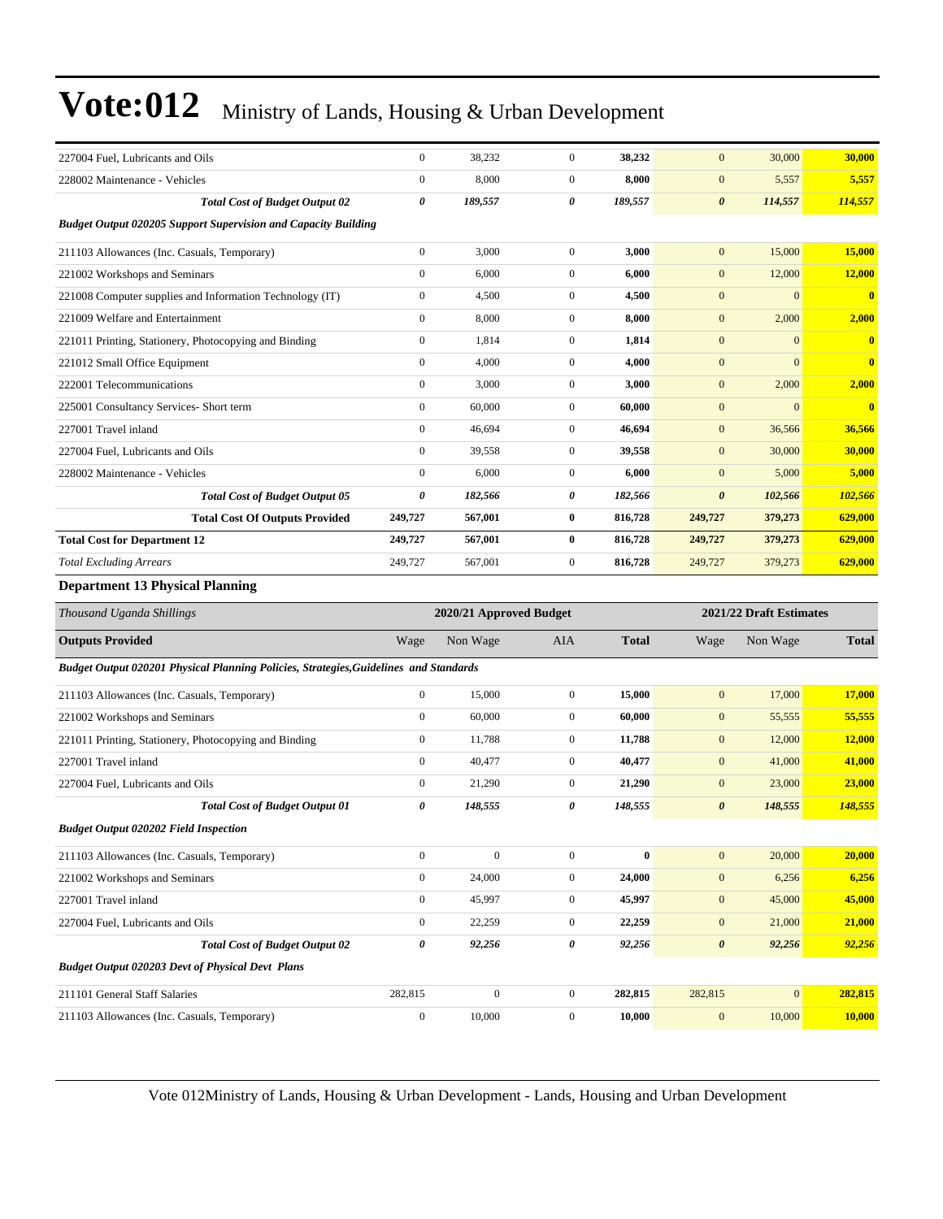| | | | | | | | |
|---|---|---|---|---|---|---|---|
| 227004 Fuel, Lubricants and Oils | 0 | 38,232 | 0 | **38,232** | 0 | 30,000 | **30,000** |
| 228002 Maintenance - Vehicles | 0 | 8,000 | 0 | **8,000** | 0 | 5,557 | **5,557** |
| ***Total Cost of Budget Output 02*** | ***0*** | ***189,557*** | ***0*** | ***189,557*** | ***0*** | ***114,557*** | ***114,557*** |
| ***Budget Output 020205 Support Supervision and Capacity Building*** | | | | | | | |
| 211103 Allowances (Inc. Casuals, Temporary) | 0 | 3,000 | 0 | **3,000** | 0 | 15,000 | **15,000** |
| 221002 Workshops and Seminars | 0 | 6,000 | 0 | **6,000** | 0 | 12,000 | **12,000** |
| 221008 Computer supplies and Information Technology (IT) | 0 | 4,500 | 0 | **4,500** | 0 | 0 | **0** |
| 221009 Welfare and Entertainment | 0 | 8,000 | 0 | **8,000** | 0 | 2,000 | **2,000** |
| 221011 Printing, Stationery, Photocopying and Binding | 0 | 1,814 | 0 | **1,814** | 0 | 0 | **0** |
| 221012 Small Office Equipment | 0 | 4,000 | 0 | **4,000** | 0 | 0 | **0** |
| 222001 Telecommunications | 0 | 3,000 | 0 | **3,000** | 0 | 2,000 | **2,000** |
| 225001 Consultancy Services- Short term | 0 | 60,000 | 0 | **60,000** | 0 | 0 | **0** |
| 227001 Travel inland | 0 | 46,694 | 0 | **46,694** | 0 | 36,566 | **36,566** |
| 227004 Fuel, Lubricants and Oils | 0 | 39,558 | 0 | **39,558** | 0 | 30,000 | **30,000** |
| 228002 Maintenance - Vehicles | 0 | 6,000 | 0 | **6,000** | 0 | 5,000 | **5,000** |
| ***Total Cost of Budget Output 05*** | ***0*** | ***182,566*** | ***0*** | ***182,566*** | ***0*** | ***102,566*** | ***102,566*** |
| **Total Cost Of Outputs Provided** | **249,727** | **567,001** | **0** | **816,728** | **249,727** | **379,273** | **629,000** |
| **Total Cost for Department 12** | **249,727** | **567,001** | **0** | **816,728** | **249,727** | **379,273** | **629,000** |
| *Total Excluding Arrears* | 249,727 | 567,001 | 0 | 816,728 | 249,727 | 379,273 | **629,000** |

### Department 13 Physical Planning

| *Thousand Uganda Shillings* | 2020/21 Approved Budget | | | | 2021/22 Draft Estimates | | |
|---|---|---|---|---|---|---|---|
| **Outputs Provided** | Wage | Non Wage | AIA | **Total** | Wage | Non Wage | **Total** |
| ***Budget Output 020201 Physical Planning Policies, Strategies,Guidelines and Standards*** | | | | | | | |
| 211103 Allowances (Inc. Casuals, Temporary) | 0 | 15,000 | 0 | **15,000** | 0 | 17,000 | **17,000** |
| 221002 Workshops and Seminars | 0 | 60,000 | 0 | **60,000** | 0 | 55,555 | **55,555** |
| 221011 Printing, Stationery, Photocopying and Binding | 0 | 11,788 | 0 | **11,788** | 0 | 12,000 | **12,000** |
| 227001 Travel inland | 0 | 40,477 | 0 | **40,477** | 0 | 41,000 | **41,000** |
| 227004 Fuel, Lubricants and Oils | 0 | 21,290 | 0 | **21,290** | 0 | 23,000 | **23,000** |
| ***Total Cost of Budget Output 01*** | ***0*** | ***148,555*** | ***0*** | ***148,555*** | ***0*** | ***148,555*** | ***148,555*** |
| ***Budget Output 020202 Field Inspection*** | | | | | | | |
| 211103 Allowances (Inc. Casuals, Temporary) | 0 | 0 | 0 | **0** | 0 | 20,000 | **20,000** |
| 221002 Workshops and Seminars | 0 | 24,000 | 0 | **24,000** | 0 | 6,256 | **6,256** |
| 227001 Travel inland | 0 | 45,997 | 0 | **45,997** | 0 | 45,000 | **45,000** |
| 227004 Fuel, Lubricants and Oils | 0 | 22,259 | 0 | **22,259** | 0 | 21,000 | **21,000** |
| ***Total Cost of Budget Output 02*** | ***0*** | ***92,256*** | ***0*** | ***92,256*** | ***0*** | ***92,256*** | ***92,256*** |
| ***Budget Output 020203 Devt of Physical Devt Plans*** | | | | | | | |
| 211101 General Staff Salaries | 282,815 | 0 | 0 | **282,815** | 282,815 | 0 | **282,815** |
| 211103 Allowances (Inc. Casuals, Temporary) | 0 | 10,000 | 0 | **10,000** | 0 | 10,000 | **10,000** |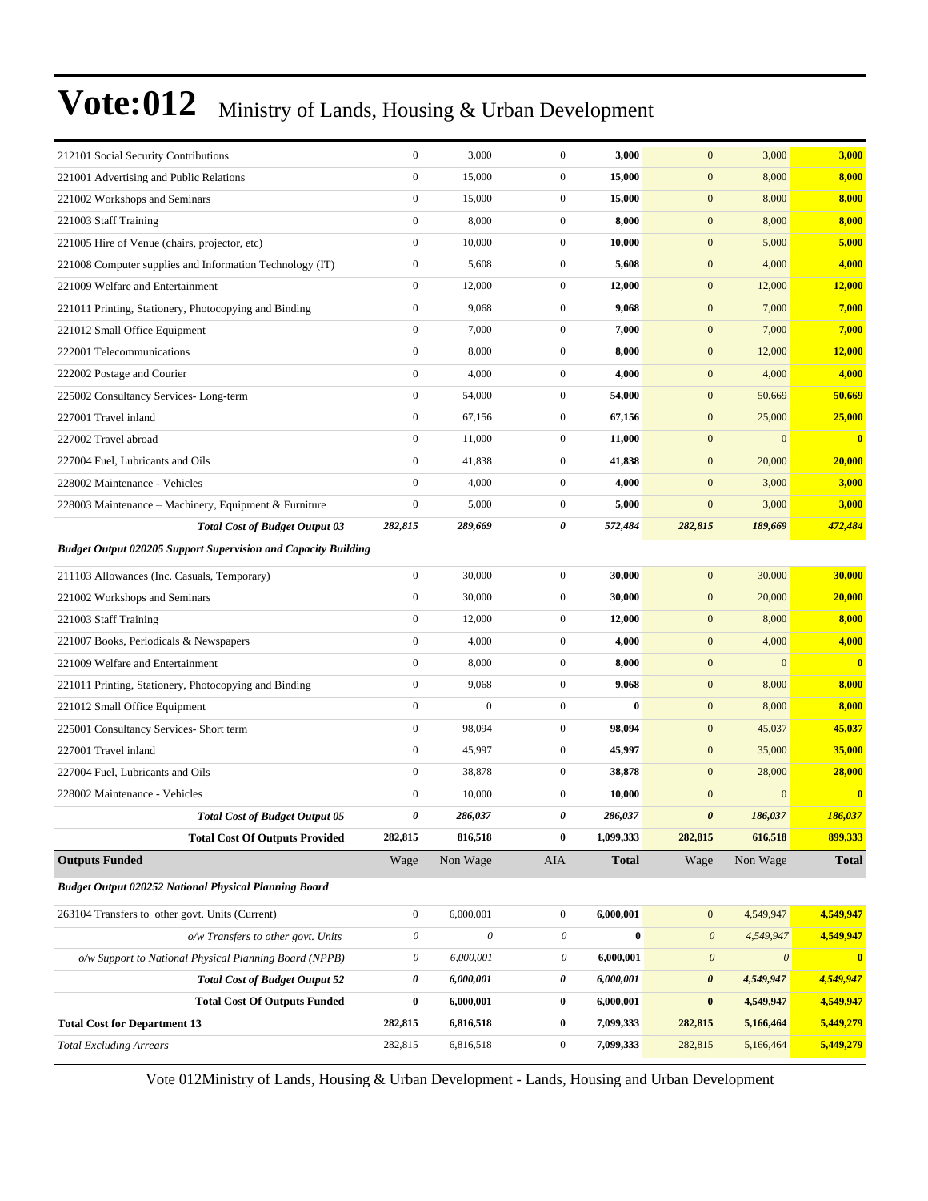# Vote:012 Ministry of Lands, Housing & Urban Development

| | | | | | | | |
|---|---|---|---|---|---|---|---|
| 212101 Social Security Contributions | 0 | 3,000 | 0 | **3,000** | 0 | 3,000 | **3,000** |
| 221001 Advertising and Public Relations | 0 | 15,000 | 0 | **15,000** | 0 | 8,000 | **8,000** |
| 221002 Workshops and Seminars | 0 | 15,000 | 0 | **15,000** | 0 | 8,000 | **8,000** |
| 221003 Staff Training | 0 | 8,000 | 0 | **8,000** | 0 | 8,000 | **8,000** |
| 221005 Hire of Venue (chairs, projector, etc) | 0 | 10,000 | 0 | **10,000** | 0 | 5,000 | **5,000** |
| 221008 Computer supplies and Information Technology (IT) | 0 | 5,608 | 0 | **5,608** | 0 | 4,000 | **4,000** |
| 221009 Welfare and Entertainment | 0 | 12,000 | 0 | **12,000** | 0 | 12,000 | **12,000** |
| 221011 Printing, Stationery, Photocopying and Binding | 0 | 9,068 | 0 | **9,068** | 0 | 7,000 | **7,000** |
| 221012 Small Office Equipment | 0 | 7,000 | 0 | **7,000** | 0 | 7,000 | **7,000** |
| 222001 Telecommunications | 0 | 8,000 | 0 | **8,000** | 0 | 12,000 | **12,000** |
| 222002 Postage and Courier | 0 | 4,000 | 0 | **4,000** | 0 | 4,000 | **4,000** |
| 225002 Consultancy Services- Long-term | 0 | 54,000 | 0 | **54,000** | 0 | 50,669 | **50,669** |
| 227001 Travel inland | 0 | 67,156 | 0 | **67,156** | 0 | 25,000 | **25,000** |
| 227002 Travel abroad | 0 | 11,000 | 0 | **11,000** | 0 | 0 | **0** |
| 227004 Fuel, Lubricants and Oils | 0 | 41,838 | 0 | **41,838** | 0 | 20,000 | **20,000** |
| 228002 Maintenance - Vehicles | 0 | 4,000 | 0 | **4,000** | 0 | 3,000 | **3,000** |
| 228003 Maintenance – Machinery, Equipment & Furniture | 0 | 5,000 | 0 | **5,000** | 0 | 3,000 | **3,000** |
| ***Total Cost of Budget Output 03*** | ***282,815*** | ***289,669*** | ***0*** | ***572,484*** | ***282,815*** | ***189,669*** | ***472,484*** |
| ***Budget Output 020205 Support Supervision and Capacity Building*** | | | | | | | |
| 211103 Allowances (Inc. Casuals, Temporary) | 0 | 30,000 | 0 | **30,000** | 0 | 30,000 | **30,000** |
| 221002 Workshops and Seminars | 0 | 30,000 | 0 | **30,000** | 0 | 20,000 | **20,000** |
| 221003 Staff Training | 0 | 12,000 | 0 | **12,000** | 0 | 8,000 | **8,000** |
| 221007 Books, Periodicals & Newspapers | 0 | 4,000 | 0 | **4,000** | 0 | 4,000 | **4,000** |
| 221009 Welfare and Entertainment | 0 | 8,000 | 0 | **8,000** | 0 | 0 | **0** |
| 221011 Printing, Stationery, Photocopying and Binding | 0 | 9,068 | 0 | **9,068** | 0 | 8,000 | **8,000** |
| 221012 Small Office Equipment | 0 | 0 | 0 | **0** | 0 | 8,000 | **8,000** |
| 225001 Consultancy Services- Short term | 0 | 98,094 | 0 | **98,094** | 0 | 45,037 | **45,037** |
| 227001 Travel inland | 0 | 45,997 | 0 | **45,997** | 0 | 35,000 | **35,000** |
| 227004 Fuel, Lubricants and Oils | 0 | 38,878 | 0 | **38,878** | 0 | 28,000 | **28,000** |
| 228002 Maintenance - Vehicles | 0 | 10,000 | 0 | **10,000** | 0 | 0 | **0** |
| ***Total Cost of Budget Output 05*** | ***0*** | ***286,037*** | ***0*** | ***286,037*** | ***0*** | ***186,037*** | ***186,037*** |
| **Total Cost Of Outputs Provided** | **282,815** | **816,518** | **0** | **1,099,333** | **282,815** | **616,518** | **899,333** |
| **Outputs Funded** | Wage | Non Wage | AIA | **Total** | Wage | Non Wage | **Total** |
| ***Budget Output 020252 National Physical Planning Board*** | | | | | | | |
| 263104 Transfers to other govt. Units (Current) | 0 | 6,000,001 | 0 | **6,000,001** | 0 | 4,549,947 | **4,549,947** |
| *o/w Transfers to other govt. Units* | *0* | *0* | *0* | **0** | *0* | *4,549,947* | **4,549,947** |
| *o/w Support to National Physical Planning Board (NPPB)* | *0* | *6,000,001* | *0* | **6,000,001** | *0* | *0* | **0** |
| ***Total Cost of Budget Output 52*** | ***0*** | ***6,000,001*** | ***0*** | ***6,000,001*** | ***0*** | ***4,549,947*** | ***4,549,947*** |
| **Total Cost Of Outputs Funded** | **0** | **6,000,001** | **0** | **6,000,001** | **0** | **4,549,947** | **4,549,947** |
| **Total Cost for Department 13** | **282,815** | **6,816,518** | **0** | **7,099,333** | **282,815** | **5,166,464** | **5,449,279** |
| *Total Excluding Arrears* | 282,815 | 6,816,518 | 0 | **7,099,333** | 282,815 | 5,166,464 | **5,449,279** |

Vote 012Ministry of Lands, Housing & Urban Development - Lands, Housing and Urban Development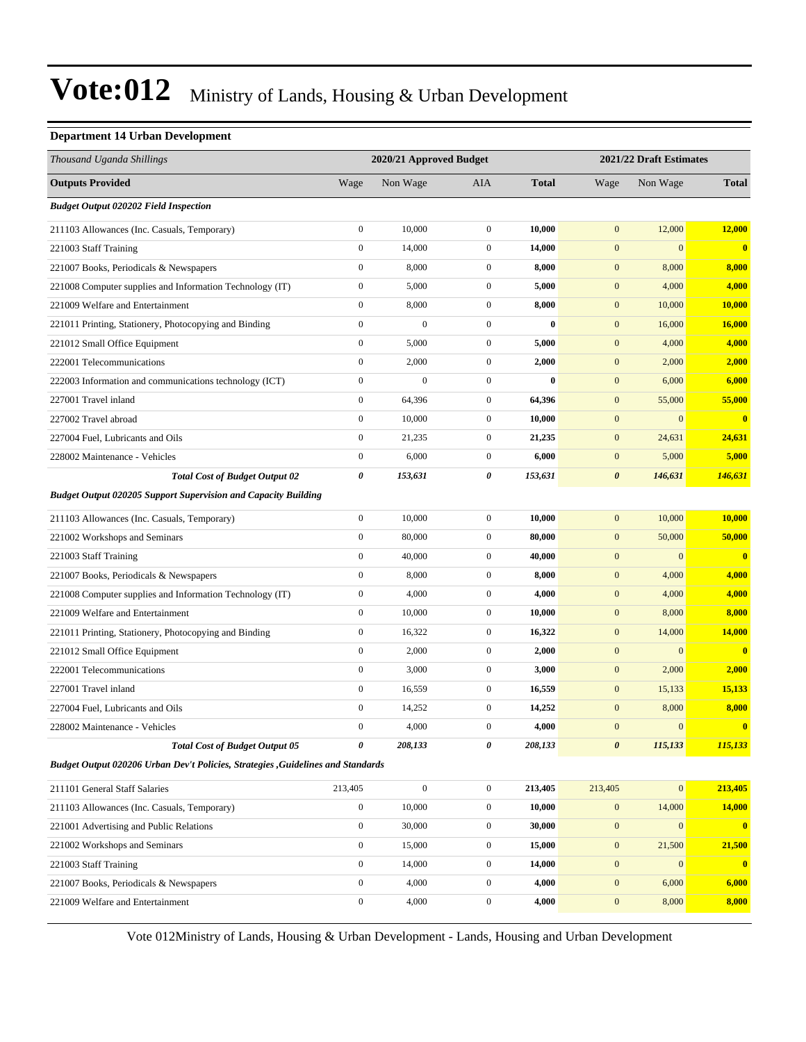# Vote:012 Ministry of Lands, Housing & Urban Development

**Department 14 Urban Development**

| *Thousand Uganda Shillings* | 2020/21 Approved Budget | | | | 2021/22 Draft Estimates | | |
|---|---|---|---|---|---|---|---|
| **Outputs Provided** | Wage | Non Wage | AIA | **Total** | Wage | Non Wage | **Total** |
| ***Budget Output 020202 Field Inspection*** | | | | | | | |
| 211103 Allowances (Inc. Casuals, Temporary) | 0 | 10,000 | 0 | **10,000** | 0 | 12,000 | **12,000** |
| 221003 Staff Training | 0 | 14,000 | 0 | **14,000** | 0 | 0 | **0** |
| 221007 Books, Periodicals & Newspapers | 0 | 8,000 | 0 | **8,000** | 0 | 8,000 | **8,000** |
| 221008 Computer supplies and Information Technology (IT) | 0 | 5,000 | 0 | **5,000** | 0 | 4,000 | **4,000** |
| 221009 Welfare and Entertainment | 0 | 8,000 | 0 | **8,000** | 0 | 10,000 | **10,000** |
| 221011 Printing, Stationery, Photocopying and Binding | 0 | 0 | 0 | **0** | 0 | 16,000 | **16,000** |
| 221012 Small Office Equipment | 0 | 5,000 | 0 | **5,000** | 0 | 4,000 | **4,000** |
| 222001 Telecommunications | 0 | 2,000 | 0 | **2,000** | 0 | 2,000 | **2,000** |
| 222003 Information and communications technology (ICT) | 0 | 0 | 0 | **0** | 0 | 6,000 | **6,000** |
| 227001 Travel inland | 0 | 64,396 | 0 | **64,396** | 0 | 55,000 | **55,000** |
| 227002 Travel abroad | 0 | 10,000 | 0 | **10,000** | 0 | 0 | **0** |
| 227004 Fuel, Lubricants and Oils | 0 | 21,235 | 0 | **21,235** | 0 | 24,631 | **24,631** |
| 228002 Maintenance - Vehicles | 0 | 6,000 | 0 | **6,000** | 0 | 5,000 | **5,000** |
| ***Total Cost of Budget Output 02*** | ***0*** | ***153,631*** | ***0*** | ***153,631*** | ***0*** | ***146,631*** | ***146,631*** |
| ***Budget Output 020205 Support Supervision and Capacity Building*** | | | | | | | |
| 211103 Allowances (Inc. Casuals, Temporary) | 0 | 10,000 | 0 | **10,000** | 0 | 10,000 | **10,000** |
| 221002 Workshops and Seminars | 0 | 80,000 | 0 | **80,000** | 0 | 50,000 | **50,000** |
| 221003 Staff Training | 0 | 40,000 | 0 | **40,000** | 0 | 0 | **0** |
| 221007 Books, Periodicals & Newspapers | 0 | 8,000 | 0 | **8,000** | 0 | 4,000 | **4,000** |
| 221008 Computer supplies and Information Technology (IT) | 0 | 4,000 | 0 | **4,000** | 0 | 4,000 | **4,000** |
| 221009 Welfare and Entertainment | 0 | 10,000 | 0 | **10,000** | 0 | 8,000 | **8,000** |
| 221011 Printing, Stationery, Photocopying and Binding | 0 | 16,322 | 0 | **16,322** | 0 | 14,000 | **14,000** |
| 221012 Small Office Equipment | 0 | 2,000 | 0 | **2,000** | 0 | 0 | **0** |
| 222001 Telecommunications | 0 | 3,000 | 0 | **3,000** | 0 | 2,000 | **2,000** |
| 227001 Travel inland | 0 | 16,559 | 0 | **16,559** | 0 | 15,133 | **15,133** |
| 227004 Fuel, Lubricants and Oils | 0 | 14,252 | 0 | **14,252** | 0 | 8,000 | **8,000** |
| 228002 Maintenance - Vehicles | 0 | 4,000 | 0 | **4,000** | 0 | 0 | **0** |
| ***Total Cost of Budget Output 05*** | ***0*** | ***208,133*** | ***0*** | ***208,133*** | ***0*** | ***115,133*** | ***115,133*** |
| ***Budget Output 020206 Urban Dev't Policies, Strategies ,Guidelines and Standards*** | | | | | | | |
| 211101 General Staff Salaries | 213,405 | 0 | 0 | **213,405** | 213,405 | 0 | **213,405** |
| 211103 Allowances (Inc. Casuals, Temporary) | 0 | 10,000 | 0 | **10,000** | 0 | 14,000 | **14,000** |
| 221001 Advertising and Public Relations | 0 | 30,000 | 0 | **30,000** | 0 | 0 | **0** |
| 221002 Workshops and Seminars | 0 | 15,000 | 0 | **15,000** | 0 | 21,500 | **21,500** |
| 221003 Staff Training | 0 | 14,000 | 0 | **14,000** | 0 | 0 | **0** |
| 221007 Books, Periodicals & Newspapers | 0 | 4,000 | 0 | **4,000** | 0 | 6,000 | **6,000** |
| 221009 Welfare and Entertainment | 0 | 4,000 | 0 | **4,000** | 0 | 8,000 | **8,000** |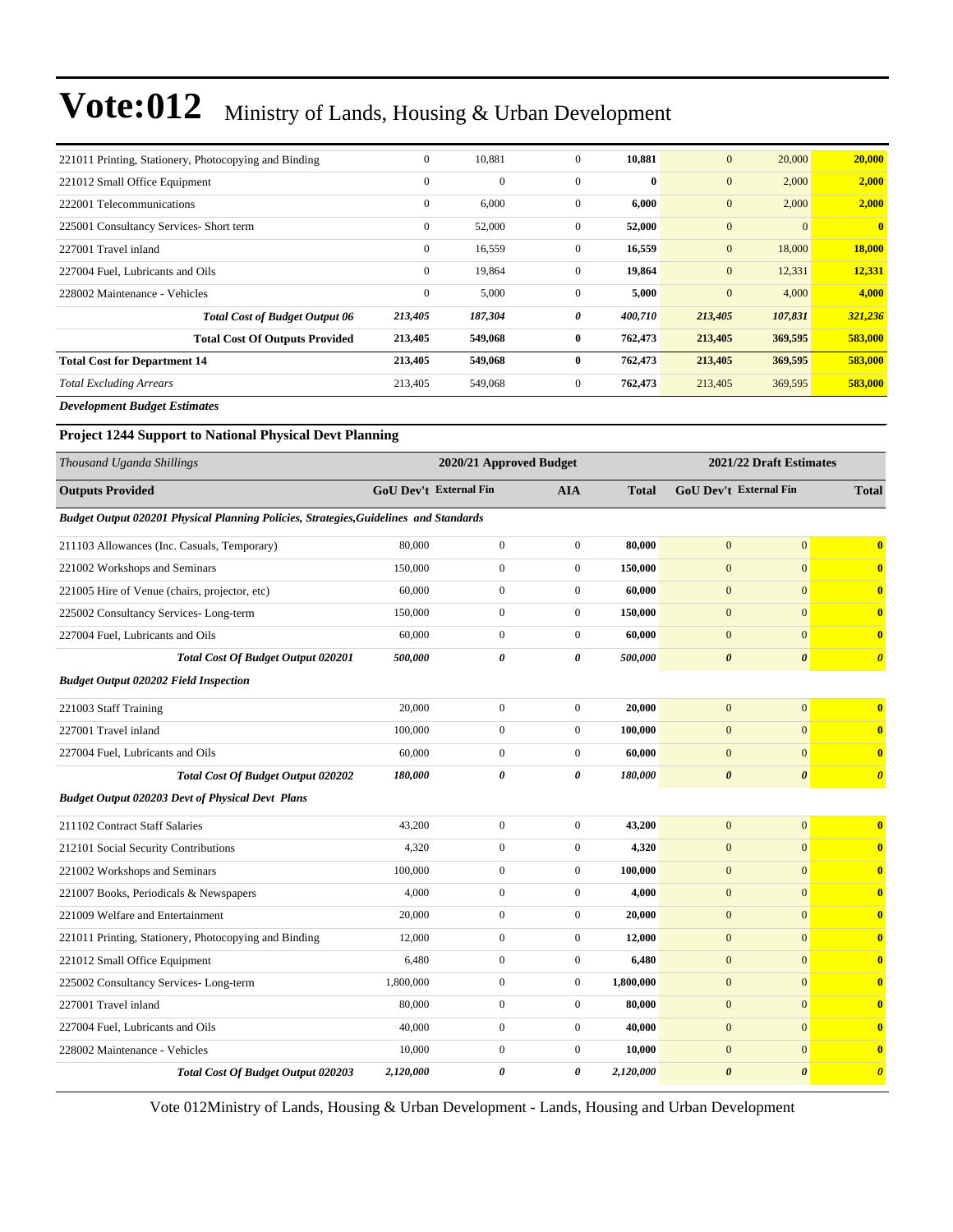# Vote:012 Ministry of Lands, Housing & Urban Development

| | | | | | | | |
|---|---|---|---|---|---|---|---|
| 221011 Printing, Stationery, Photocopying and Binding | 0 | 10,881 | 0 | **10,881** | 0 | 20,000 | **20,000** |
| 221012 Small Office Equipment | 0 | 0 | 0 | **0** | 0 | 2,000 | **2,000** |
| 222001 Telecommunications | 0 | 6,000 | 0 | **6,000** | 0 | 2,000 | **2,000** |
| 225001 Consultancy Services- Short term | 0 | 52,000 | 0 | **52,000** | 0 | 0 | **0** |
| 227001 Travel inland | 0 | 16,559 | 0 | **16,559** | 0 | 18,000 | **18,000** |
| 227004 Fuel, Lubricants and Oils | 0 | 19,864 | 0 | **19,864** | 0 | 12,331 | **12,331** |
| 228002 Maintenance - Vehicles | 0 | 5,000 | 0 | **5,000** | 0 | 4,000 | **4,000** |
| ***Total Cost of Budget Output 06*** | ***213,405*** | ***187,304*** | ***0*** | ***400,710*** | ***213,405*** | ***107,831*** | ***321,236*** |
| **Total Cost Of Outputs Provided** | **213,405** | **549,068** | **0** | **762,473** | **213,405** | **369,595** | **583,000** |
| **Total Cost for Department 14** | **213,405** | **549,068** | **0** | **762,473** | **213,405** | **369,595** | **583,000** |
| *Total Excluding Arrears* | 213,405 | 549,068 | 0 | **762,473** | 213,405 | 369,595 | **583,000** |

***Development Budget Estimates***

**Project 1244 Support to National Physical Devt Planning**

| *Thousand Uganda Shillings* | 2020/21 Approved Budget | | | | 2021/22 Draft Estimates | | |
|---|---|---|---|---|---|---|---|
| **Outputs Provided** | **GoU Dev't** | **External Fin** | **AIA** | **Total** | **GoU Dev't** | **External Fin** | **Total** |
| ***Budget Output 020201 Physical Planning Policies, Strategies,Guidelines and Standards*** | | | | | | | |
| 211103 Allowances (Inc. Casuals, Temporary) | 80,000 | 0 | 0 | **80,000** | 0 | 0 | **0** |
| 221002 Workshops and Seminars | 150,000 | 0 | 0 | **150,000** | 0 | 0 | **0** |
| 221005 Hire of Venue (chairs, projector, etc) | 60,000 | 0 | 0 | **60,000** | 0 | 0 | **0** |
| 225002 Consultancy Services- Long-term | 150,000 | 0 | 0 | **150,000** | 0 | 0 | **0** |
| 227004 Fuel, Lubricants and Oils | 60,000 | 0 | 0 | **60,000** | 0 | 0 | **0** |
| ***Total Cost Of Budget Output 020201*** | ***500,000*** | ***0*** | ***0*** | ***500,000*** | ***0*** | ***0*** | ***0*** |
| ***Budget Output 020202 Field Inspection*** | | | | | | | |
| 221003 Staff Training | 20,000 | 0 | 0 | **20,000** | 0 | 0 | **0** |
| 227001 Travel inland | 100,000 | 0 | 0 | **100,000** | 0 | 0 | **0** |
| 227004 Fuel, Lubricants and Oils | 60,000 | 0 | 0 | **60,000** | 0 | 0 | **0** |
| ***Total Cost Of Budget Output 020202*** | ***180,000*** | ***0*** | ***0*** | ***180,000*** | ***0*** | ***0*** | ***0*** |
| ***Budget Output 020203 Devt of Physical Devt Plans*** | | | | | | | |
| 211102 Contract Staff Salaries | 43,200 | 0 | 0 | **43,200** | 0 | 0 | **0** |
| 212101 Social Security Contributions | 4,320 | 0 | 0 | **4,320** | 0 | 0 | **0** |
| 221002 Workshops and Seminars | 100,000 | 0 | 0 | **100,000** | 0 | 0 | **0** |
| 221007 Books, Periodicals & Newspapers | 4,000 | 0 | 0 | **4,000** | 0 | 0 | **0** |
| 221009 Welfare and Entertainment | 20,000 | 0 | 0 | **20,000** | 0 | 0 | **0** |
| 221011 Printing, Stationery, Photocopying and Binding | 12,000 | 0 | 0 | **12,000** | 0 | 0 | **0** |
| 221012 Small Office Equipment | 6,480 | 0 | 0 | **6,480** | 0 | 0 | **0** |
| 225002 Consultancy Services- Long-term | 1,800,000 | 0 | 0 | **1,800,000** | 0 | 0 | **0** |
| 227001 Travel inland | 80,000 | 0 | 0 | **80,000** | 0 | 0 | **0** |
| 227004 Fuel, Lubricants and Oils | 40,000 | 0 | 0 | **40,000** | 0 | 0 | **0** |
| 228002 Maintenance - Vehicles | 10,000 | 0 | 0 | **10,000** | 0 | 0 | **0** |
| ***Total Cost Of Budget Output 020203*** | ***2,120,000*** | ***0*** | ***0*** | ***2,120,000*** | ***0*** | ***0*** | ***0*** |

Vote 012Ministry of Lands, Housing & Urban Development - Lands, Housing and Urban Development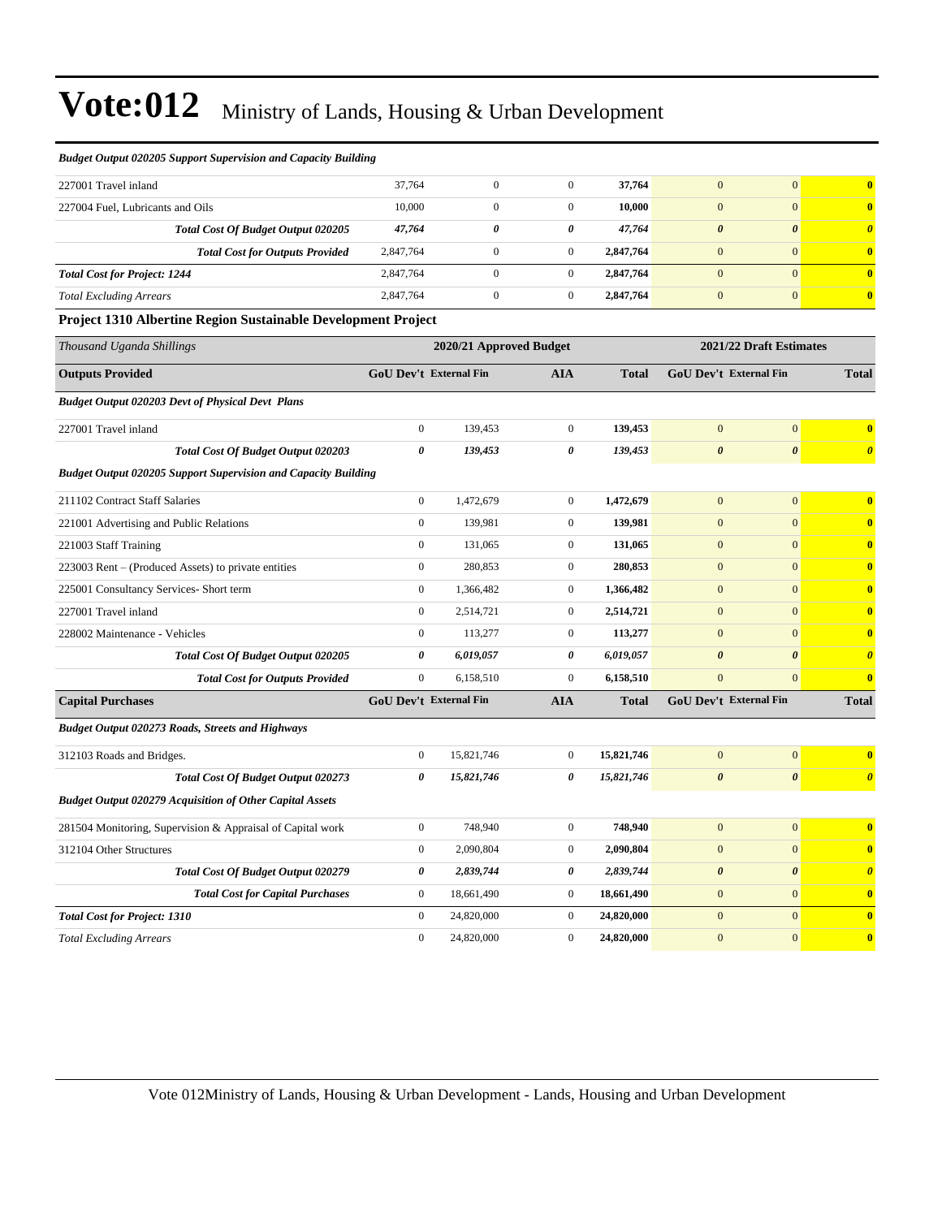# Vote:012 Ministry of Lands, Housing & Urban Development

| | | | | | | | |
|---|---|---|---|---|---|---|---|
| ***Budget Output 020205 Support Supervision and Capacity Building*** | | | | | | | |
| 227001 Travel inland | 37,764 | 0 | 0 | **37,764** | 0 | 0 | **0** |
| 227004 Fuel, Lubricants and Oils | 10,000 | 0 | 0 | **10,000** | 0 | 0 | **0** |
| ***Total Cost Of Budget Output 020205*** | ***47,764*** | ***0*** | ***0*** | ***47,764*** | ***0*** | ***0*** | ***0*** |
| ***Total Cost for Outputs Provided*** | 2,847,764 | 0 | 0 | **2,847,764** | 0 | 0 | **0** |
| ***Total Cost for Project: 1244*** | 2,847,764 | 0 | 0 | **2,847,764** | 0 | 0 | **0** |
| *Total Excluding Arrears* | 2,847,764 | 0 | 0 | **2,847,764** | 0 | 0 | **0** |

**Project 1310 Albertine Region Sustainable Development Project**

| *Thousand Uganda Shillings* | **2020/21 Approved Budget** | | | | **2021/22 Draft Estimates** | | |
|---|---|---|---|---|---|---|---|
| **Outputs Provided** | **GoU Dev't** | **External Fin** | **AIA** | **Total** | **GoU Dev't** | **External Fin** | **Total** |
| ***Budget Output 020203 Devt of Physical Devt Plans*** | | | | | | | |
| 227001 Travel inland | 0 | 139,453 | 0 | **139,453** | 0 | 0 | **0** |
| ***Total Cost Of Budget Output 020203*** | ***0*** | ***139,453*** | ***0*** | ***139,453*** | ***0*** | ***0*** | ***0*** |
| ***Budget Output 020205 Support Supervision and Capacity Building*** | | | | | | | |
| 211102 Contract Staff Salaries | 0 | 1,472,679 | 0 | **1,472,679** | 0 | 0 | **0** |
| 221001 Advertising and Public Relations | 0 | 139,981 | 0 | **139,981** | 0 | 0 | **0** |
| 221003 Staff Training | 0 | 131,065 | 0 | **131,065** | 0 | 0 | **0** |
| 223003 Rent – (Produced Assets) to private entities | 0 | 280,853 | 0 | **280,853** | 0 | 0 | **0** |
| 225001 Consultancy Services- Short term | 0 | 1,366,482 | 0 | **1,366,482** | 0 | 0 | **0** |
| 227001 Travel inland | 0 | 2,514,721 | 0 | **2,514,721** | 0 | 0 | **0** |
| 228002 Maintenance - Vehicles | 0 | 113,277 | 0 | **113,277** | 0 | 0 | **0** |
| ***Total Cost Of Budget Output 020205*** | ***0*** | ***6,019,057*** | ***0*** | ***6,019,057*** | ***0*** | ***0*** | ***0*** |
| ***Total Cost for Outputs Provided*** | 0 | 6,158,510 | 0 | **6,158,510** | 0 | 0 | **0** |
| **Capital Purchases** | **GoU Dev't** | **External Fin** | **AIA** | **Total** | **GoU Dev't** | **External Fin** | **Total** |
| ***Budget Output 020273 Roads, Streets and Highways*** | | | | | | | |
| 312103 Roads and Bridges. | 0 | 15,821,746 | 0 | **15,821,746** | 0 | 0 | **0** |
| ***Total Cost Of Budget Output 020273*** | ***0*** | ***15,821,746*** | ***0*** | ***15,821,746*** | ***0*** | ***0*** | ***0*** |
| ***Budget Output 020279 Acquisition of Other Capital Assets*** | | | | | | | |
| 281504 Monitoring, Supervision & Appraisal of Capital work | 0 | 748,940 | 0 | **748,940** | 0 | 0 | **0** |
| 312104 Other Structures | 0 | 2,090,804 | 0 | **2,090,804** | 0 | 0 | **0** |
| ***Total Cost Of Budget Output 020279*** | ***0*** | ***2,839,744*** | ***0*** | ***2,839,744*** | ***0*** | ***0*** | ***0*** |
| ***Total Cost for Capital Purchases*** | 0 | 18,661,490 | 0 | **18,661,490** | 0 | 0 | **0** |
| ***Total Cost for Project: 1310*** | 0 | 24,820,000 | 0 | **24,820,000** | 0 | 0 | **0** |
| *Total Excluding Arrears* | 0 | 24,820,000 | 0 | **24,820,000** | 0 | 0 | **0** |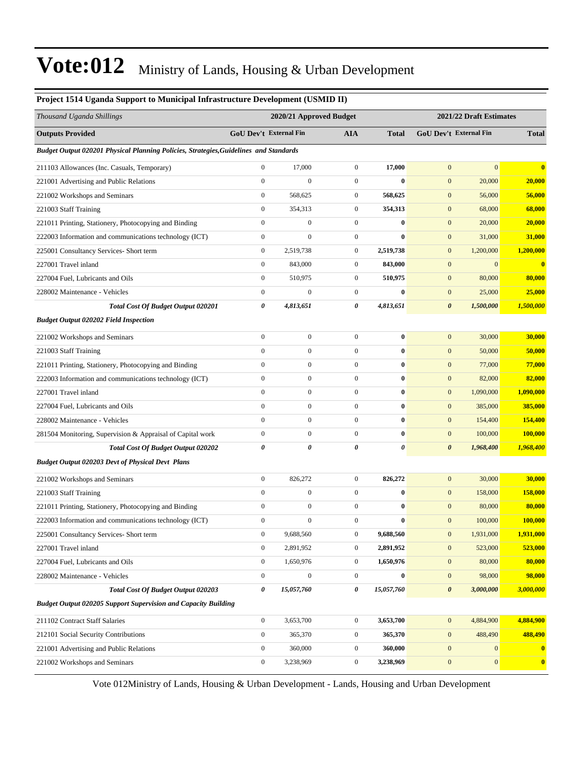# Vote:012 Ministry of Lands, Housing & Urban Development

**Project 1514 Uganda Support to Municipal Infrastructure Development (USMID II)**

| *Thousand Uganda Shillings* | 2020/21 Approved Budget | | | | 2021/22 Draft Estimates | | |
|---|---|---|---|---|---|---|---|
| **Outputs Provided** | **GoU Dev't** | **External Fin** | **AIA** | **Total** | **GoU Dev't** | **External Fin** | **Total** |
| ***Budget Output 020201 Physical Planning Policies, Strategies,Guidelines and Standards*** | | | | | | | |
| 211103 Allowances (Inc. Casuals, Temporary) | 0 | 17,000 | 0 | **17,000** | 0 | 0 | **0** |
| 221001 Advertising and Public Relations | 0 | 0 | 0 | **0** | 0 | 20,000 | **20,000** |
| 221002 Workshops and Seminars | 0 | 568,625 | 0 | **568,625** | 0 | 56,000 | **56,000** |
| 221003 Staff Training | 0 | 354,313 | 0 | **354,313** | 0 | 68,000 | **68,000** |
| 221011 Printing, Stationery, Photocopying and Binding | 0 | 0 | 0 | **0** | 0 | 20,000 | **20,000** |
| 222003 Information and communications technology (ICT) | 0 | 0 | 0 | **0** | 0 | 31,000 | **31,000** |
| 225001 Consultancy Services- Short term | 0 | 2,519,738 | 0 | **2,519,738** | 0 | 1,200,000 | **1,200,000** |
| 227001 Travel inland | 0 | 843,000 | 0 | **843,000** | 0 | 0 | **0** |
| 227004 Fuel, Lubricants and Oils | 0 | 510,975 | 0 | **510,975** | 0 | 80,000 | **80,000** |
| 228002 Maintenance - Vehicles | 0 | 0 | 0 | **0** | 0 | 25,000 | **25,000** |
| ***Total Cost Of Budget Output 020201*** | ***0*** | ***4,813,651*** | ***0*** | ***4,813,651*** | ***0*** | ***1,500,000*** | ***1,500,000*** |
| ***Budget Output 020202 Field Inspection*** | | | | | | | |
| 221002 Workshops and Seminars | 0 | 0 | 0 | **0** | 0 | 30,000 | **30,000** |
| 221003 Staff Training | 0 | 0 | 0 | **0** | 0 | 50,000 | **50,000** |
| 221011 Printing, Stationery, Photocopying and Binding | 0 | 0 | 0 | **0** | 0 | 77,000 | **77,000** |
| 222003 Information and communications technology (ICT) | 0 | 0 | 0 | **0** | 0 | 82,000 | **82,000** |
| 227001 Travel inland | 0 | 0 | 0 | **0** | 0 | 1,090,000 | **1,090,000** |
| 227004 Fuel, Lubricants and Oils | 0 | 0 | 0 | **0** | 0 | 385,000 | **385,000** |
| 228002 Maintenance - Vehicles | 0 | 0 | 0 | **0** | 0 | 154,400 | **154,400** |
| 281504 Monitoring, Supervision & Appraisal of Capital work | 0 | 0 | 0 | **0** | 0 | 100,000 | **100,000** |
| ***Total Cost Of Budget Output 020202*** | ***0*** | ***0*** | ***0*** | ***0*** | ***0*** | ***1,968,400*** | ***1,968,400*** |
| ***Budget Output 020203 Devt of Physical Devt Plans*** | | | | | | | |
| 221002 Workshops and Seminars | 0 | 826,272 | 0 | **826,272** | 0 | 30,000 | **30,000** |
| 221003 Staff Training | 0 | 0 | 0 | **0** | 0 | 158,000 | **158,000** |
| 221011 Printing, Stationery, Photocopying and Binding | 0 | 0 | 0 | **0** | 0 | 80,000 | **80,000** |
| 222003 Information and communications technology (ICT) | 0 | 0 | 0 | **0** | 0 | 100,000 | **100,000** |
| 225001 Consultancy Services- Short term | 0 | 9,688,560 | 0 | **9,688,560** | 0 | 1,931,000 | **1,931,000** |
| 227001 Travel inland | 0 | 2,891,952 | 0 | **2,891,952** | 0 | 523,000 | **523,000** |
| 227004 Fuel, Lubricants and Oils | 0 | 1,650,976 | 0 | **1,650,976** | 0 | 80,000 | **80,000** |
| 228002 Maintenance - Vehicles | 0 | 0 | 0 | **0** | 0 | 98,000 | **98,000** |
| ***Total Cost Of Budget Output 020203*** | ***0*** | ***15,057,760*** | ***0*** | ***15,057,760*** | ***0*** | ***3,000,000*** | ***3,000,000*** |
| ***Budget Output 020205 Support Supervision and Capacity Building*** | | | | | | | |
| 211102 Contract Staff Salaries | 0 | 3,653,700 | 0 | **3,653,700** | 0 | 4,884,900 | **4,884,900** |
| 212101 Social Security Contributions | 0 | 365,370 | 0 | **365,370** | 0 | 488,490 | **488,490** |
| 221001 Advertising and Public Relations | 0 | 360,000 | 0 | **360,000** | 0 | 0 | **0** |
| 221002 Workshops and Seminars | 0 | 3,238,969 | 0 | **3,238,969** | 0 | 0 | **0** |

Vote 012Ministry of Lands, Housing & Urban Development - Lands, Housing and Urban Development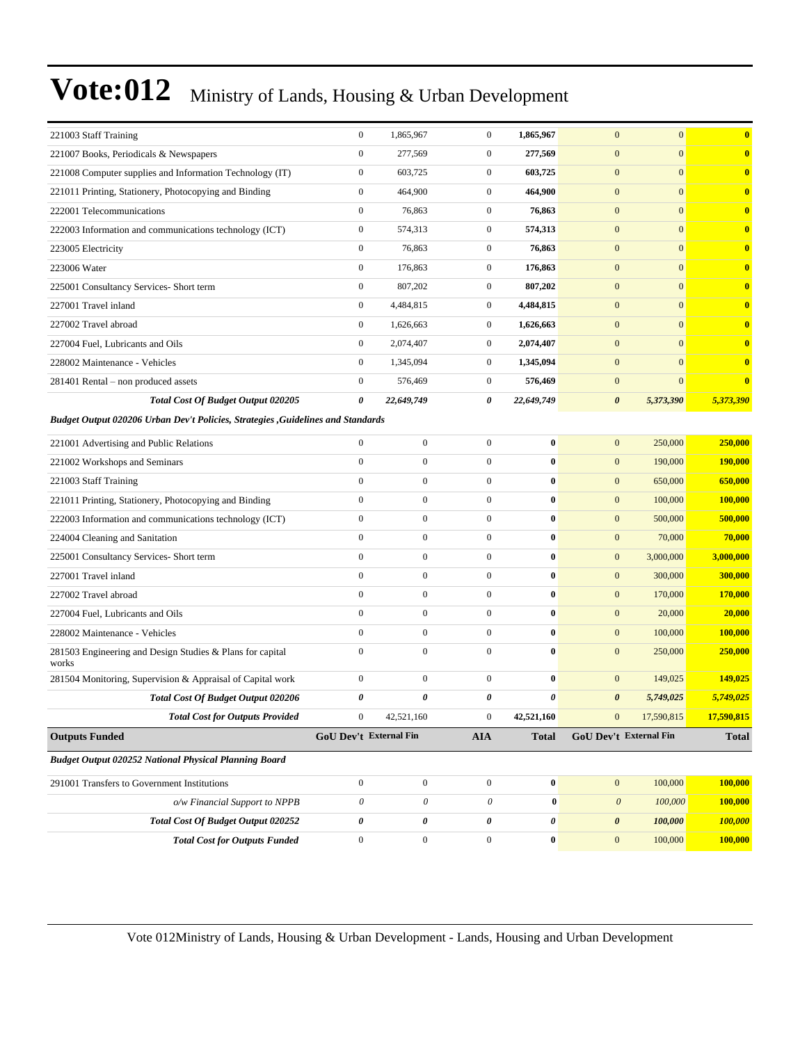| | GoU Dev't | External Fin | AIA | Total | GoU Dev't | External Fin | Total |
|---|---|---|---|---|---|---|---|
| 221003 Staff Training | 0 | 1,865,967 | 0 | **1,865,967** | 0 | 0 | **0** |
| 221007 Books, Periodicals & Newspapers | 0 | 277,569 | 0 | **277,569** | 0 | 0 | **0** |
| 221008 Computer supplies and Information Technology (IT) | 0 | 603,725 | 0 | **603,725** | 0 | 0 | **0** |
| 221011 Printing, Stationery, Photocopying and Binding | 0 | 464,900 | 0 | **464,900** | 0 | 0 | **0** |
| 222001 Telecommunications | 0 | 76,863 | 0 | **76,863** | 0 | 0 | **0** |
| 222003 Information and communications technology (ICT) | 0 | 574,313 | 0 | **574,313** | 0 | 0 | **0** |
| 223005 Electricity | 0 | 76,863 | 0 | **76,863** | 0 | 0 | **0** |
| 223006 Water | 0 | 176,863 | 0 | **176,863** | 0 | 0 | **0** |
| 225001 Consultancy Services- Short term | 0 | 807,202 | 0 | **807,202** | 0 | 0 | **0** |
| 227001 Travel inland | 0 | 4,484,815 | 0 | **4,484,815** | 0 | 0 | **0** |
| 227002 Travel abroad | 0 | 1,626,663 | 0 | **1,626,663** | 0 | 0 | **0** |
| 227004 Fuel, Lubricants and Oils | 0 | 2,074,407 | 0 | **2,074,407** | 0 | 0 | **0** |
| 228002 Maintenance - Vehicles | 0 | 1,345,094 | 0 | **1,345,094** | 0 | 0 | **0** |
| 281401 Rental – non produced assets | 0 | 576,469 | 0 | **576,469** | 0 | 0 | **0** |
| ***Total Cost Of Budget Output 020205*** | ***0*** | ***22,649,749*** | ***0*** | ***22,649,749*** | ***0*** | ***5,373,390*** | ***5,373,390*** |
| ***Budget Output 020206 Urban Dev't Policies, Strategies ,Guidelines and Standards*** | | | | | | | |
| 221001 Advertising and Public Relations | 0 | 0 | 0 | **0** | 0 | 250,000 | **250,000** |
| 221002 Workshops and Seminars | 0 | 0 | 0 | **0** | 0 | 190,000 | **190,000** |
| 221003 Staff Training | 0 | 0 | 0 | **0** | 0 | 650,000 | **650,000** |
| 221011 Printing, Stationery, Photocopying and Binding | 0 | 0 | 0 | **0** | 0 | 100,000 | **100,000** |
| 222003 Information and communications technology (ICT) | 0 | 0 | 0 | **0** | 0 | 500,000 | **500,000** |
| 224004 Cleaning and Sanitation | 0 | 0 | 0 | **0** | 0 | 70,000 | **70,000** |
| 225001 Consultancy Services- Short term | 0 | 0 | 0 | **0** | 0 | 3,000,000 | **3,000,000** |
| 227001 Travel inland | 0 | 0 | 0 | **0** | 0 | 300,000 | **300,000** |
| 227002 Travel abroad | 0 | 0 | 0 | **0** | 0 | 170,000 | **170,000** |
| 227004 Fuel, Lubricants and Oils | 0 | 0 | 0 | **0** | 0 | 20,000 | **20,000** |
| 228002 Maintenance - Vehicles | 0 | 0 | 0 | **0** | 0 | 100,000 | **100,000** |
| 281503 Engineering and Design Studies & Plans for capital works | 0 | 0 | 0 | **0** | 0 | 250,000 | **250,000** |
| 281504 Monitoring, Supervision & Appraisal of Capital work | 0 | 0 | 0 | **0** | 0 | 149,025 | **149,025** |
| ***Total Cost Of Budget Output 020206*** | ***0*** | ***0*** | ***0*** | ***0*** | ***0*** | ***5,749,025*** | ***5,749,025*** |
| ***Total Cost for Outputs Provided*** | 0 | 42,521,160 | 0 | **42,521,160** | 0 | 17,590,815 | **17,590,815** |
| **Outputs Funded** | **GoU Dev't** | **External Fin** | **AIA** | **Total** | **GoU Dev't** | **External Fin** | **Total** |
| ***Budget Output 020252 National Physical Planning Board*** | | | | | | | |
| 291001 Transfers to Government Institutions | 0 | 0 | 0 | **0** | 0 | 100,000 | **100,000** |
| *o/w Financial Support to NPPB* | *0* | *0* | *0* | **0** | *0* | *100,000* | **100,000** |
| ***Total Cost Of Budget Output 020252*** | ***0*** | ***0*** | ***0*** | ***0*** | ***0*** | ***100,000*** | ***100,000*** |
| ***Total Cost for Outputs Funded*** | 0 | 0 | 0 | **0** | 0 | 100,000 | **100,000** |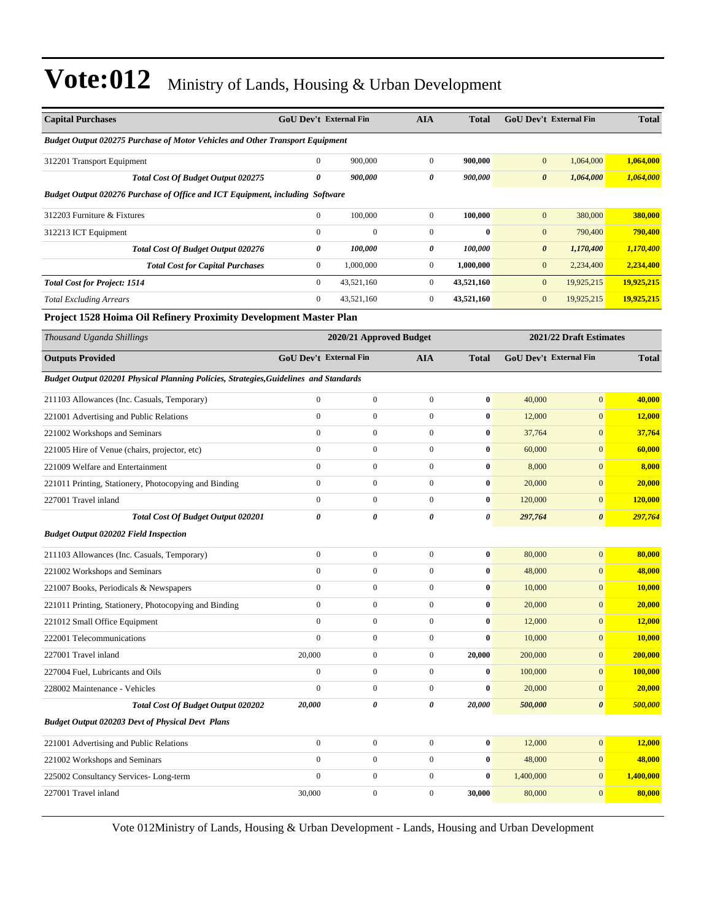# Vote:012 Ministry of Lands, Housing & Urban Development

| Capital Purchases | GoU Dev't | External Fin | AIA | Total | GoU Dev't | External Fin | Total |
|---|---|---|---|---|---|---|---|
| ***Budget Output 020275 Purchase of Motor Vehicles and Other Transport Equipment*** | | | | | | | |
| 312201 Transport Equipment | 0 | 900,000 | 0 | **900,000** | 0 | 1,064,000 | **1,064,000** |
| ***Total Cost Of Budget Output 020275*** | ***0*** | ***900,000*** | ***0*** | ***900,000*** | ***0*** | ***1,064,000*** | ***1,064,000*** |
| ***Budget Output 020276 Purchase of Office and ICT Equipment, including Software*** | | | | | | | |
| 312203 Furniture & Fixtures | 0 | 100,000 | 0 | **100,000** | 0 | 380,000 | **380,000** |
| 312213 ICT Equipment | 0 | 0 | 0 | **0** | 0 | 790,400 | **790,400** |
| ***Total Cost Of Budget Output 020276*** | ***0*** | ***100,000*** | ***0*** | ***100,000*** | ***0*** | ***1,170,400*** | ***1,170,400*** |
| ***Total Cost for Capital Purchases*** | 0 | 1,000,000 | 0 | 1,000,000 | 0 | 2,234,400 | 2,234,400 |
| ***Total Cost for Project: 1514*** | 0 | 43,521,160 | 0 | 43,521,160 | 0 | 19,925,215 | 19,925,215 |
| *Total Excluding Arrears* | 0 | 43,521,160 | 0 | 43,521,160 | 0 | 19,925,215 | 19,925,215 |

**Project 1528 Hoima Oil Refinery Proximity Development Master Plan**

| *Thousand Uganda Shillings* | 2020/21 Approved Budget | | | | 2021/22 Draft Estimates | | |
|---|---|---|---|---|---|---|---|
| **Outputs Provided** | **GoU Dev't** | **External Fin** | **AIA** | **Total** | **GoU Dev't** | **External Fin** | **Total** |
| ***Budget Output 020201 Physical Planning Policies, Strategies,Guidelines and Standards*** | | | | | | | |
| 211103 Allowances (Inc. Casuals, Temporary) | 0 | 0 | 0 | **0** | 40,000 | 0 | **40,000** |
| 221001 Advertising and Public Relations | 0 | 0 | 0 | **0** | 12,000 | 0 | **12,000** |
| 221002 Workshops and Seminars | 0 | 0 | 0 | **0** | 37,764 | 0 | **37,764** |
| 221005 Hire of Venue (chairs, projector, etc) | 0 | 0 | 0 | **0** | 60,000 | 0 | **60,000** |
| 221009 Welfare and Entertainment | 0 | 0 | 0 | **0** | 8,000 | 0 | **8,000** |
| 221011 Printing, Stationery, Photocopying and Binding | 0 | 0 | 0 | **0** | 20,000 | 0 | **20,000** |
| 227001 Travel inland | 0 | 0 | 0 | **0** | 120,000 | 0 | **120,000** |
| ***Total Cost Of Budget Output 020201*** | ***0*** | ***0*** | ***0*** | ***0*** | ***297,764*** | ***0*** | ***297,764*** |
| ***Budget Output 020202 Field Inspection*** | | | | | | | |
| 211103 Allowances (Inc. Casuals, Temporary) | 0 | 0 | 0 | **0** | 80,000 | 0 | **80,000** |
| 221002 Workshops and Seminars | 0 | 0 | 0 | **0** | 48,000 | 0 | **48,000** |
| 221007 Books, Periodicals & Newspapers | 0 | 0 | 0 | **0** | 10,000 | 0 | **10,000** |
| 221011 Printing, Stationery, Photocopying and Binding | 0 | 0 | 0 | **0** | 20,000 | 0 | **20,000** |
| 221012 Small Office Equipment | 0 | 0 | 0 | **0** | 12,000 | 0 | **12,000** |
| 222001 Telecommunications | 0 | 0 | 0 | **0** | 10,000 | 0 | **10,000** |
| 227001 Travel inland | 20,000 | 0 | 0 | **20,000** | 200,000 | 0 | **200,000** |
| 227004 Fuel, Lubricants and Oils | 0 | 0 | 0 | **0** | 100,000 | 0 | **100,000** |
| 228002 Maintenance - Vehicles | 0 | 0 | 0 | **0** | 20,000 | 0 | **20,000** |
| ***Total Cost Of Budget Output 020202*** | ***20,000*** | ***0*** | ***0*** | ***20,000*** | ***500,000*** | ***0*** | ***500,000*** |
| ***Budget Output 020203 Devt of Physical Devt Plans*** | | | | | | | |
| 221001 Advertising and Public Relations | 0 | 0 | 0 | **0** | 12,000 | 0 | **12,000** |
| 221002 Workshops and Seminars | 0 | 0 | 0 | **0** | 48,000 | 0 | **48,000** |
| 225002 Consultancy Services- Long-term | 0 | 0 | 0 | **0** | 1,400,000 | 0 | **1,400,000** |
| 227001 Travel inland | 30,000 | 0 | 0 | **30,000** | 80,000 | 0 | **80,000** |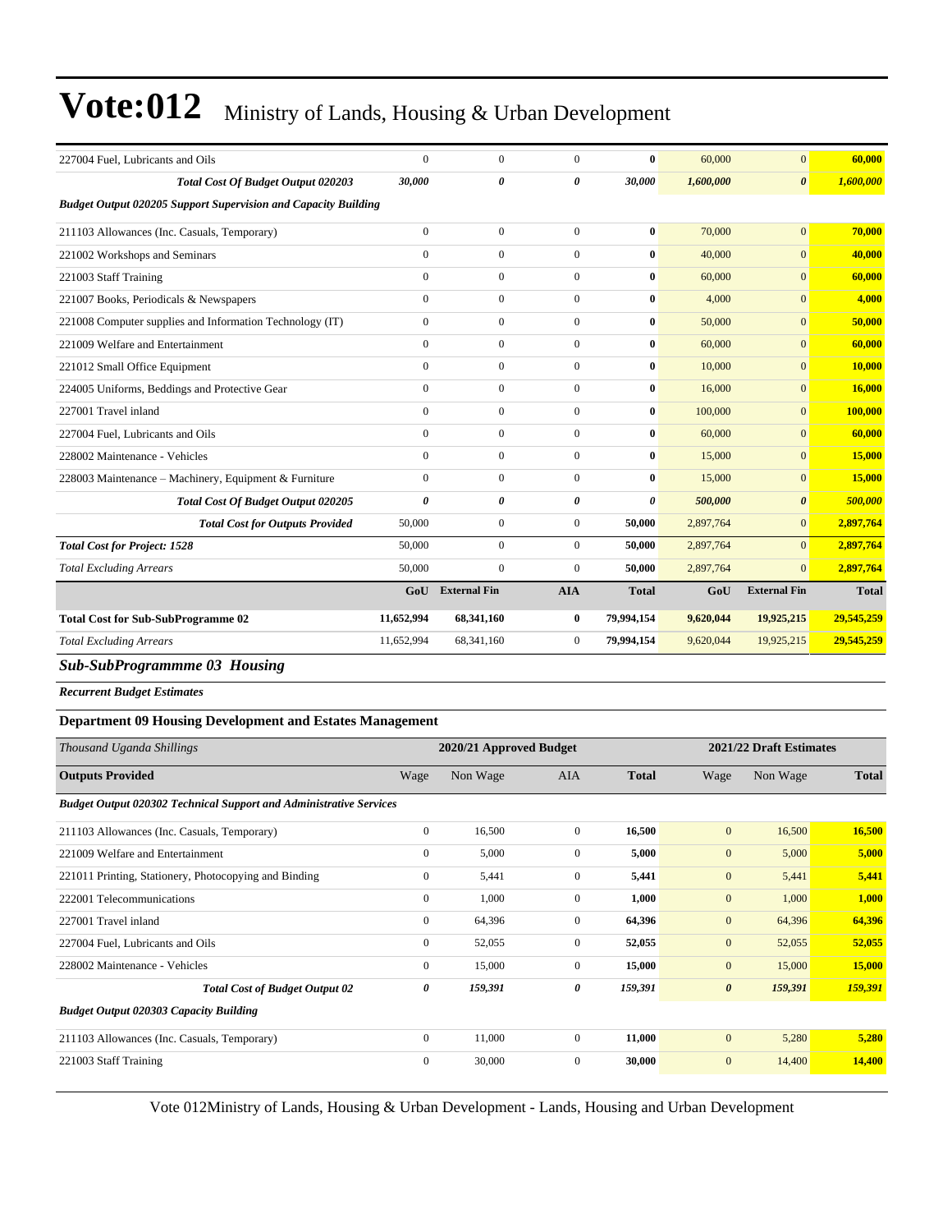| | | | | | | | |
|---|---|---|---|---|---|---|---|
| 227004 Fuel, Lubricants and Oils | 0 | 0 | 0 | **0** | 60,000 | 0 | **60,000** |
| ***Total Cost Of Budget Output 020203*** | ***30,000*** | ***0*** | ***0*** | ***30,000*** | ***1,600,000*** | ***0*** | ***1,600,000*** |
| ***Budget Output 020205 Support Supervision and Capacity Building*** | | | | | | | |
| 211103 Allowances (Inc. Casuals, Temporary) | 0 | 0 | 0 | **0** | 70,000 | 0 | **70,000** |
| 221002 Workshops and Seminars | 0 | 0 | 0 | **0** | 40,000 | 0 | **40,000** |
| 221003 Staff Training | 0 | 0 | 0 | **0** | 60,000 | 0 | **60,000** |
| 221007 Books, Periodicals & Newspapers | 0 | 0 | 0 | **0** | 4,000 | 0 | **4,000** |
| 221008 Computer supplies and Information Technology (IT) | 0 | 0 | 0 | **0** | 50,000 | 0 | **50,000** |
| 221009 Welfare and Entertainment | 0 | 0 | 0 | **0** | 60,000 | 0 | **60,000** |
| 221012 Small Office Equipment | 0 | 0 | 0 | **0** | 10,000 | 0 | **10,000** |
| 224005 Uniforms, Beddings and Protective Gear | 0 | 0 | 0 | **0** | 16,000 | 0 | **16,000** |
| 227001 Travel inland | 0 | 0 | 0 | **0** | 100,000 | 0 | **100,000** |
| 227004 Fuel, Lubricants and Oils | 0 | 0 | 0 | **0** | 60,000 | 0 | **60,000** |
| 228002 Maintenance - Vehicles | 0 | 0 | 0 | **0** | 15,000 | 0 | **15,000** |
| 228003 Maintenance – Machinery, Equipment & Furniture | 0 | 0 | 0 | **0** | 15,000 | 0 | **15,000** |
| ***Total Cost Of Budget Output 020205*** | ***0*** | ***0*** | ***0*** | ***0*** | ***500,000*** | ***0*** | ***500,000*** |
| ***Total Cost for Outputs Provided*** | 50,000 | 0 | 0 | **50,000** | 2,897,764 | 0 | **2,897,764** |
| ***Total Cost for Project: 1528*** | 50,000 | 0 | 0 | **50,000** | 2,897,764 | 0 | **2,897,764** |
| *Total Excluding Arrears* | 50,000 | 0 | 0 | **50,000** | 2,897,764 | 0 | **2,897,764** |
| | **GoU** | **External Fin** | **AIA** | **Total** | **GoU** | **External Fin** | **Total** |
| **Total Cost for Sub-SubProgramme 02** | **11,652,994** | **68,341,160** | **0** | **79,994,154** | **9,620,044** | **19,925,215** | **29,545,259** |
| *Total Excluding Arrears* | 11,652,994 | 68,341,160 | 0 | **79,994,154** | 9,620,044 | 19,925,215 | **29,545,259** |

## *Sub-SubProgrammme 03 Housing*

***Recurrent Budget Estimates***

### Department 09 Housing Development and Estates Management

| *Thousand Uganda Shillings* | 2020/21 Approved Budget | | | | 2021/22 Draft Estimates | | |
|---|---|---|---|---|---|---|---|
| **Outputs Provided** | Wage | Non Wage | AIA | **Total** | Wage | Non Wage | **Total** |
| ***Budget Output 020302 Technical Support and Administrative Services*** | | | | | | | |
| 211103 Allowances (Inc. Casuals, Temporary) | 0 | 16,500 | 0 | **16,500** | 0 | 16,500 | **16,500** |
| 221009 Welfare and Entertainment | 0 | 5,000 | 0 | **5,000** | 0 | 5,000 | **5,000** |
| 221011 Printing, Stationery, Photocopying and Binding | 0 | 5,441 | 0 | **5,441** | 0 | 5,441 | **5,441** |
| 222001 Telecommunications | 0 | 1,000 | 0 | **1,000** | 0 | 1,000 | **1,000** |
| 227001 Travel inland | 0 | 64,396 | 0 | **64,396** | 0 | 64,396 | **64,396** |
| 227004 Fuel, Lubricants and Oils | 0 | 52,055 | 0 | **52,055** | 0 | 52,055 | **52,055** |
| 228002 Maintenance - Vehicles | 0 | 15,000 | 0 | **15,000** | 0 | 15,000 | **15,000** |
| ***Total Cost of Budget Output 02*** | ***0*** | ***159,391*** | ***0*** | ***159,391*** | ***0*** | ***159,391*** | ***159,391*** |
| ***Budget Output 020303 Capacity Building*** | | | | | | | |
| 211103 Allowances (Inc. Casuals, Temporary) | 0 | 11,000 | 0 | **11,000** | 0 | 5,280 | **5,280** |
| 221003 Staff Training | 0 | 30,000 | 0 | **30,000** | 0 | 14,400 | **14,400** |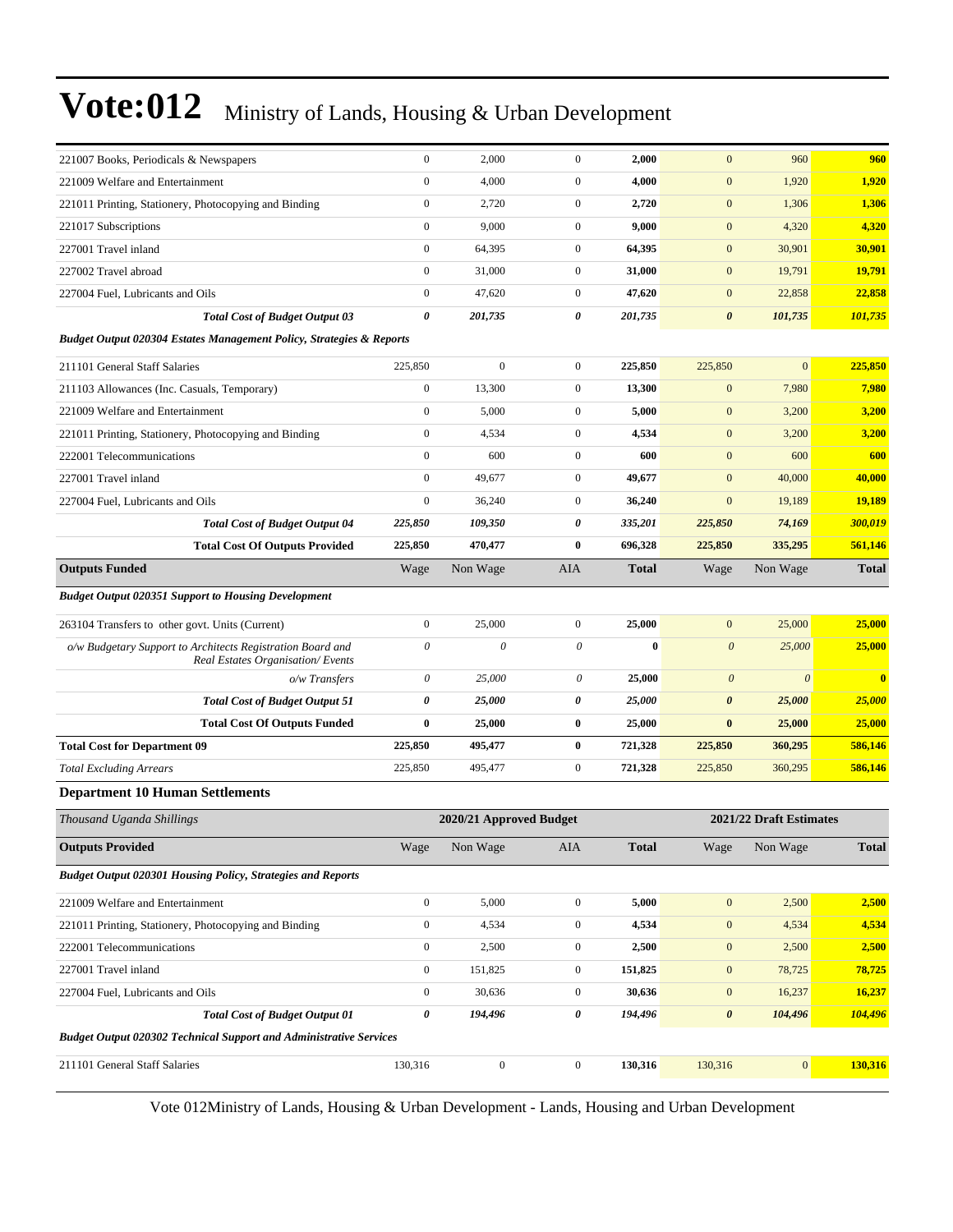# Vote:012 Ministry of Lands, Housing & Urban Development

| | | | | | | | |
|---|---|---|---|---|---|---|---|
| 221007 Books, Periodicals & Newspapers | 0 | 2,000 | 0 | **2,000** | 0 | 960 | **960** |
| 221009 Welfare and Entertainment | 0 | 4,000 | 0 | **4,000** | 0 | 1,920 | **1,920** |
| 221011 Printing, Stationery, Photocopying and Binding | 0 | 2,720 | 0 | **2,720** | 0 | 1,306 | **1,306** |
| 221017 Subscriptions | 0 | 9,000 | 0 | **9,000** | 0 | 4,320 | **4,320** |
| 227001 Travel inland | 0 | 64,395 | 0 | **64,395** | 0 | 30,901 | **30,901** |
| 227002 Travel abroad | 0 | 31,000 | 0 | **31,000** | 0 | 19,791 | **19,791** |
| 227004 Fuel, Lubricants and Oils | 0 | 47,620 | 0 | **47,620** | 0 | 22,858 | **22,858** |
| ***Total Cost of Budget Output 03*** | ***0*** | ***201,735*** | ***0*** | ***201,735*** | ***0*** | ***101,735*** | ***101,735*** |
| ***Budget Output 020304 Estates Management Policy, Strategies & Reports*** | | | | | | | |
| 211101 General Staff Salaries | 225,850 | 0 | 0 | **225,850** | 225,850 | 0 | **225,850** |
| 211103 Allowances (Inc. Casuals, Temporary) | 0 | 13,300 | 0 | **13,300** | 0 | 7,980 | **7,980** |
| 221009 Welfare and Entertainment | 0 | 5,000 | 0 | **5,000** | 0 | 3,200 | **3,200** |
| 221011 Printing, Stationery, Photocopying and Binding | 0 | 4,534 | 0 | **4,534** | 0 | 3,200 | **3,200** |
| 222001 Telecommunications | 0 | 600 | 0 | **600** | 0 | 600 | **600** |
| 227001 Travel inland | 0 | 49,677 | 0 | **49,677** | 0 | 40,000 | **40,000** |
| 227004 Fuel, Lubricants and Oils | 0 | 36,240 | 0 | **36,240** | 0 | 19,189 | **19,189** |
| ***Total Cost of Budget Output 04*** | ***225,850*** | ***109,350*** | ***0*** | ***335,201*** | ***225,850*** | ***74,169*** | ***300,019*** |
| **Total Cost Of Outputs Provided** | **225,850** | **470,477** | **0** | **696,328** | **225,850** | **335,295** | **561,146** |
| **Outputs Funded** | Wage | Non Wage | AIA | **Total** | Wage | Non Wage | **Total** |
| ***Budget Output 020351 Support to Housing Development*** | | | | | | | |
| 263104 Transfers to other govt. Units (Current) | 0 | 25,000 | 0 | **25,000** | 0 | 25,000 | **25,000** |
| *o/w Budgetary Support to Architects Registration Board and Real Estates Organisation/ Events* | *0* | *0* | *0* | **0** | *0* | *25,000* | ***25,000*** |
| *o/w Transfers* | *0* | *25,000* | *0* | **25,000** | *0* | *0* | **0** |
| ***Total Cost of Budget Output 51*** | ***0*** | ***25,000*** | ***0*** | ***25,000*** | ***0*** | ***25,000*** | ***25,000*** |
| **Total Cost Of Outputs Funded** | **0** | **25,000** | **0** | **25,000** | **0** | **25,000** | **25,000** |
| **Total Cost for Department 09** | **225,850** | **495,477** | **0** | **721,328** | **225,850** | **360,295** | **586,146** |
| *Total Excluding Arrears* | 225,850 | 495,477 | 0 | **721,328** | 225,850 | 360,295 | **586,146** |

### Department 10 Human Settlements

| *Thousand Uganda Shillings* | 2020/21 Approved Budget | | | | 2021/22 Draft Estimates | | |
|---|---|---|---|---|---|---|---|
| **Outputs Provided** | Wage | Non Wage | AIA | **Total** | Wage | Non Wage | **Total** |
| ***Budget Output 020301 Housing Policy, Strategies and Reports*** | | | | | | | |
| 221009 Welfare and Entertainment | 0 | 5,000 | 0 | **5,000** | 0 | 2,500 | **2,500** |
| 221011 Printing, Stationery, Photocopying and Binding | 0 | 4,534 | 0 | **4,534** | 0 | 4,534 | **4,534** |
| 222001 Telecommunications | 0 | 2,500 | 0 | **2,500** | 0 | 2,500 | **2,500** |
| 227001 Travel inland | 0 | 151,825 | 0 | **151,825** | 0 | 78,725 | **78,725** |
| 227004 Fuel, Lubricants and Oils | 0 | 30,636 | 0 | **30,636** | 0 | 16,237 | **16,237** |
| ***Total Cost of Budget Output 01*** | ***0*** | ***194,496*** | ***0*** | ***194,496*** | ***0*** | ***104,496*** | ***104,496*** |
| ***Budget Output 020302 Technical Support and Administrative Services*** | | | | | | | |
| 211101 General Staff Salaries | 130,316 | 0 | 0 | **130,316** | 130,316 | 0 | **130,316** |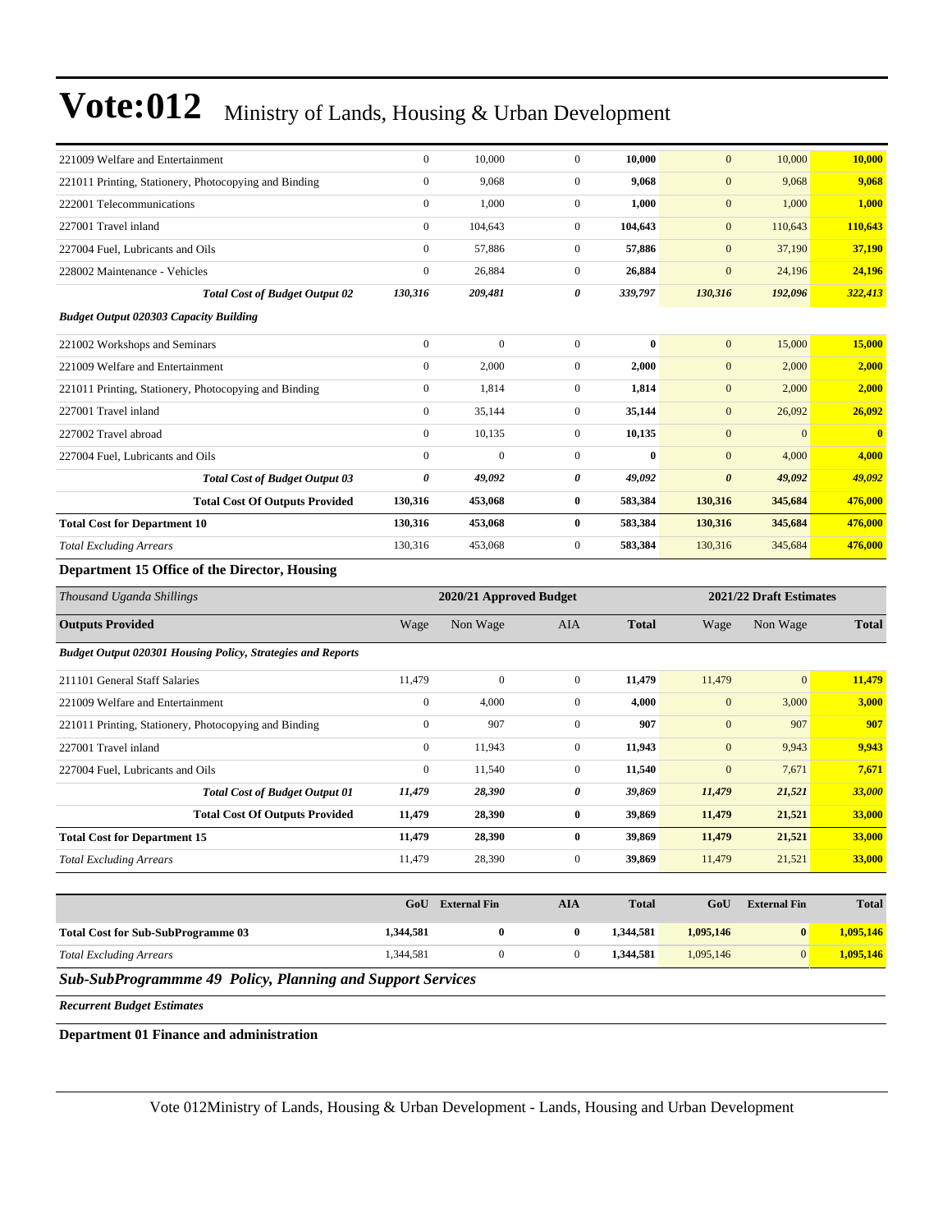# Vote:012 Ministry of Lands, Housing & Urban Development

| | | | | | | | |
|---|---|---|---|---|---|---|---|
| 221009 Welfare and Entertainment | 0 | 10,000 | 0 | **10,000** | 0 | 10,000 | **10,000** |
| 221011 Printing, Stationery, Photocopying and Binding | 0 | 9,068 | 0 | **9,068** | 0 | 9,068 | **9,068** |
| 222001 Telecommunications | 0 | 1,000 | 0 | **1,000** | 0 | 1,000 | **1,000** |
| 227001 Travel inland | 0 | 104,643 | 0 | **104,643** | 0 | 110,643 | **110,643** |
| 227004 Fuel, Lubricants and Oils | 0 | 57,886 | 0 | **57,886** | 0 | 37,190 | **37,190** |
| 228002 Maintenance - Vehicles | 0 | 26,884 | 0 | **26,884** | 0 | 24,196 | **24,196** |
| ***Total Cost of Budget Output 02*** | ***130,316*** | ***209,481*** | ***0*** | ***339,797*** | ***130,316*** | ***192,096*** | ***322,413*** |
| ***Budget Output 020303 Capacity Building*** | | | | | | | |
| 221002 Workshops and Seminars | 0 | 0 | 0 | **0** | 0 | 15,000 | **15,000** |
| 221009 Welfare and Entertainment | 0 | 2,000 | 0 | **2,000** | 0 | 2,000 | **2,000** |
| 221011 Printing, Stationery, Photocopying and Binding | 0 | 1,814 | 0 | **1,814** | 0 | 2,000 | **2,000** |
| 227001 Travel inland | 0 | 35,144 | 0 | **35,144** | 0 | 26,092 | **26,092** |
| 227002 Travel abroad | 0 | 10,135 | 0 | **10,135** | 0 | 0 | **0** |
| 227004 Fuel, Lubricants and Oils | 0 | 0 | 0 | **0** | 0 | 4,000 | **4,000** |
| ***Total Cost of Budget Output 03*** | ***0*** | ***49,092*** | ***0*** | ***49,092*** | ***0*** | ***49,092*** | ***49,092*** |
| **Total Cost Of Outputs Provided** | **130,316** | **453,068** | **0** | **583,384** | **130,316** | **345,684** | **476,000** |
| **Total Cost for Department 10** | **130,316** | **453,068** | **0** | **583,384** | **130,316** | **345,684** | **476,000** |
| *Total Excluding Arrears* | 130,316 | 453,068 | 0 | **583,384** | 130,316 | 345,684 | **476,000** |

**Department 15 Office of the Director, Housing**

| *Thousand Uganda Shillings* | 2020/21 Approved Budget | | | | 2021/22 Draft Estimates | | |
|---|---|---|---|---|---|---|---|
| **Outputs Provided** | Wage | Non Wage | AIA | **Total** | Wage | Non Wage | **Total** |
| ***Budget Output 020301 Housing Policy, Strategies and Reports*** | | | | | | | |
| 211101 General Staff Salaries | 11,479 | 0 | 0 | **11,479** | 11,479 | 0 | **11,479** |
| 221009 Welfare and Entertainment | 0 | 4,000 | 0 | **4,000** | 0 | 3,000 | **3,000** |
| 221011 Printing, Stationery, Photocopying and Binding | 0 | 907 | 0 | **907** | 0 | 907 | **907** |
| 227001 Travel inland | 0 | 11,943 | 0 | **11,943** | 0 | 9,943 | **9,943** |
| 227004 Fuel, Lubricants and Oils | 0 | 11,540 | 0 | **11,540** | 0 | 7,671 | **7,671** |
| ***Total Cost of Budget Output 01*** | ***11,479*** | ***28,390*** | ***0*** | ***39,869*** | ***11,479*** | ***21,521*** | ***33,000*** |
| **Total Cost Of Outputs Provided** | **11,479** | **28,390** | **0** | **39,869** | **11,479** | **21,521** | **33,000** |
| **Total Cost for Department 15** | **11,479** | **28,390** | **0** | **39,869** | **11,479** | **21,521** | **33,000** |
| *Total Excluding Arrears* | 11,479 | 28,390 | 0 | **39,869** | 11,479 | 21,521 | **33,000** |

| | GoU | External Fin | AIA | Total | GoU | External Fin | Total |
|---|---|---|---|---|---|---|---|
| **Total Cost for Sub-SubProgramme 03** | **1,344,581** | **0** | **0** | **1,344,581** | **1,095,146** | **0** | **1,095,146** |
| *Total Excluding Arrears* | 1,344,581 | 0 | 0 | **1,344,581** | 1,095,146 | 0 | **1,095,146** |

***Sub-SubProgrammme 49 Policy, Planning and Support Services***

***Recurrent Budget Estimates***

**Department 01 Finance and administration**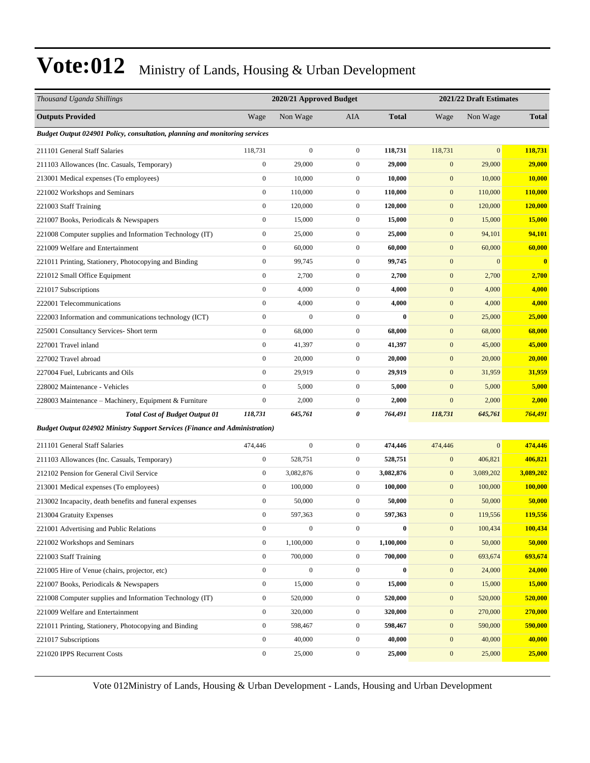# Vote:012 Ministry of Lands, Housing & Urban Development

| *Thousand Uganda Shillings* | 2020/21 Approved Budget | | | | 2021/22 Draft Estimates | | |
|---|---|---|---|---|---|---|---|
| **Outputs Provided** | Wage | Non Wage | AIA | **Total** | Wage | Non Wage | **Total** |
| ***Budget Output 024901 Policy, consultation, planning and monitoring services*** | | | | | | | |
| 211101 General Staff Salaries | 118,731 | 0 | 0 | **118,731** | 118,731 | 0 | **118,731** |
| 211103 Allowances (Inc. Casuals, Temporary) | 0 | 29,000 | 0 | **29,000** | 0 | 29,000 | **29,000** |
| 213001 Medical expenses (To employees) | 0 | 10,000 | 0 | **10,000** | 0 | 10,000 | **10,000** |
| 221002 Workshops and Seminars | 0 | 110,000 | 0 | **110,000** | 0 | 110,000 | **110,000** |
| 221003 Staff Training | 0 | 120,000 | 0 | **120,000** | 0 | 120,000 | **120,000** |
| 221007 Books, Periodicals & Newspapers | 0 | 15,000 | 0 | **15,000** | 0 | 15,000 | **15,000** |
| 221008 Computer supplies and Information Technology (IT) | 0 | 25,000 | 0 | **25,000** | 0 | 94,101 | **94,101** |
| 221009 Welfare and Entertainment | 0 | 60,000 | 0 | **60,000** | 0 | 60,000 | **60,000** |
| 221011 Printing, Stationery, Photocopying and Binding | 0 | 99,745 | 0 | **99,745** | 0 | 0 | **0** |
| 221012 Small Office Equipment | 0 | 2,700 | 0 | **2,700** | 0 | 2,700 | **2,700** |
| 221017 Subscriptions | 0 | 4,000 | 0 | **4,000** | 0 | 4,000 | **4,000** |
| 222001 Telecommunications | 0 | 4,000 | 0 | **4,000** | 0 | 4,000 | **4,000** |
| 222003 Information and communications technology (ICT) | 0 | 0 | 0 | **0** | 0 | 25,000 | **25,000** |
| 225001 Consultancy Services- Short term | 0 | 68,000 | 0 | **68,000** | 0 | 68,000 | **68,000** |
| 227001 Travel inland | 0 | 41,397 | 0 | **41,397** | 0 | 45,000 | **45,000** |
| 227002 Travel abroad | 0 | 20,000 | 0 | **20,000** | 0 | 20,000 | **20,000** |
| 227004 Fuel, Lubricants and Oils | 0 | 29,919 | 0 | **29,919** | 0 | 31,959 | **31,959** |
| 228002 Maintenance - Vehicles | 0 | 5,000 | 0 | **5,000** | 0 | 5,000 | **5,000** |
| 228003 Maintenance – Machinery, Equipment & Furniture | 0 | 2,000 | 0 | **2,000** | 0 | 2,000 | **2,000** |
| ***Total Cost of Budget Output 01*** | ***118,731*** | ***645,761*** | ***0*** | ***764,491*** | ***118,731*** | ***645,761*** | ***764,491*** |
| ***Budget Output 024902 Ministry Support Services (Finance and Administration)*** | | | | | | | |
| 211101 General Staff Salaries | 474,446 | 0 | 0 | **474,446** | 474,446 | 0 | **474,446** |
| 211103 Allowances (Inc. Casuals, Temporary) | 0 | 528,751 | 0 | **528,751** | 0 | 406,821 | **406,821** |
| 212102 Pension for General Civil Service | 0 | 3,082,876 | 0 | **3,082,876** | 0 | 3,089,202 | **3,089,202** |
| 213001 Medical expenses (To employees) | 0 | 100,000 | 0 | **100,000** | 0 | 100,000 | **100,000** |
| 213002 Incapacity, death benefits and funeral expenses | 0 | 50,000 | 0 | **50,000** | 0 | 50,000 | **50,000** |
| 213004 Gratuity Expenses | 0 | 597,363 | 0 | **597,363** | 0 | 119,556 | **119,556** |
| 221001 Advertising and Public Relations | 0 | 0 | 0 | **0** | 0 | 100,434 | **100,434** |
| 221002 Workshops and Seminars | 0 | 1,100,000 | 0 | **1,100,000** | 0 | 50,000 | **50,000** |
| 221003 Staff Training | 0 | 700,000 | 0 | **700,000** | 0 | 693,674 | **693,674** |
| 221005 Hire of Venue (chairs, projector, etc) | 0 | 0 | 0 | **0** | 0 | 24,000 | **24,000** |
| 221007 Books, Periodicals & Newspapers | 0 | 15,000 | 0 | **15,000** | 0 | 15,000 | **15,000** |
| 221008 Computer supplies and Information Technology (IT) | 0 | 520,000 | 0 | **520,000** | 0 | 520,000 | **520,000** |
| 221009 Welfare and Entertainment | 0 | 320,000 | 0 | **320,000** | 0 | 270,000 | **270,000** |
| 221011 Printing, Stationery, Photocopying and Binding | 0 | 598,467 | 0 | **598,467** | 0 | 590,000 | **590,000** |
| 221017 Subscriptions | 0 | 40,000 | 0 | **40,000** | 0 | 40,000 | **40,000** |
| 221020 IPPS Recurrent Costs | 0 | 25,000 | 0 | **25,000** | 0 | 25,000 | **25,000** |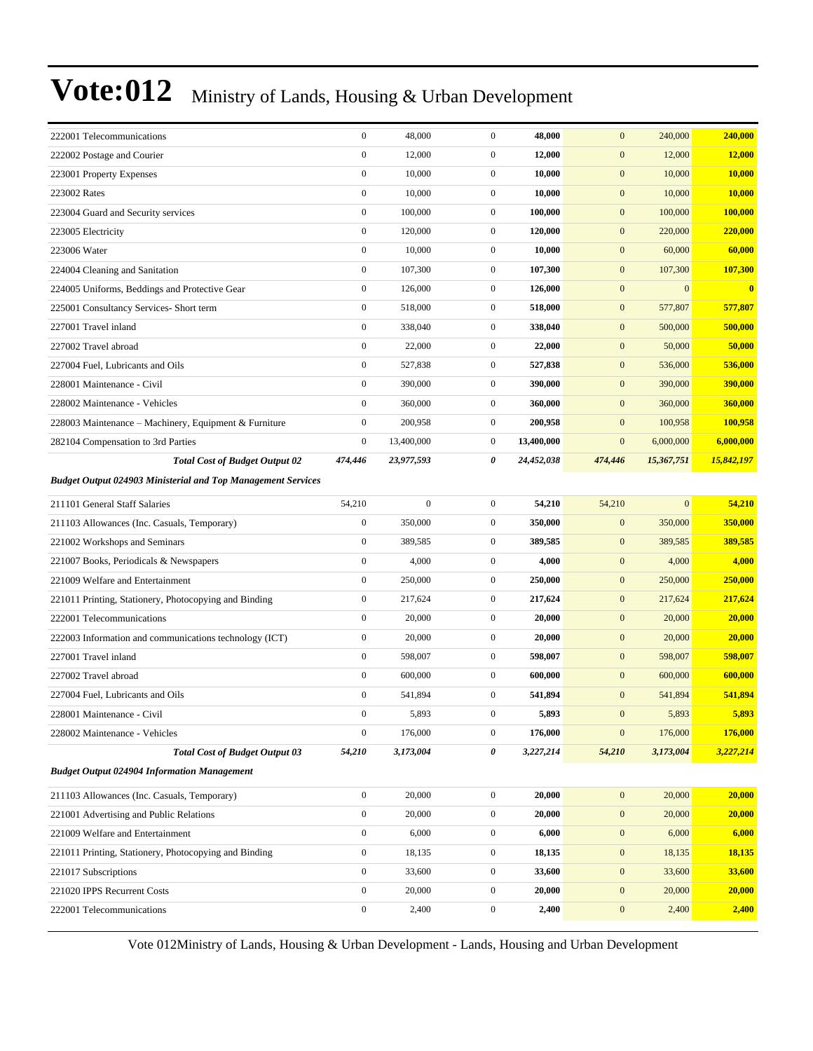# Vote:012 Ministry of Lands, Housing & Urban Development

| | | | | | | | |
|---|---|---|---|---|---|---|---|
| 222001 Telecommunications | 0 | 48,000 | 0 | **48,000** | 0 | 240,000 | **240,000** |
| 222002 Postage and Courier | 0 | 12,000 | 0 | **12,000** | 0 | 12,000 | **12,000** |
| 223001 Property Expenses | 0 | 10,000 | 0 | **10,000** | 0 | 10,000 | **10,000** |
| 223002 Rates | 0 | 10,000 | 0 | **10,000** | 0 | 10,000 | **10,000** |
| 223004 Guard and Security services | 0 | 100,000 | 0 | **100,000** | 0 | 100,000 | **100,000** |
| 223005 Electricity | 0 | 120,000 | 0 | **120,000** | 0 | 220,000 | **220,000** |
| 223006 Water | 0 | 10,000 | 0 | **10,000** | 0 | 60,000 | **60,000** |
| 224004 Cleaning and Sanitation | 0 | 107,300 | 0 | **107,300** | 0 | 107,300 | **107,300** |
| 224005 Uniforms, Beddings and Protective Gear | 0 | 126,000 | 0 | **126,000** | 0 | 0 | **0** |
| 225001 Consultancy Services- Short term | 0 | 518,000 | 0 | **518,000** | 0 | 577,807 | **577,807** |
| 227001 Travel inland | 0 | 338,040 | 0 | **338,040** | 0 | 500,000 | **500,000** |
| 227002 Travel abroad | 0 | 22,000 | 0 | **22,000** | 0 | 50,000 | **50,000** |
| 227004 Fuel, Lubricants and Oils | 0 | 527,838 | 0 | **527,838** | 0 | 536,000 | **536,000** |
| 228001 Maintenance - Civil | 0 | 390,000 | 0 | **390,000** | 0 | 390,000 | **390,000** |
| 228002 Maintenance - Vehicles | 0 | 360,000 | 0 | **360,000** | 0 | 360,000 | **360,000** |
| 228003 Maintenance – Machinery, Equipment & Furniture | 0 | 200,958 | 0 | **200,958** | 0 | 100,958 | **100,958** |
| 282104 Compensation to 3rd Parties | 0 | 13,400,000 | 0 | **13,400,000** | 0 | 6,000,000 | **6,000,000** |
| ***Total Cost of Budget Output 02*** | ***474,446*** | ***23,977,593*** | ***0*** | ***24,452,038*** | ***474,446*** | ***15,367,751*** | ***15,842,197*** |
| ***Budget Output 024903 Ministerial and Top Management Services*** | | | | | | | |
| 211101 General Staff Salaries | 54,210 | 0 | 0 | **54,210** | 54,210 | 0 | **54,210** |
| 211103 Allowances (Inc. Casuals, Temporary) | 0 | 350,000 | 0 | **350,000** | 0 | 350,000 | **350,000** |
| 221002 Workshops and Seminars | 0 | 389,585 | 0 | **389,585** | 0 | 389,585 | **389,585** |
| 221007 Books, Periodicals & Newspapers | 0 | 4,000 | 0 | **4,000** | 0 | 4,000 | **4,000** |
| 221009 Welfare and Entertainment | 0 | 250,000 | 0 | **250,000** | 0 | 250,000 | **250,000** |
| 221011 Printing, Stationery, Photocopying and Binding | 0 | 217,624 | 0 | **217,624** | 0 | 217,624 | **217,624** |
| 222001 Telecommunications | 0 | 20,000 | 0 | **20,000** | 0 | 20,000 | **20,000** |
| 222003 Information and communications technology (ICT) | 0 | 20,000 | 0 | **20,000** | 0 | 20,000 | **20,000** |
| 227001 Travel inland | 0 | 598,007 | 0 | **598,007** | 0 | 598,007 | **598,007** |
| 227002 Travel abroad | 0 | 600,000 | 0 | **600,000** | 0 | 600,000 | **600,000** |
| 227004 Fuel, Lubricants and Oils | 0 | 541,894 | 0 | **541,894** | 0 | 541,894 | **541,894** |
| 228001 Maintenance - Civil | 0 | 5,893 | 0 | **5,893** | 0 | 5,893 | **5,893** |
| 228002 Maintenance - Vehicles | 0 | 176,000 | 0 | **176,000** | 0 | 176,000 | **176,000** |
| ***Total Cost of Budget Output 03*** | ***54,210*** | ***3,173,004*** | ***0*** | ***3,227,214*** | ***54,210*** | ***3,173,004*** | ***3,227,214*** |
| ***Budget Output 024904 Information Management*** | | | | | | | |
| 211103 Allowances (Inc. Casuals, Temporary) | 0 | 20,000 | 0 | **20,000** | 0 | 20,000 | **20,000** |
| 221001 Advertising and Public Relations | 0 | 20,000 | 0 | **20,000** | 0 | 20,000 | **20,000** |
| 221009 Welfare and Entertainment | 0 | 6,000 | 0 | **6,000** | 0 | 6,000 | **6,000** |
| 221011 Printing, Stationery, Photocopying and Binding | 0 | 18,135 | 0 | **18,135** | 0 | 18,135 | **18,135** |
| 221017 Subscriptions | 0 | 33,600 | 0 | **33,600** | 0 | 33,600 | **33,600** |
| 221020 IPPS Recurrent Costs | 0 | 20,000 | 0 | **20,000** | 0 | 20,000 | **20,000** |
| 222001 Telecommunications | 0 | 2,400 | 0 | **2,400** | 0 | 2,400 | **2,400** |

Vote 012Ministry of Lands, Housing & Urban Development - Lands, Housing and Urban Development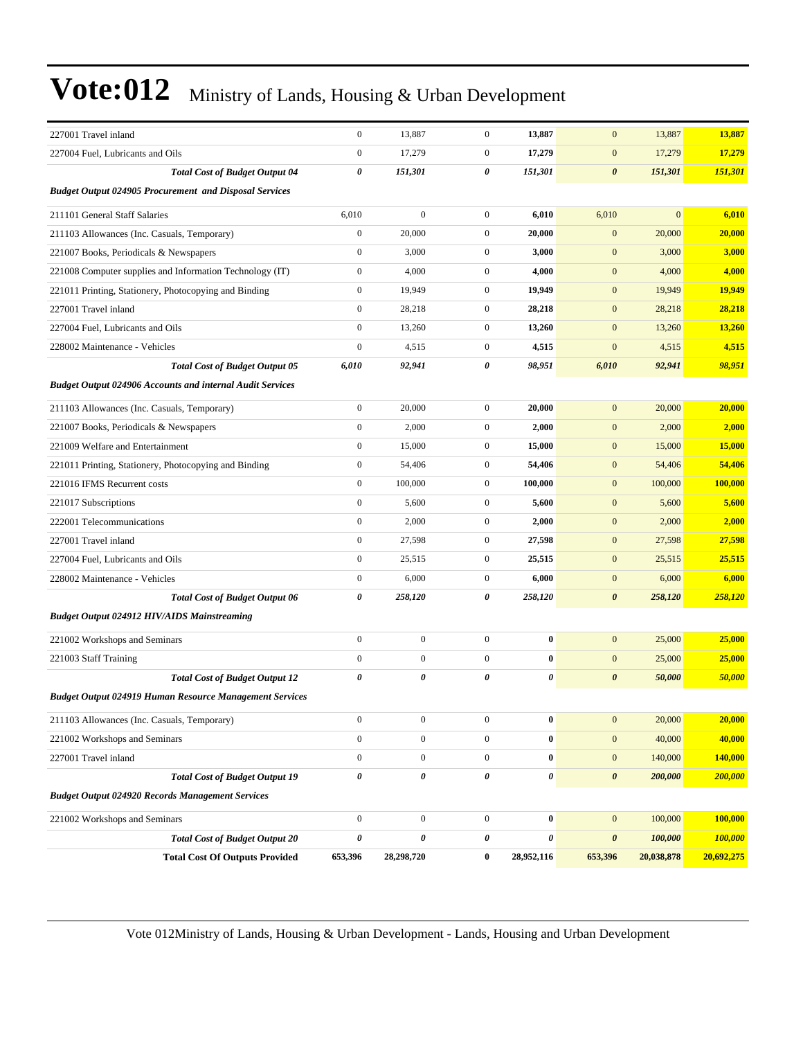# Vote:012 Ministry of Lands, Housing & Urban Development

| | | | | | | | |
|---|---|---|---|---|---|---|---|
| 227001 Travel inland | 0 | 13,887 | 0 | **13,887** | 0 | 13,887 | **13,887** |
| 227004 Fuel, Lubricants and Oils | 0 | 17,279 | 0 | **17,279** | 0 | 17,279 | **17,279** |
| ***Total Cost of Budget Output 04*** | ***0*** | ***151,301*** | ***0*** | ***151,301*** | ***0*** | ***151,301*** | ***151,301*** |
| ***Budget Output 024905 Procurement and Disposal Services*** | | | | | | | |
| 211101 General Staff Salaries | 6,010 | 0 | 0 | **6,010** | 6,010 | 0 | **6,010** |
| 211103 Allowances (Inc. Casuals, Temporary) | 0 | 20,000 | 0 | **20,000** | 0 | 20,000 | **20,000** |
| 221007 Books, Periodicals & Newspapers | 0 | 3,000 | 0 | **3,000** | 0 | 3,000 | **3,000** |
| 221008 Computer supplies and Information Technology (IT) | 0 | 4,000 | 0 | **4,000** | 0 | 4,000 | **4,000** |
| 221011 Printing, Stationery, Photocopying and Binding | 0 | 19,949 | 0 | **19,949** | 0 | 19,949 | **19,949** |
| 227001 Travel inland | 0 | 28,218 | 0 | **28,218** | 0 | 28,218 | **28,218** |
| 227004 Fuel, Lubricants and Oils | 0 | 13,260 | 0 | **13,260** | 0 | 13,260 | **13,260** |
| 228002 Maintenance - Vehicles | 0 | 4,515 | 0 | **4,515** | 0 | 4,515 | **4,515** |
| ***Total Cost of Budget Output 05*** | ***6,010*** | ***92,941*** | ***0*** | ***98,951*** | ***6,010*** | ***92,941*** | ***98,951*** |
| ***Budget Output 024906 Accounts and internal Audit Services*** | | | | | | | |
| 211103 Allowances (Inc. Casuals, Temporary) | 0 | 20,000 | 0 | **20,000** | 0 | 20,000 | **20,000** |
| 221007 Books, Periodicals & Newspapers | 0 | 2,000 | 0 | **2,000** | 0 | 2,000 | **2,000** |
| 221009 Welfare and Entertainment | 0 | 15,000 | 0 | **15,000** | 0 | 15,000 | **15,000** |
| 221011 Printing, Stationery, Photocopying and Binding | 0 | 54,406 | 0 | **54,406** | 0 | 54,406 | **54,406** |
| 221016 IFMS Recurrent costs | 0 | 100,000 | 0 | **100,000** | 0 | 100,000 | **100,000** |
| 221017 Subscriptions | 0 | 5,600 | 0 | **5,600** | 0 | 5,600 | **5,600** |
| 222001 Telecommunications | 0 | 2,000 | 0 | **2,000** | 0 | 2,000 | **2,000** |
| 227001 Travel inland | 0 | 27,598 | 0 | **27,598** | 0 | 27,598 | **27,598** |
| 227004 Fuel, Lubricants and Oils | 0 | 25,515 | 0 | **25,515** | 0 | 25,515 | **25,515** |
| 228002 Maintenance - Vehicles | 0 | 6,000 | 0 | **6,000** | 0 | 6,000 | **6,000** |
| ***Total Cost of Budget Output 06*** | ***0*** | ***258,120*** | ***0*** | ***258,120*** | ***0*** | ***258,120*** | ***258,120*** |
| ***Budget Output 024912 HIV/AIDS Mainstreaming*** | | | | | | | |
| 221002 Workshops and Seminars | 0 | 0 | 0 | **0** | 0 | 25,000 | **25,000** |
| 221003 Staff Training | 0 | 0 | 0 | **0** | 0 | 25,000 | **25,000** |
| ***Total Cost of Budget Output 12*** | ***0*** | ***0*** | ***0*** | ***0*** | ***0*** | ***50,000*** | ***50,000*** |
| ***Budget Output 024919 Human Resource Management Services*** | | | | | | | |
| 211103 Allowances (Inc. Casuals, Temporary) | 0 | 0 | 0 | **0** | 0 | 20,000 | **20,000** |
| 221002 Workshops and Seminars | 0 | 0 | 0 | **0** | 0 | 40,000 | **40,000** |
| 227001 Travel inland | 0 | 0 | 0 | **0** | 0 | 140,000 | **140,000** |
| ***Total Cost of Budget Output 19*** | ***0*** | ***0*** | ***0*** | ***0*** | ***0*** | ***200,000*** | ***200,000*** |
| ***Budget Output 024920 Records Management Services*** | | | | | | | |
| 221002 Workshops and Seminars | 0 | 0 | 0 | **0** | 0 | 100,000 | **100,000** |
| ***Total Cost of Budget Output 20*** | ***0*** | ***0*** | ***0*** | ***0*** | ***0*** | ***100,000*** | ***100,000*** |
| **Total Cost Of Outputs Provided** | **653,396** | **28,298,720** | **0** | **28,952,116** | **653,396** | **20,038,878** | **20,692,275** |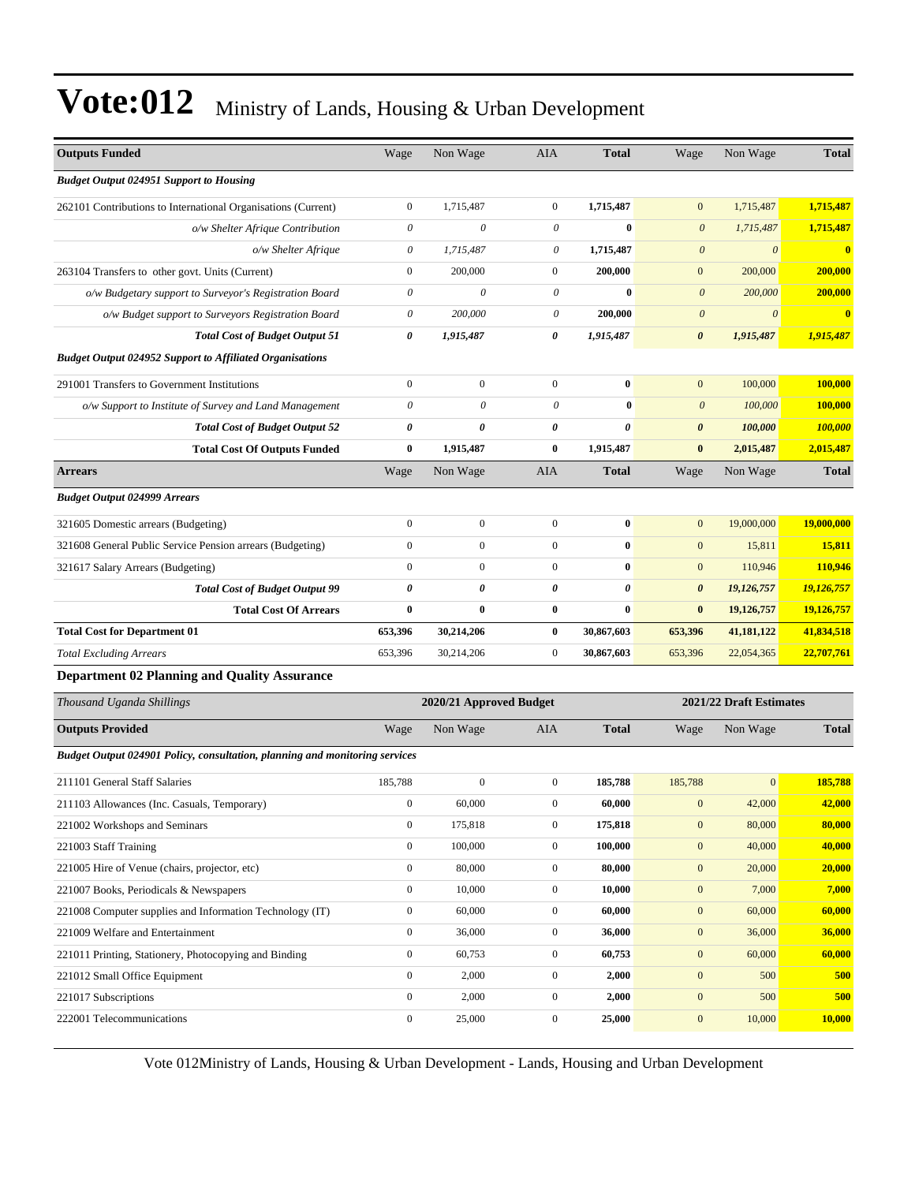# Vote:012 Ministry of Lands, Housing & Urban Development

| Outputs Funded | Wage | Non Wage | AIA | Total | Wage | Non Wage | Total |
|---|---|---|---|---|---|---|---|
| ***Budget Output 024951 Support to Housing*** | | | | | | | |
| 262101 Contributions to International Organisations (Current) | 0 | 1,715,487 | 0 | **1,715,487** | 0 | 1,715,487 | **1,715,487** |
| *o/w Shelter Afrique Contribution* | *0* | *0* | *0* | **0** | *0* | *1,715,487* | **1,715,487** |
| *o/w Shelter Afrique* | *0* | *1,715,487* | *0* | **1,715,487** | *0* | *0* | **0** |
| 263104 Transfers to other govt. Units (Current) | 0 | 200,000 | 0 | **200,000** | 0 | 200,000 | **200,000** |
| *o/w Budgetary support to Surveyor's Registration Board* | *0* | *0* | *0* | **0** | *0* | *200,000* | **200,000** |
| *o/w Budget support to Surveyors Registration Board* | *0* | *200,000* | *0* | **200,000** | *0* | *0* | **0** |
| ***Total Cost of Budget Output 51*** | ***0*** | ***1,915,487*** | ***0*** | ***1,915,487*** | ***0*** | ***1,915,487*** | ***1,915,487*** |
| ***Budget Output 024952 Support to Affiliated Organisations*** | | | | | | | |
| 291001 Transfers to Government Institutions | 0 | 0 | 0 | **0** | 0 | 100,000 | **100,000** |
| *o/w Support to Institute of Survey and Land Management* | *0* | *0* | *0* | **0** | *0* | *100,000* | **100,000** |
| ***Total Cost of Budget Output 52*** | ***0*** | ***0*** | ***0*** | ***0*** | ***0*** | ***100,000*** | ***100,000*** |
| **Total Cost Of Outputs Funded** | **0** | **1,915,487** | **0** | **1,915,487** | **0** | **2,015,487** | **2,015,487** |
| **Arrears** | Wage | Non Wage | AIA | **Total** | Wage | Non Wage | **Total** |
| ***Budget Output 024999 Arrears*** | | | | | | | |
| 321605 Domestic arrears (Budgeting) | 0 | 0 | 0 | **0** | 0 | 19,000,000 | **19,000,000** |
| 321608 General Public Service Pension arrears (Budgeting) | 0 | 0 | 0 | **0** | 0 | 15,811 | **15,811** |
| 321617 Salary Arrears (Budgeting) | 0 | 0 | 0 | **0** | 0 | 110,946 | **110,946** |
| ***Total Cost of Budget Output 99*** | ***0*** | ***0*** | ***0*** | ***0*** | ***0*** | ***19,126,757*** | ***19,126,757*** |
| **Total Cost Of Arrears** | **0** | **0** | **0** | **0** | **0** | **19,126,757** | **19,126,757** |
| **Total Cost for Department 01** | **653,396** | **30,214,206** | **0** | **30,867,603** | **653,396** | **41,181,122** | **41,834,518** |
| *Total Excluding Arrears* | 653,396 | 30,214,206 | 0 | **30,867,603** | 653,396 | 22,054,365 | **22,707,761** |

### Department 02 Planning and Quality Assurance

| *Thousand Uganda Shillings* | 2020/21 Approved Budget | | | | 2021/22 Draft Estimates | | |
|---|---|---|---|---|---|---|---|
| **Outputs Provided** | Wage | Non Wage | AIA | **Total** | Wage | Non Wage | **Total** |
| ***Budget Output 024901 Policy, consultation, planning and monitoring services*** | | | | | | | |
| 211101 General Staff Salaries | 185,788 | 0 | 0 | **185,788** | 185,788 | 0 | **185,788** |
| 211103 Allowances (Inc. Casuals, Temporary) | 0 | 60,000 | 0 | **60,000** | 0 | 42,000 | **42,000** |
| 221002 Workshops and Seminars | 0 | 175,818 | 0 | **175,818** | 0 | 80,000 | **80,000** |
| 221003 Staff Training | 0 | 100,000 | 0 | **100,000** | 0 | 40,000 | **40,000** |
| 221005 Hire of Venue (chairs, projector, etc) | 0 | 80,000 | 0 | **80,000** | 0 | 20,000 | **20,000** |
| 221007 Books, Periodicals & Newspapers | 0 | 10,000 | 0 | **10,000** | 0 | 7,000 | **7,000** |
| 221008 Computer supplies and Information Technology (IT) | 0 | 60,000 | 0 | **60,000** | 0 | 60,000 | **60,000** |
| 221009 Welfare and Entertainment | 0 | 36,000 | 0 | **36,000** | 0 | 36,000 | **36,000** |
| 221011 Printing, Stationery, Photocopying and Binding | 0 | 60,753 | 0 | **60,753** | 0 | 60,000 | **60,000** |
| 221012 Small Office Equipment | 0 | 2,000 | 0 | **2,000** | 0 | 500 | **500** |
| 221017 Subscriptions | 0 | 2,000 | 0 | **2,000** | 0 | 500 | **500** |
| 222001 Telecommunications | 0 | 25,000 | 0 | **25,000** | 0 | 10,000 | **10,000** |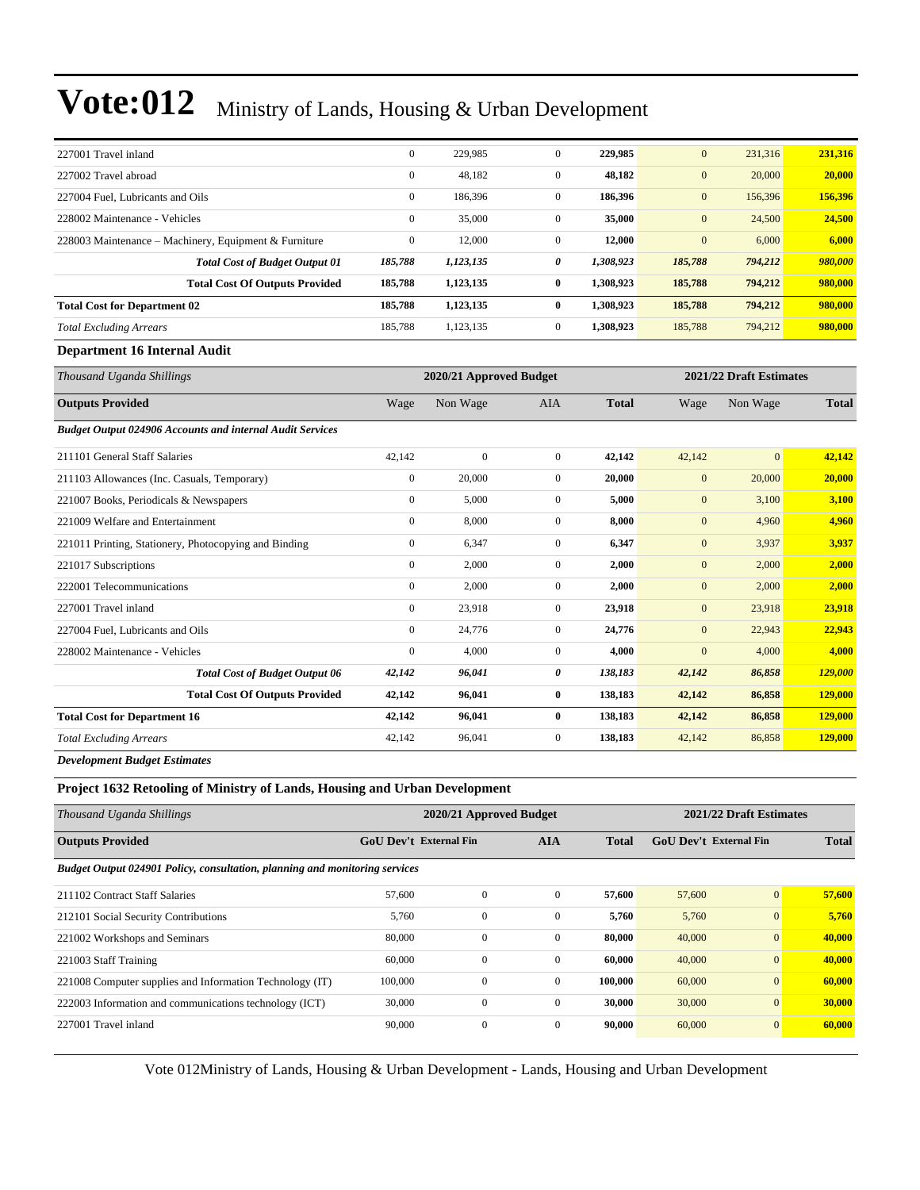# Vote:012 Ministry of Lands, Housing & Urban Development

| | | | | | | | |
|---|---|---|---|---|---|---|---|
| 227001 Travel inland | 0 | 229,985 | 0 | **229,985** | 0 | 231,316 | **231,316** |
| 227002 Travel abroad | 0 | 48,182 | 0 | **48,182** | 0 | 20,000 | **20,000** |
| 227004 Fuel, Lubricants and Oils | 0 | 186,396 | 0 | **186,396** | 0 | 156,396 | **156,396** |
| 228002 Maintenance - Vehicles | 0 | 35,000 | 0 | **35,000** | 0 | 24,500 | **24,500** |
| 228003 Maintenance – Machinery, Equipment & Furniture | 0 | 12,000 | 0 | **12,000** | 0 | 6,000 | **6,000** |
| ***Total Cost of Budget Output 01*** | ***185,788*** | ***1,123,135*** | ***0*** | ***1,308,923*** | ***185,788*** | ***794,212*** | ***980,000*** |
| **Total Cost Of Outputs Provided** | **185,788** | **1,123,135** | **0** | **1,308,923** | **185,788** | **794,212** | **980,000** |
| **Total Cost for Department 02** | **185,788** | **1,123,135** | **0** | **1,308,923** | **185,788** | **794,212** | **980,000** |
| *Total Excluding Arrears* | 185,788 | 1,123,135 | 0 | **1,308,923** | 185,788 | 794,212 | **980,000** |

**Department 16 Internal Audit**

| *Thousand Uganda Shillings* | 2020/21 Approved Budget | | | | 2021/22 Draft Estimates | | |
|---|---|---|---|---|---|---|---|
| **Outputs Provided** | Wage | Non Wage | AIA | **Total** | Wage | Non Wage | **Total** |
| ***Budget Output 024906 Accounts and internal Audit Services*** | | | | | | | |
| 211101 General Staff Salaries | 42,142 | 0 | 0 | **42,142** | 42,142 | 0 | **42,142** |
| 211103 Allowances (Inc. Casuals, Temporary) | 0 | 20,000 | 0 | **20,000** | 0 | 20,000 | **20,000** |
| 221007 Books, Periodicals & Newspapers | 0 | 5,000 | 0 | **5,000** | 0 | 3,100 | **3,100** |
| 221009 Welfare and Entertainment | 0 | 8,000 | 0 | **8,000** | 0 | 4,960 | **4,960** |
| 221011 Printing, Stationery, Photocopying and Binding | 0 | 6,347 | 0 | **6,347** | 0 | 3,937 | **3,937** |
| 221017 Subscriptions | 0 | 2,000 | 0 | **2,000** | 0 | 2,000 | **2,000** |
| 222001 Telecommunications | 0 | 2,000 | 0 | **2,000** | 0 | 2,000 | **2,000** |
| 227001 Travel inland | 0 | 23,918 | 0 | **23,918** | 0 | 23,918 | **23,918** |
| 227004 Fuel, Lubricants and Oils | 0 | 24,776 | 0 | **24,776** | 0 | 22,943 | **22,943** |
| 228002 Maintenance - Vehicles | 0 | 4,000 | 0 | **4,000** | 0 | 4,000 | **4,000** |
| ***Total Cost of Budget Output 06*** | ***42,142*** | ***96,041*** | ***0*** | ***138,183*** | ***42,142*** | ***86,858*** | ***129,000*** |
| **Total Cost Of Outputs Provided** | **42,142** | **96,041** | **0** | **138,183** | **42,142** | **86,858** | **129,000** |
| **Total Cost for Department 16** | **42,142** | **96,041** | **0** | **138,183** | **42,142** | **86,858** | **129,000** |
| *Total Excluding Arrears* | 42,142 | 96,041 | 0 | **138,183** | 42,142 | 86,858 | **129,000** |

***Development Budget Estimates***

**Project 1632 Retooling of Ministry of Lands, Housing and Urban Development**

| *Thousand Uganda Shillings* | 2020/21 Approved Budget | | | | 2021/22 Draft Estimates | | |
|---|---|---|---|---|---|---|---|
| **Outputs Provided** | **GoU Dev't** | **External Fin** | **AIA** | **Total** | **GoU Dev't** | **External Fin** | **Total** |
| ***Budget Output 024901 Policy, consultation, planning and monitoring services*** | | | | | | | |
| 211102 Contract Staff Salaries | 57,600 | 0 | 0 | **57,600** | 57,600 | 0 | **57,600** |
| 212101 Social Security Contributions | 5,760 | 0 | 0 | **5,760** | 5,760 | 0 | **5,760** |
| 221002 Workshops and Seminars | 80,000 | 0 | 0 | **80,000** | 40,000 | 0 | **40,000** |
| 221003 Staff Training | 60,000 | 0 | 0 | **60,000** | 40,000 | 0 | **40,000** |
| 221008 Computer supplies and Information Technology (IT) | 100,000 | 0 | 0 | **100,000** | 60,000 | 0 | **60,000** |
| 222003 Information and communications technology (ICT) | 30,000 | 0 | 0 | **30,000** | 30,000 | 0 | **30,000** |
| 227001 Travel inland | 90,000 | 0 | 0 | **90,000** | 60,000 | 0 | **60,000** |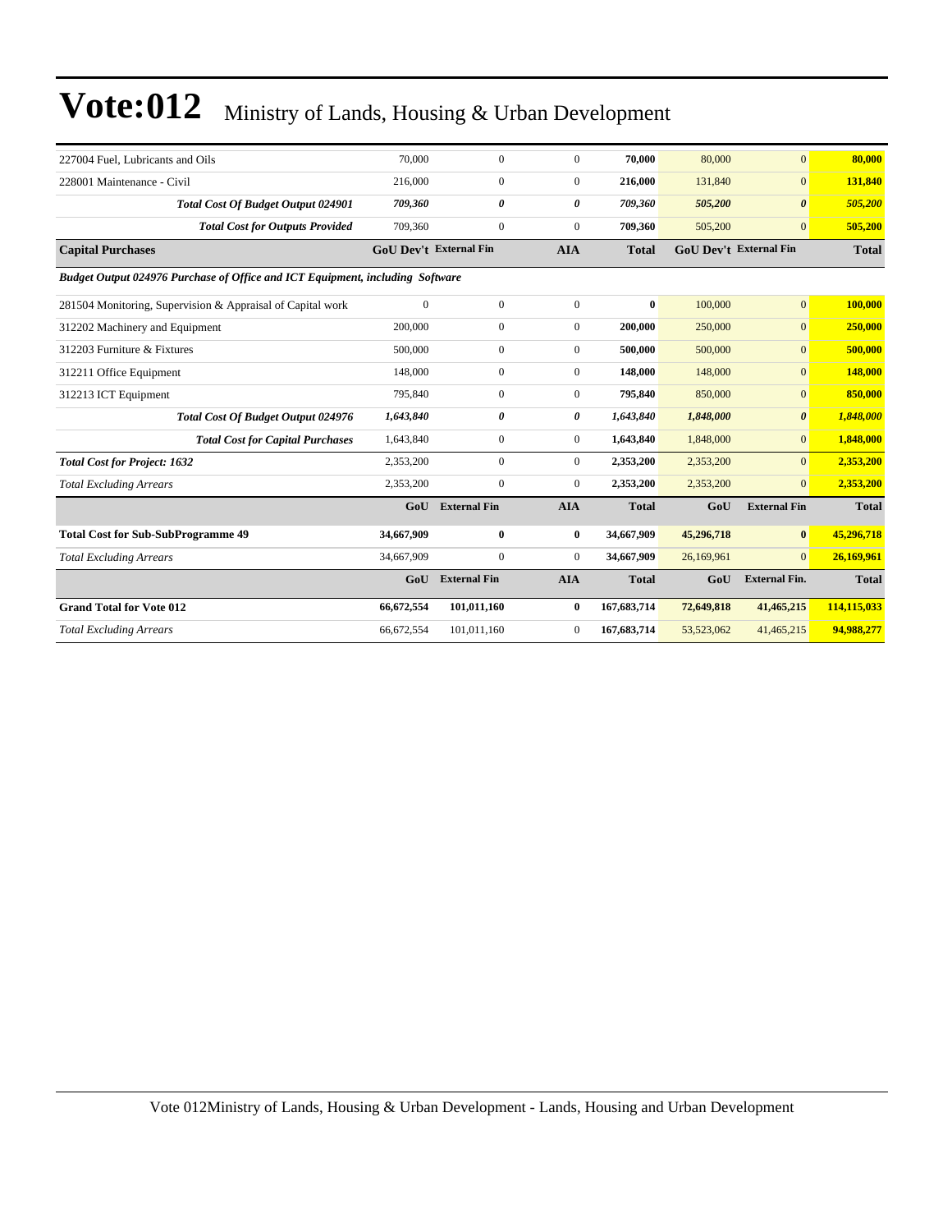# Vote:012 Ministry of Lands, Housing & Urban Development

| | | | | | | | |
|---|---|---|---|---|---|---|---|
| 227004 Fuel, Lubricants and Oils | 70,000 | 0 | 0 | **70,000** | 80,000 | 0 | **80,000** |
| 228001 Maintenance - Civil | 216,000 | 0 | 0 | **216,000** | 131,840 | 0 | **131,840** |
| ***Total Cost Of Budget Output 024901*** | ***709,360*** | ***0*** | ***0*** | ***709,360*** | ***505,200*** | ***0*** | ***505,200*** |
| ***Total Cost for Outputs Provided*** | 709,360 | 0 | 0 | 709,360 | 505,200 | 0 | 505,200 |
| **Capital Purchases** | **GoU Dev't** | **External Fin** | **AIA** | **Total** | **GoU Dev't** | **External Fin** | **Total** |
| ***Budget Output 024976 Purchase of Office and ICT Equipment, including Software*** | | | | | | | |
| 281504 Monitoring, Supervision & Appraisal of Capital work | 0 | 0 | 0 | **0** | 100,000 | 0 | **100,000** |
| 312202 Machinery and Equipment | 200,000 | 0 | 0 | **200,000** | 250,000 | 0 | **250,000** |
| 312203 Furniture & Fixtures | 500,000 | 0 | 0 | **500,000** | 500,000 | 0 | **500,000** |
| 312211 Office Equipment | 148,000 | 0 | 0 | **148,000** | 148,000 | 0 | **148,000** |
| 312213 ICT Equipment | 795,840 | 0 | 0 | **795,840** | 850,000 | 0 | **850,000** |
| ***Total Cost Of Budget Output 024976*** | ***1,643,840*** | ***0*** | ***0*** | ***1,643,840*** | ***1,848,000*** | ***0*** | ***1,848,000*** |
| ***Total Cost for Capital Purchases*** | 1,643,840 | 0 | 0 | **1,643,840** | 1,848,000 | 0 | **1,848,000** |
| ***Total Cost for Project: 1632*** | 2,353,200 | 0 | 0 | **2,353,200** | 2,353,200 | 0 | **2,353,200** |
| *Total Excluding Arrears* | 2,353,200 | 0 | 0 | **2,353,200** | 2,353,200 | 0 | **2,353,200** |
| | **GoU** | **External Fin** | **AIA** | **Total** | **GoU** | **External Fin** | **Total** |
| **Total Cost for Sub-SubProgramme 49** | **34,667,909** | **0** | **0** | **34,667,909** | **45,296,718** | **0** | **45,296,718** |
| *Total Excluding Arrears* | 34,667,909 | 0 | 0 | **34,667,909** | 26,169,961 | 0 | **26,169,961** |
| | **GoU** | **External Fin** | **AIA** | **Total** | **GoU** | **External Fin.** | **Total** |
| **Grand Total for Vote 012** | **66,672,554** | **101,011,160** | **0** | **167,683,714** | **72,649,818** | **41,465,215** | **114,115,033** |
| *Total Excluding Arrears* | 66,672,554 | 101,011,160 | 0 | **167,683,714** | 53,523,062 | 41,465,215 | **94,988,277** |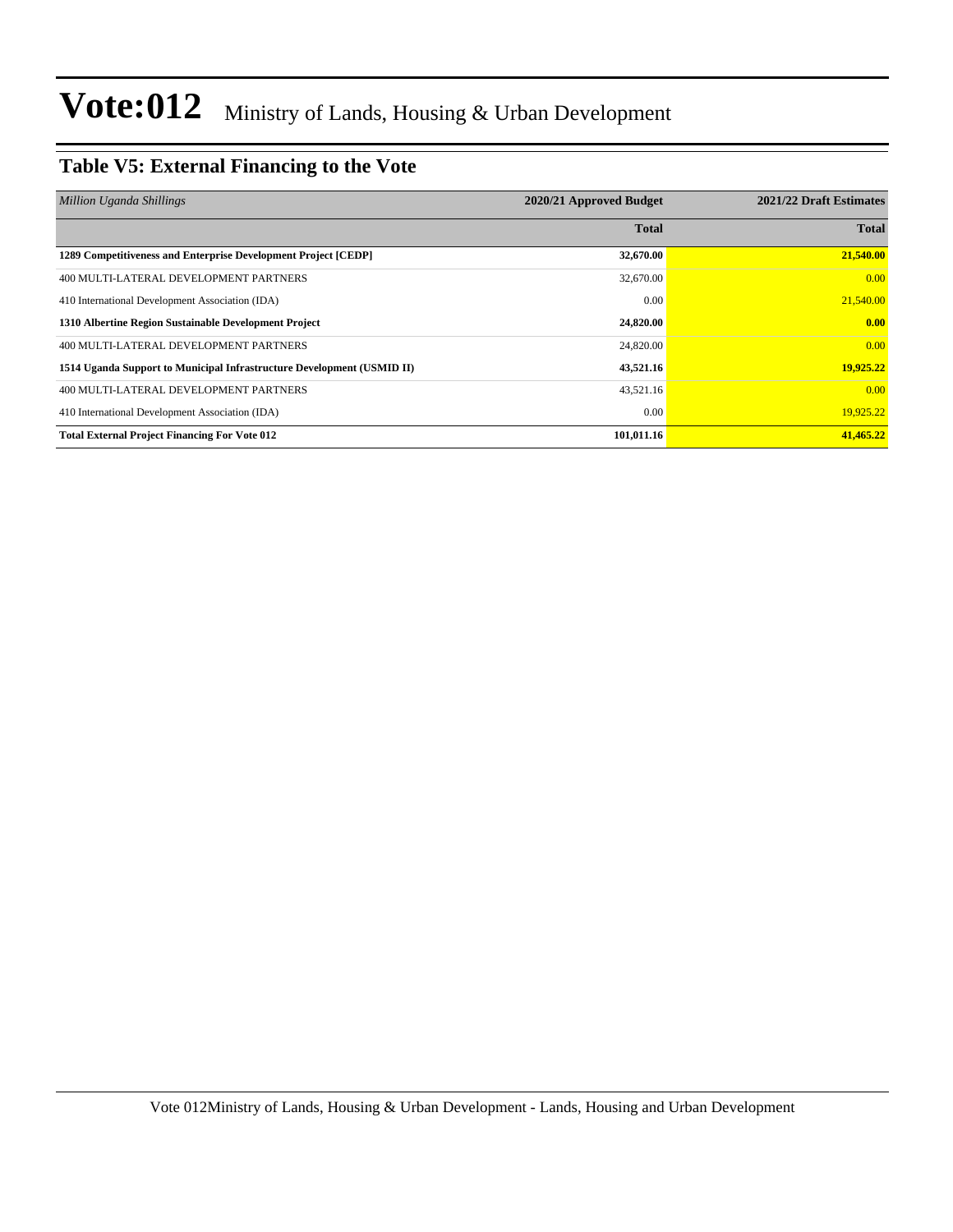# Vote:012 Ministry of Lands, Housing & Urban Development

## Table V5: External Financing to the Vote

| *Million Uganda Shillings* | 2020/21 Approved Budget | 2021/22 Draft Estimates |
|---|---|---|
| | **Total** | **Total** |
| **1289 Competitiveness and Enterprise Development Project [CEDP]** | **32,670.00** | **21,540.00** |
| 400 MULTI-LATERAL DEVELOPMENT PARTNERS | 32,670.00 | 0.00 |
| 410 International Development Association (IDA) | 0.00 | 21,540.00 |
| **1310 Albertine Region Sustainable Development Project** | **24,820.00** | **0.00** |
| 400 MULTI-LATERAL DEVELOPMENT PARTNERS | 24,820.00 | 0.00 |
| **1514 Uganda Support to Municipal Infrastructure Development (USMID II)** | **43,521.16** | **19,925.22** |
| 400 MULTI-LATERAL DEVELOPMENT PARTNERS | 43,521.16 | 0.00 |
| 410 International Development Association (IDA) | 0.00 | 19,925.22 |
| **Total External Project Financing For Vote 012** | **101,011.16** | **41,465.22** |